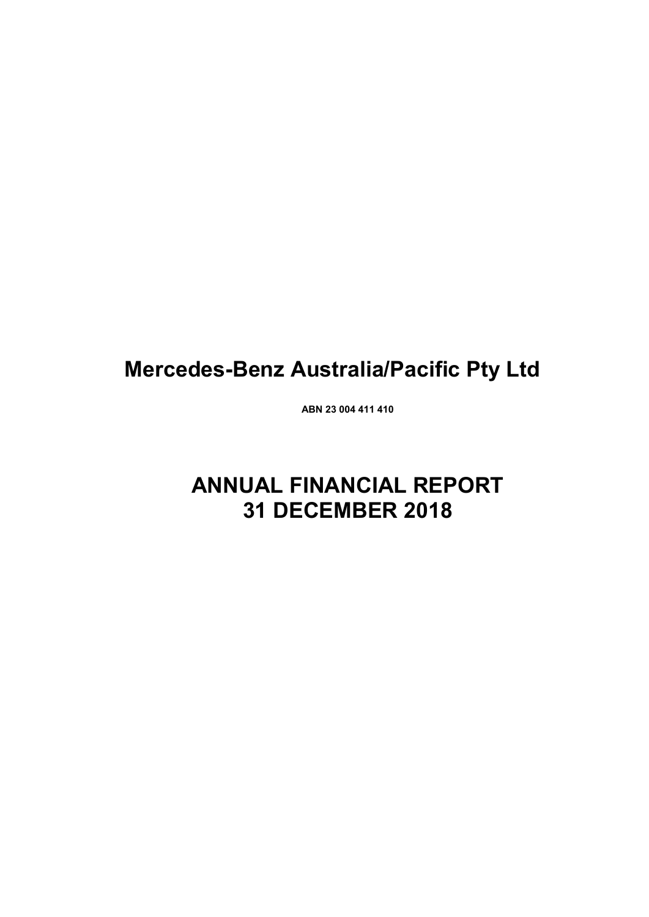# Mercedes-Benz Australia/Pacific Pty Ltd

**ABN 23 004 411 410**

# ANNUAL FINANCIAL REPORT
# 31 DECEMBER 2018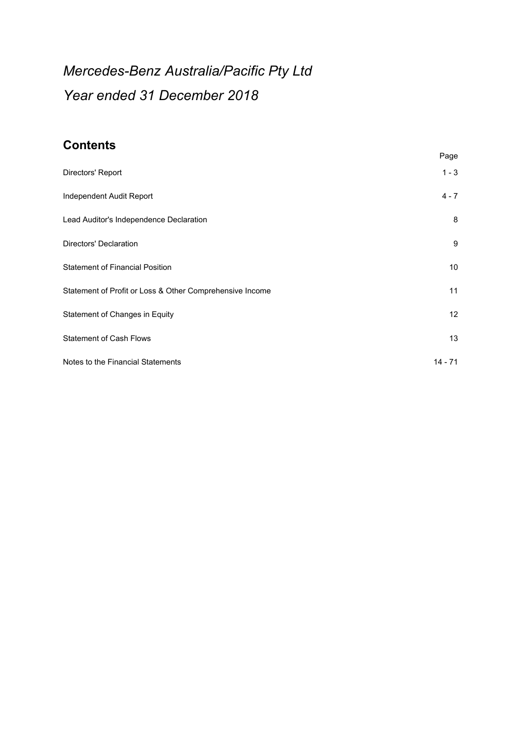# *Mercedes-Benz Australia/Pacific Pty Ltd*

# *Year ended 31 December 2018*

## Contents

| | Page |
|---|---|
| Directors' Report | 1 - 3 |
| Independent Audit Report | 4 - 7 |
| Lead Auditor's Independence Declaration | 8 |
| Directors' Declaration | 9 |
| Statement of Financial Position | 10 |
| Statement of Profit or Loss & Other Comprehensive Income | 11 |
| Statement of Changes in Equity | 12 |
| Statement of Cash Flows | 13 |
| Notes to the Financial Statements | 14 - 71 |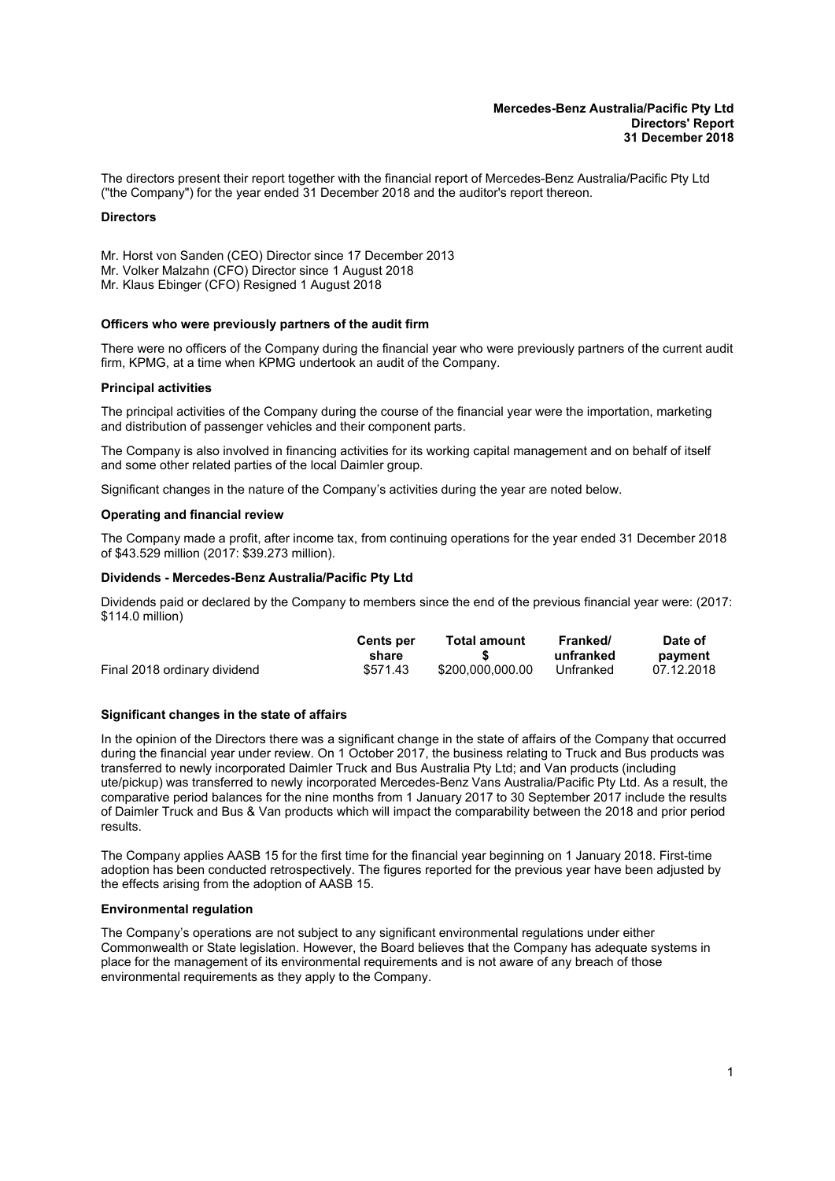**Mercedes-Benz Australia/Pacific Pty Ltd**
**Directors' Report**
**31 December 2018**

The directors present their report together with the financial report of Mercedes-Benz Australia/Pacific Pty Ltd ("the Company") for the year ended 31 December 2018 and the auditor's report thereon.

**Directors**

Mr. Horst von Sanden (CEO) Director since 17 December 2013
Mr. Volker Malzahn (CFO) Director since 1 August 2018
Mr. Klaus Ebinger (CFO) Resigned 1 August 2018

**Officers who were previously partners of the audit firm**

There were no officers of the Company during the financial year who were previously partners of the current audit firm, KPMG, at a time when KPMG undertook an audit of the Company.

**Principal activities**

The principal activities of the Company during the course of the financial year were the importation, marketing and distribution of passenger vehicles and their component parts.

The Company is also involved in financing activities for its working capital management and on behalf of itself and some other related parties of the local Daimler group.

Significant changes in the nature of the Company's activities during the year are noted below.

**Operating and financial review**

The Company made a profit, after income tax, from continuing operations for the year ended 31 December 2018 of $43.529 million (2017: $39.273 million).

**Dividends - Mercedes-Benz Australia/Pacific Pty Ltd**

Dividends paid or declared by the Company to members since the end of the previous financial year were: (2017: $114.0 million)

| | Cents per share | Total amount $ | Franked/ unfranked | Date of payment |
|---|---|---|---|---|
| Final 2018 ordinary dividend | $571.43 | $200,000,000.00 | Unfranked | 07.12.2018 |

**Significant changes in the state of affairs**

In the opinion of the Directors there was a significant change in the state of affairs of the Company that occurred during the financial year under review. On 1 October 2017, the business relating to Truck and Bus products was transferred to newly incorporated Daimler Truck and Bus Australia Pty Ltd; and Van products (including ute/pickup) was transferred to newly incorporated Mercedes-Benz Vans Australia/Pacific Pty Ltd. As a result, the comparative period balances for the nine months from 1 January 2017 to 30 September 2017 include the results of Daimler Truck and Bus & Van products which will impact the comparability between the 2018 and prior period results.

The Company applies AASB 15 for the first time for the financial year beginning on 1 January 2018. First-time adoption has been conducted retrospectively. The figures reported for the previous year have been adjusted by the effects arising from the adoption of AASB 15.

**Environmental regulation**

The Company's operations are not subject to any significant environmental regulations under either Commonwealth or State legislation. However, the Board believes that the Company has adequate systems in place for the management of its environmental requirements and is not aware of any breach of those environmental requirements as they apply to the Company.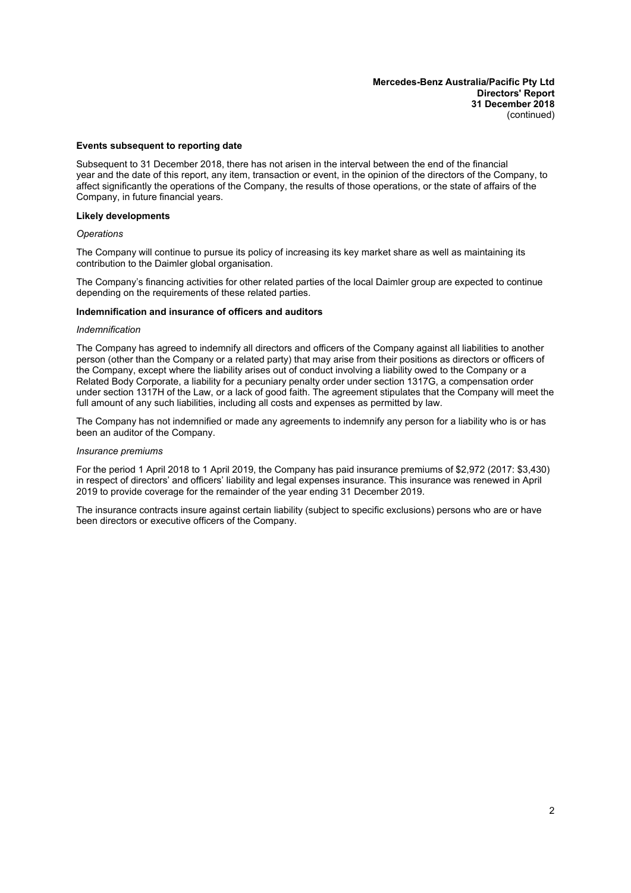### Events subsequent to reporting date

Subsequent to 31 December 2018, there has not arisen in the interval between the end of the financial year and the date of this report, any item, transaction or event, in the opinion of the directors of the Company, to affect significantly the operations of the Company, the results of those operations, or the state of affairs of the Company, in future financial years.

### Likely developments

*Operations*

The Company will continue to pursue its policy of increasing its key market share as well as maintaining its contribution to the Daimler global organisation.

The Company's financing activities for other related parties of the local Daimler group are expected to continue depending on the requirements of these related parties.

### Indemnification and insurance of officers and auditors

*Indemnification*

The Company has agreed to indemnify all directors and officers of the Company against all liabilities to another person (other than the Company or a related party) that may arise from their positions as directors or officers of the Company, except where the liability arises out of conduct involving a liability owed to the Company or a Related Body Corporate, a liability for a pecuniary penalty order under section 1317G, a compensation order under section 1317H of the Law, or a lack of good faith. The agreement stipulates that the Company will meet the full amount of any such liabilities, including all costs and expenses as permitted by law.

The Company has not indemnified or made any agreements to indemnify any person for a liability who is or has been an auditor of the Company.

*Insurance premiums*

For the period 1 April 2018 to 1 April 2019, the Company has paid insurance premiums of $2,972 (2017: $3,430) in respect of directors' and officers' liability and legal expenses insurance. This insurance was renewed in April 2019 to provide coverage for the remainder of the year ending 31 December 2019.

The insurance contracts insure against certain liability (subject to specific exclusions) persons who are or have been directors or executive officers of the Company.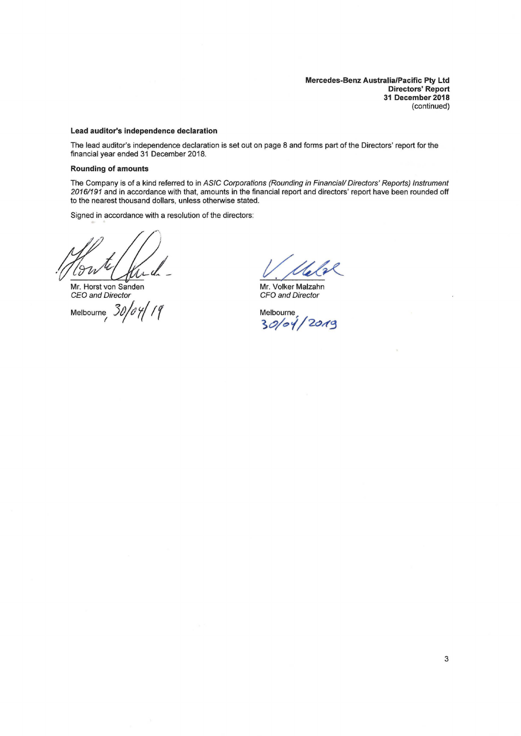Mercedes-Benz Australia/Pacific Pty Ltd
Directors' Report
31 December 2018
(continued)

**Lead auditor's independence declaration**

The lead auditor's independence declaration is set out on page 8 and forms part of the Directors' report for the financial year ended 31 December 2018.

**Rounding of amounts**

The Company is of a kind referred to in *ASIC Corporations (Rounding in Financial/ Directors' Reports) Instrument 2016/191* and in accordance with that, amounts in the financial report and directors' report have been rounded off to the nearest thousand dollars, unless otherwise stated.

Signed in accordance with a resolution of the directors:

Mr. Horst von Sanden
*CEO and Director*

Melbourne, 30/04/19

Mr. Volker Malzahn
*CFO and Director*

Melbourne, 30/04/2019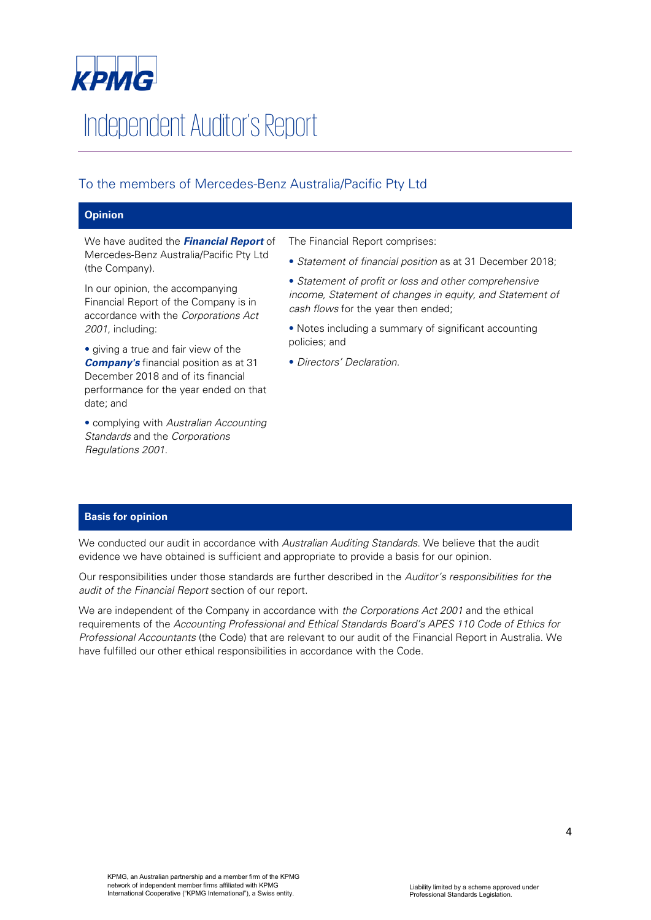KPMG

# Independent Auditor's Report

## To the members of Mercedes-Benz Australia/Pacific Pty Ltd

### Opinion

We have audited the ***Financial Report*** of Mercedes-Benz Australia/Pacific Pty Ltd (the Company).

In our opinion, the accompanying Financial Report of the Company is in accordance with the *Corporations Act 2001*, including:

- giving a true and fair view of the ***Company's*** financial position as at 31 December 2018 and of its financial performance for the year ended on that date; and
- complying with *Australian Accounting Standards* and the *Corporations Regulations 2001*.

The Financial Report comprises:

- *Statement of financial position* as at 31 December 2018;
- *Statement of profit or loss and other comprehensive income, Statement of changes in equity, and Statement of cash flows* for the year then ended;
- Notes including a summary of significant accounting policies; and
- *Directors' Declaration*.

### Basis for opinion

We conducted our audit in accordance with *Australian Auditing Standards*. We believe that the audit evidence we have obtained is sufficient and appropriate to provide a basis for our opinion.

Our responsibilities under those standards are further described in the *Auditor's responsibilities for the audit of the Financial Report* section of our report.

We are independent of the Company in accordance with *the Corporations Act 2001* and the ethical requirements of the *Accounting Professional and Ethical Standards Board's APES 110 Code of Ethics for Professional Accountants* (the Code) that are relevant to our audit of the Financial Report in Australia. We have fulfilled our other ethical responsibilities in accordance with the Code.

KPMG, an Australian partnership and a member firm of the KPMG network of independent member firms affiliated with KPMG International Cooperative ("KPMG International"), a Swiss entity.

Liability limited by a scheme approved under Professional Standards Legislation.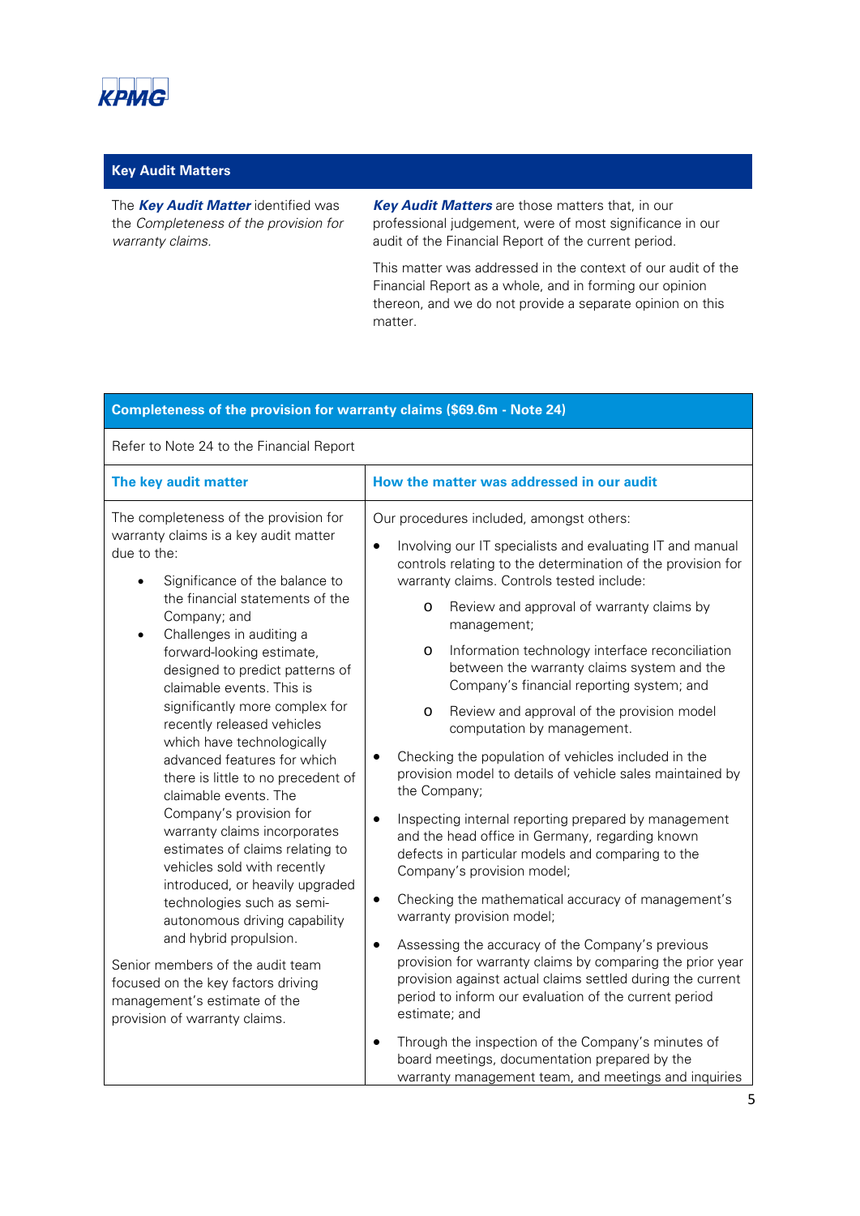## Key Audit Matters

The ***Key Audit Matter*** identified was the *Completeness of the provision for warranty claims.*

***Key Audit Matters*** are those matters that, in our professional judgement, were of most significance in our audit of the Financial Report of the current period.

This matter was addressed in the context of our audit of the Financial Report as a whole, and in forming our opinion thereon, and we do not provide a separate opinion on this matter.

### Completeness of the provision for warranty claims ($69.6m - Note 24)

Refer to Note 24 to the Financial Report

| The key audit matter | How the matter was addressed in our audit |
|---|---|
| The completeness of the provision for warranty claims is a key audit matter due to the:<br><br>• Significance of the balance to the financial statements of the Company; and<br>• Challenges in auditing a forward-looking estimate, designed to predict patterns of claimable events. This is significantly more complex for recently released vehicles which have technologically advanced features for which there is little to no precedent of claimable events. The Company's provision for warranty claims incorporates estimates of claims relating to vehicles sold with recently introduced, or heavily upgraded technologies such as semi-autonomous driving capability and hybrid propulsion.<br><br>Senior members of the audit team focused on the key factors driving management's estimate of the provision of warranty claims. | Our procedures included, amongst others:<br><br>• Involving our IT specialists and evaluating IT and manual controls relating to the determination of the provision for warranty claims. Controls tested include:<br>&nbsp;&nbsp;&nbsp;&nbsp;o Review and approval of warranty claims by management;<br>&nbsp;&nbsp;&nbsp;&nbsp;o Information technology interface reconciliation between the warranty claims system and the Company's financial reporting system; and<br>&nbsp;&nbsp;&nbsp;&nbsp;o Review and approval of the provision model computation by management.<br>• Checking the population of vehicles included in the provision model to details of vehicle sales maintained by the Company;<br>• Inspecting internal reporting prepared by management and the head office in Germany, regarding known defects in particular models and comparing to the Company's provision model;<br>• Checking the mathematical accuracy of management's warranty provision model;<br>• Assessing the accuracy of the Company's previous provision for warranty claims by comparing the prior year provision against actual claims settled during the current period to inform our evaluation of the current period estimate; and<br>• Through the inspection of the Company's minutes of board meetings, documentation prepared by the warranty management team, and meetings and inquiries |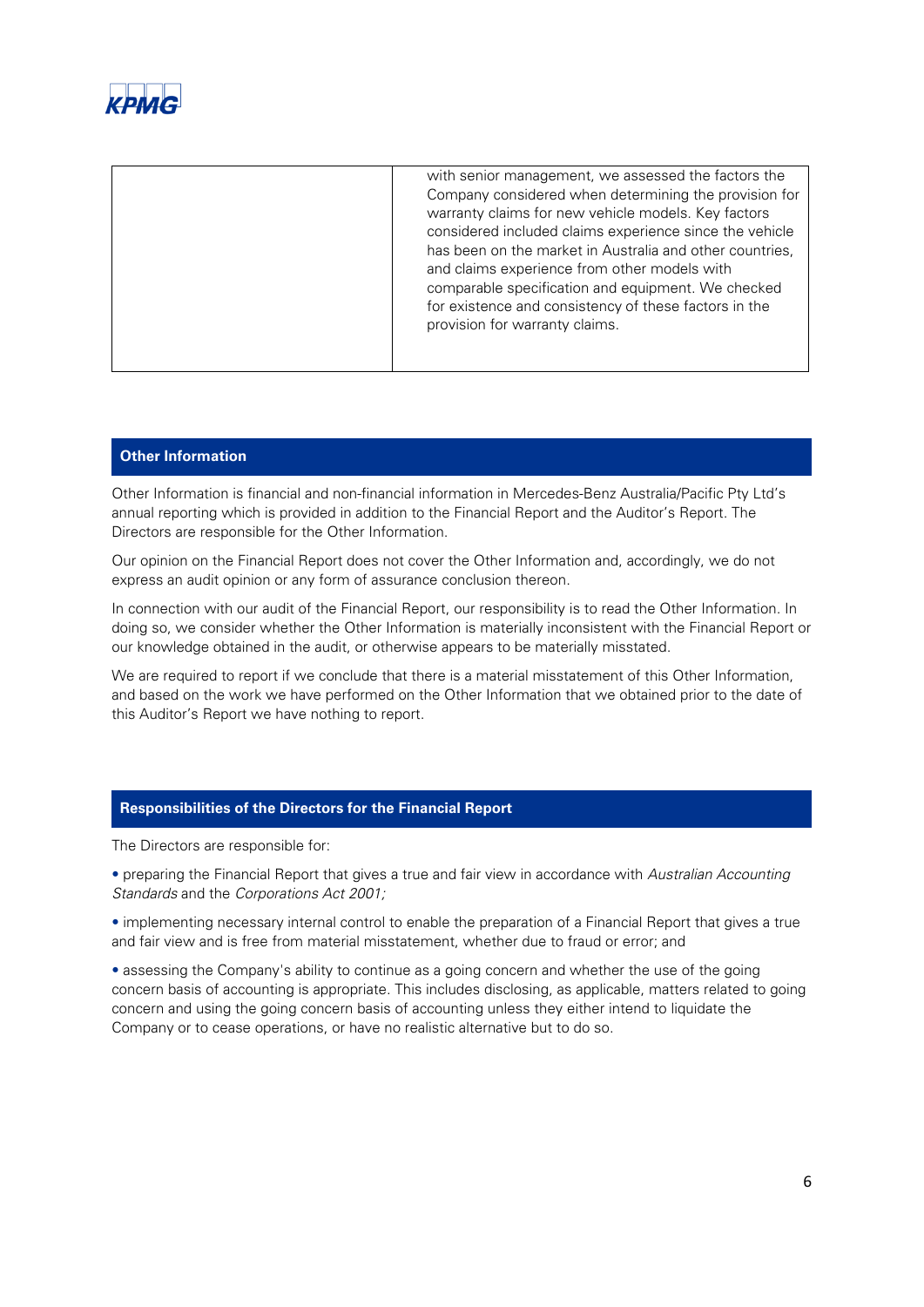| | |
|---|---|
| | with senior management, we assessed the factors the Company considered when determining the provision for warranty claims for new vehicle models. Key factors considered included claims experience since the vehicle has been on the market in Australia and other countries, and claims experience from other models with comparable specification and equipment. We checked for existence and consistency of these factors in the provision for warranty claims. |

## Other Information

Other Information is financial and non-financial information in Mercedes-Benz Australia/Pacific Pty Ltd's annual reporting which is provided in addition to the Financial Report and the Auditor's Report. The Directors are responsible for the Other Information.

Our opinion on the Financial Report does not cover the Other Information and, accordingly, we do not express an audit opinion or any form of assurance conclusion thereon.

In connection with our audit of the Financial Report, our responsibility is to read the Other Information. In doing so, we consider whether the Other Information is materially inconsistent with the Financial Report or our knowledge obtained in the audit, or otherwise appears to be materially misstated.

We are required to report if we conclude that there is a material misstatement of this Other Information, and based on the work we have performed on the Other Information that we obtained prior to the date of this Auditor's Report we have nothing to report.

## Responsibilities of the Directors for the Financial Report

The Directors are responsible for:

- preparing the Financial Report that gives a true and fair view in accordance with *Australian Accounting Standards* and the *Corporations Act 2001;*
- implementing necessary internal control to enable the preparation of a Financial Report that gives a true and fair view and is free from material misstatement, whether due to fraud or error; and
- assessing the Company's ability to continue as a going concern and whether the use of the going concern basis of accounting is appropriate. This includes disclosing, as applicable, matters related to going concern and using the going concern basis of accounting unless they either intend to liquidate the Company or to cease operations, or have no realistic alternative but to do so.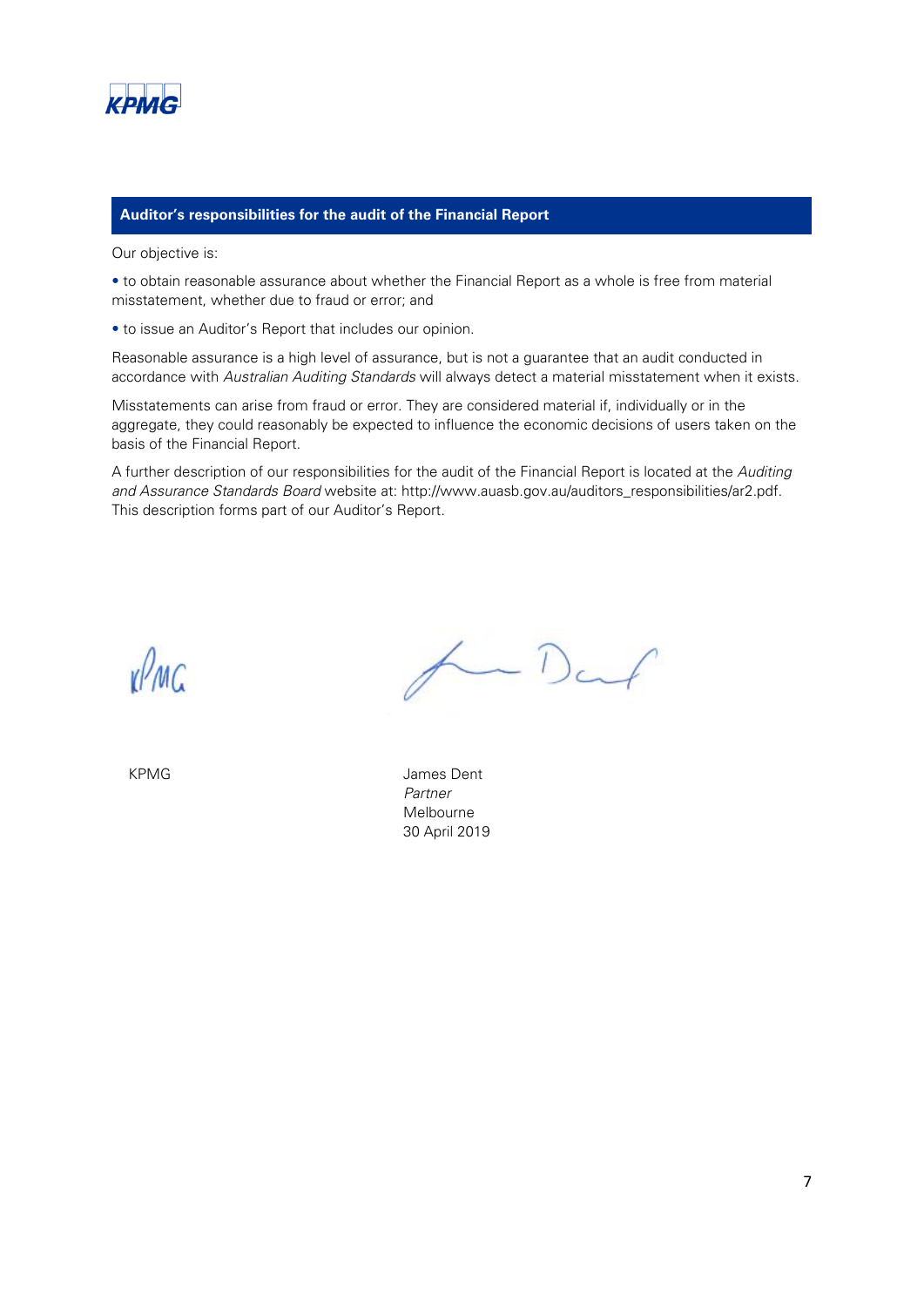## Auditor's responsibilities for the audit of the Financial Report

Our objective is:

- to obtain reasonable assurance about whether the Financial Report as a whole is free from material misstatement, whether due to fraud or error; and
- to issue an Auditor's Report that includes our opinion.

Reasonable assurance is a high level of assurance, but is not a guarantee that an audit conducted in accordance with *Australian Auditing Standards* will always detect a material misstatement when it exists.

Misstatements can arise from fraud or error. They are considered material if, individually or in the aggregate, they could reasonably be expected to influence the economic decisions of users taken on the basis of the Financial Report.

A further description of our responsibilities for the audit of the Financial Report is located at the *Auditing and Assurance Standards Board* website at: http://www.auasb.gov.au/auditors_responsibilities/ar2.pdf. This description forms part of our Auditor's Report.

KPMG

James Dent
*Partner*
Melbourne
30 April 2019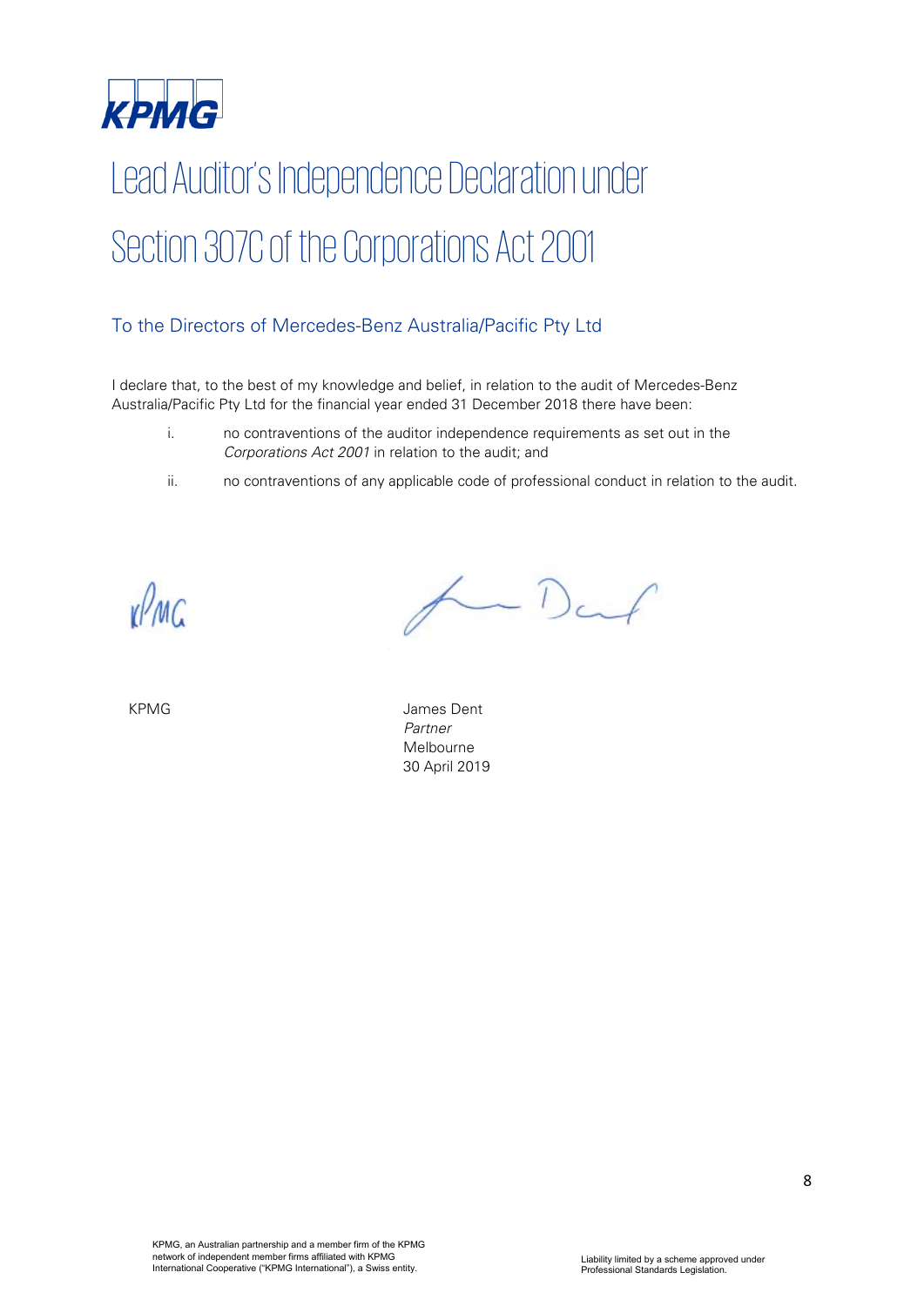KPMG

# Lead Auditor's Independence Declaration under Section 307C of the Corporations Act 2001

## To the Directors of Mercedes-Benz Australia/Pacific Pty Ltd

I declare that, to the best of my knowledge and belief, in relation to the audit of Mercedes-Benz Australia/Pacific Pty Ltd for the financial year ended 31 December 2018 there have been:

i. no contraventions of the auditor independence requirements as set out in the *Corporations Act 2001* in relation to the audit; and

ii. no contraventions of any applicable code of professional conduct in relation to the audit.

KPMG

James Dent
*Partner*
Melbourne
30 April 2019

KPMG, an Australian partnership and a member firm of the KPMG network of independent member firms affiliated with KPMG International Cooperative ("KPMG International"), a Swiss entity.

Liability limited by a scheme approved under Professional Standards Legislation.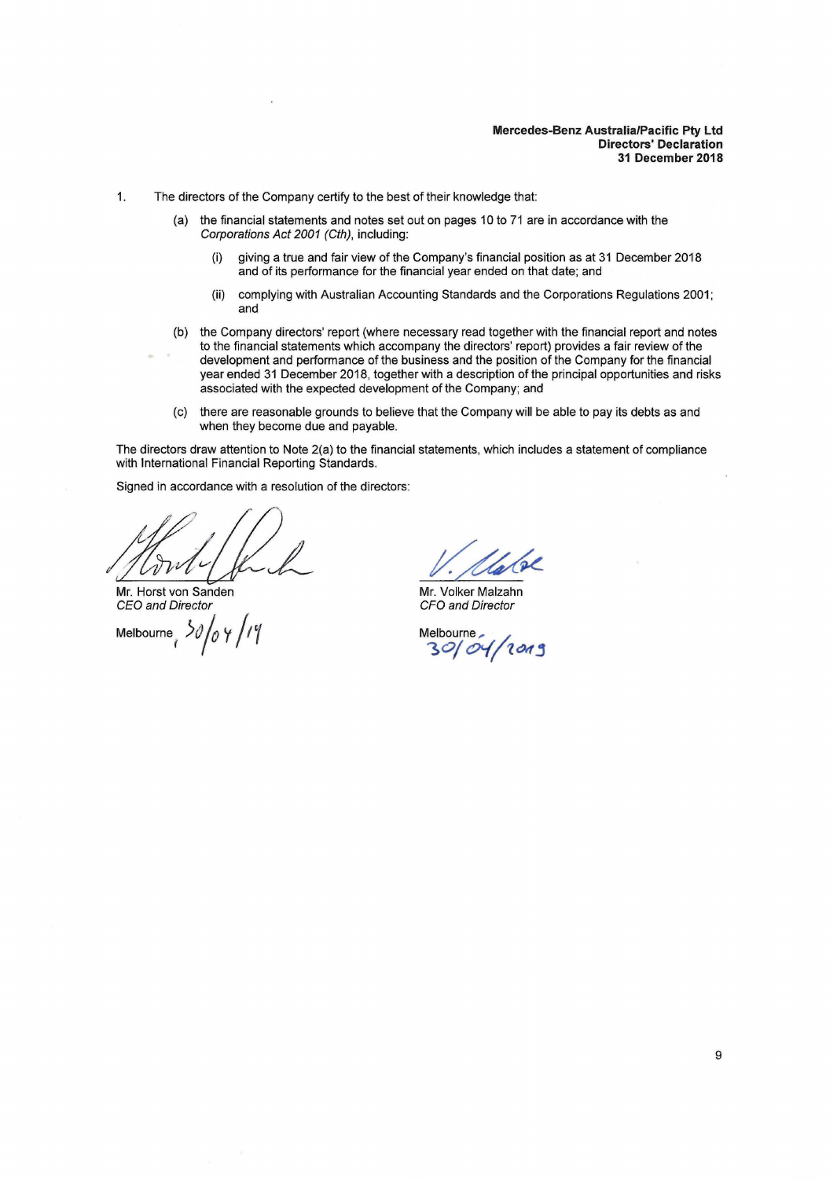**Mercedes-Benz Australia/Pacific Pty Ltd**
**Directors' Declaration**
**31 December 2018**

1. The directors of the Company certify to the best of their knowledge that:

   (a) the financial statements and notes set out on pages 10 to 71 are in accordance with the *Corporations Act 2001 (Cth)*, including:

      (i) giving a true and fair view of the Company's financial position as at 31 December 2018 and of its performance for the financial year ended on that date; and

      (ii) complying with Australian Accounting Standards and the Corporations Regulations 2001; and

   (b) the Company directors' report (where necessary read together with the financial report and notes to the financial statements which accompany the directors' report) provides a fair review of the development and performance of the business and the position of the Company for the financial year ended 31 December 2018, together with a description of the principal opportunities and risks associated with the expected development of the Company; and

   (c) there are reasonable grounds to believe that the Company will be able to pay its debts as and when they become due and payable.

The directors draw attention to Note 2(a) to the financial statements, which includes a statement of compliance with International Financial Reporting Standards.

Signed in accordance with a resolution of the directors:

Mr. Horst von Sanden
*CEO and Director*

Melbourne, 30/04/19

Mr. Volker Malzahn
*CFO and Director*

Melbourne, 30/04/2019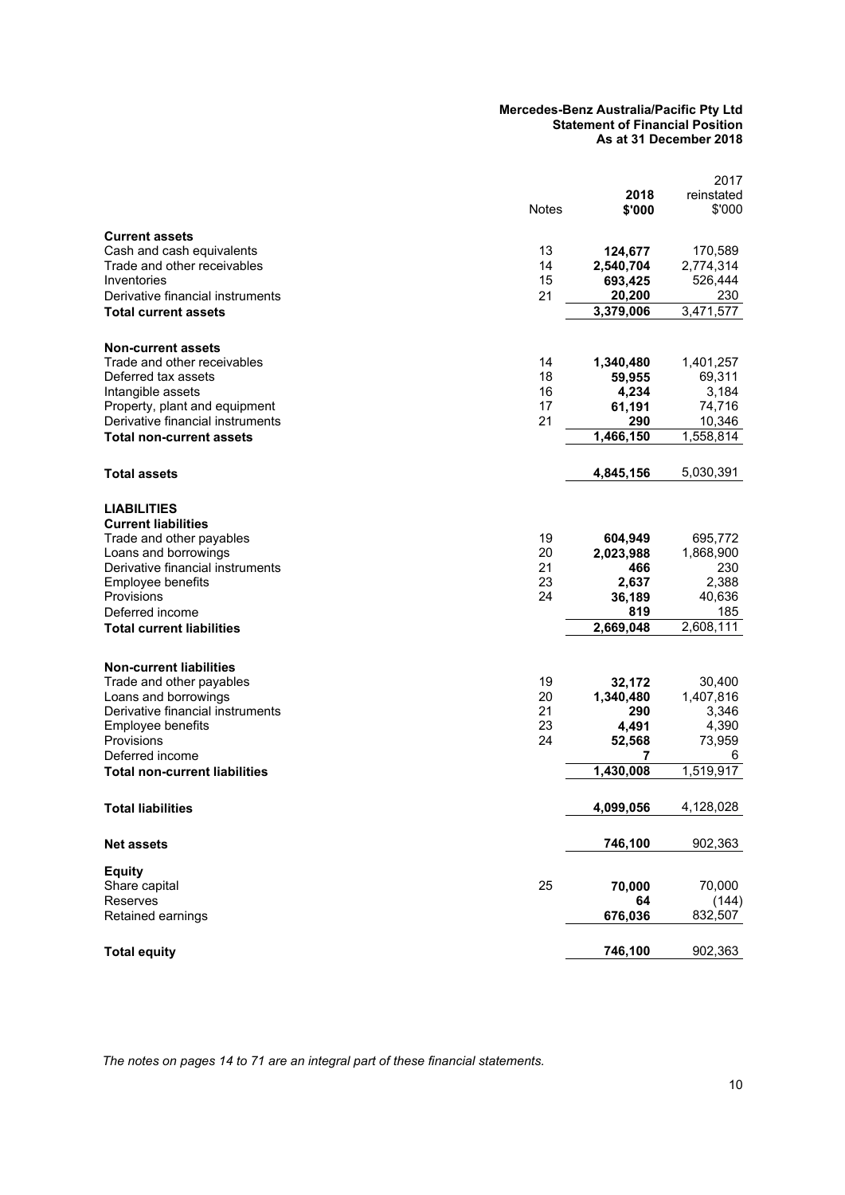**Mercedes-Benz Australia/Pacific Pty Ltd**
**Statement of Financial Position**
**As at 31 December 2018**

| | Notes | 2018 $'000 | 2017 reinstated $'000 |
|---|---|---|---|
| **Current assets** | | | |
| Cash and cash equivalents | 13 | **124,677** | 170,589 |
| Trade and other receivables | 14 | **2,540,704** | 2,774,314 |
| Inventories | 15 | **693,425** | 526,444 |
| Derivative financial instruments | 21 | **20,200** | 230 |
| **Total current assets** | | **3,379,006** | 3,471,577 |
| | | | |
| **Non-current assets** | | | |
| Trade and other receivables | 14 | **1,340,480** | 1,401,257 |
| Deferred tax assets | 18 | **59,955** | 69,311 |
| Intangible assets | 16 | **4,234** | 3,184 |
| Property, plant and equipment | 17 | **61,191** | 74,716 |
| Derivative financial instruments | 21 | **290** | 10,346 |
| **Total non-current assets** | | **1,466,150** | 1,558,814 |
| | | | |
| **Total assets** | | **4,845,156** | 5,030,391 |
| | | | |
| **LIABILITIES** | | | |
| **Current liabilities** | | | |
| Trade and other payables | 19 | **604,949** | 695,772 |
| Loans and borrowings | 20 | **2,023,988** | 1,868,900 |
| Derivative financial instruments | 21 | **466** | 230 |
| Employee benefits | 23 | **2,637** | 2,388 |
| Provisions | 24 | **36,189** | 40,636 |
| Deferred income | | **819** | 185 |
| **Total current liabilities** | | **2,669,048** | 2,608,111 |
| | | | |
| **Non-current liabilities** | | | |
| Trade and other payables | 19 | **32,172** | 30,400 |
| Loans and borrowings | 20 | **1,340,480** | 1,407,816 |
| Derivative financial instruments | 21 | **290** | 3,346 |
| Employee benefits | 23 | **4,491** | 4,390 |
| Provisions | 24 | **52,568** | 73,959 |
| Deferred income | | **7** | 6 |
| **Total non-current liabilities** | | **1,430,008** | 1,519,917 |
| | | | |
| **Total liabilities** | | **4,099,056** | 4,128,028 |
| | | | |
| **Net assets** | | **746,100** | 902,363 |
| | | | |
| **Equity** | | | |
| Share capital | 25 | **70,000** | 70,000 |
| Reserves | | **64** | (144) |
| Retained earnings | | **676,036** | 832,507 |
| | | | |
| **Total equity** | | **746,100** | 902,363 |

*The notes on pages 14 to 71 are an integral part of these financial statements.*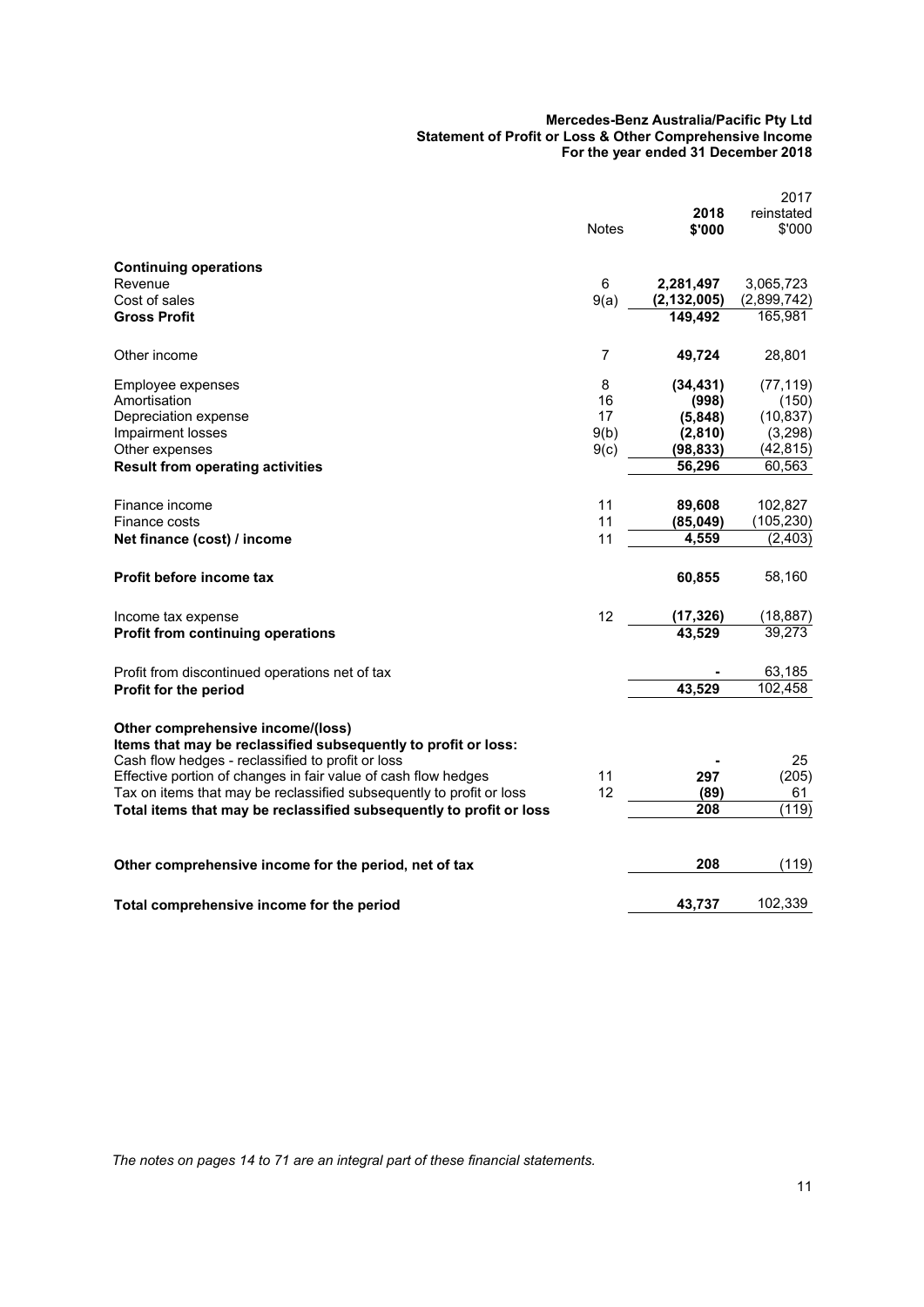**Mercedes-Benz Australia/Pacific Pty Ltd**
**Statement of Profit or Loss & Other Comprehensive Income**
**For the year ended 31 December 2018**

| | Notes | **2018 $'000** | 2017 reinstated $'000 |
|---|---|---|---|
| **Continuing operations** | | | |
| Revenue | 6 | **2,281,497** | 3,065,723 |
| Cost of sales | 9(a) | **(2,132,005)** | (2,899,742) |
| **Gross Profit** | | **149,492** | 165,981 |
| Other income | 7 | **49,724** | 28,801 |
| Employee expenses | 8 | **(34,431)** | (77,119) |
| Amortisation | 16 | **(998)** | (150) |
| Depreciation expense | 17 | **(5,848)** | (10,837) |
| Impairment losses | 9(b) | **(2,810)** | (3,298) |
| Other expenses | 9(c) | **(98,833)** | (42,815) |
| **Result from operating activities** | | **56,296** | 60,563 |
| Finance income | 11 | **89,608** | 102,827 |
| Finance costs | 11 | **(85,049)** | (105,230) |
| **Net finance (cost) / income** | 11 | **4,559** | (2,403) |
| **Profit before income tax** | | **60,855** | 58,160 |
| Income tax expense | 12 | **(17,326)** | (18,887) |
| **Profit from continuing operations** | | **43,529** | 39,273 |
| Profit from discontinued operations net of tax | | **-** | 63,185 |
| **Profit for the period** | | **43,529** | 102,458 |
| **Other comprehensive income/(loss)** | | | |
| **Items that may be reclassified subsequently to profit or loss:** | | | |
| Cash flow hedges - reclassified to profit or loss | | **-** | 25 |
| Effective portion of changes in fair value of cash flow hedges | 11 | **297** | (205) |
| Tax on items that may be reclassified subsequently to profit or loss | 12 | **(89)** | 61 |
| **Total items that may be reclassified subsequently to profit or loss** | | **208** | (119) |
| **Other comprehensive income for the period, net of tax** | | **208** | (119) |
| **Total comprehensive income for the period** | | **43,737** | 102,339 |

*The notes on pages 14 to 71 are an integral part of these financial statements.*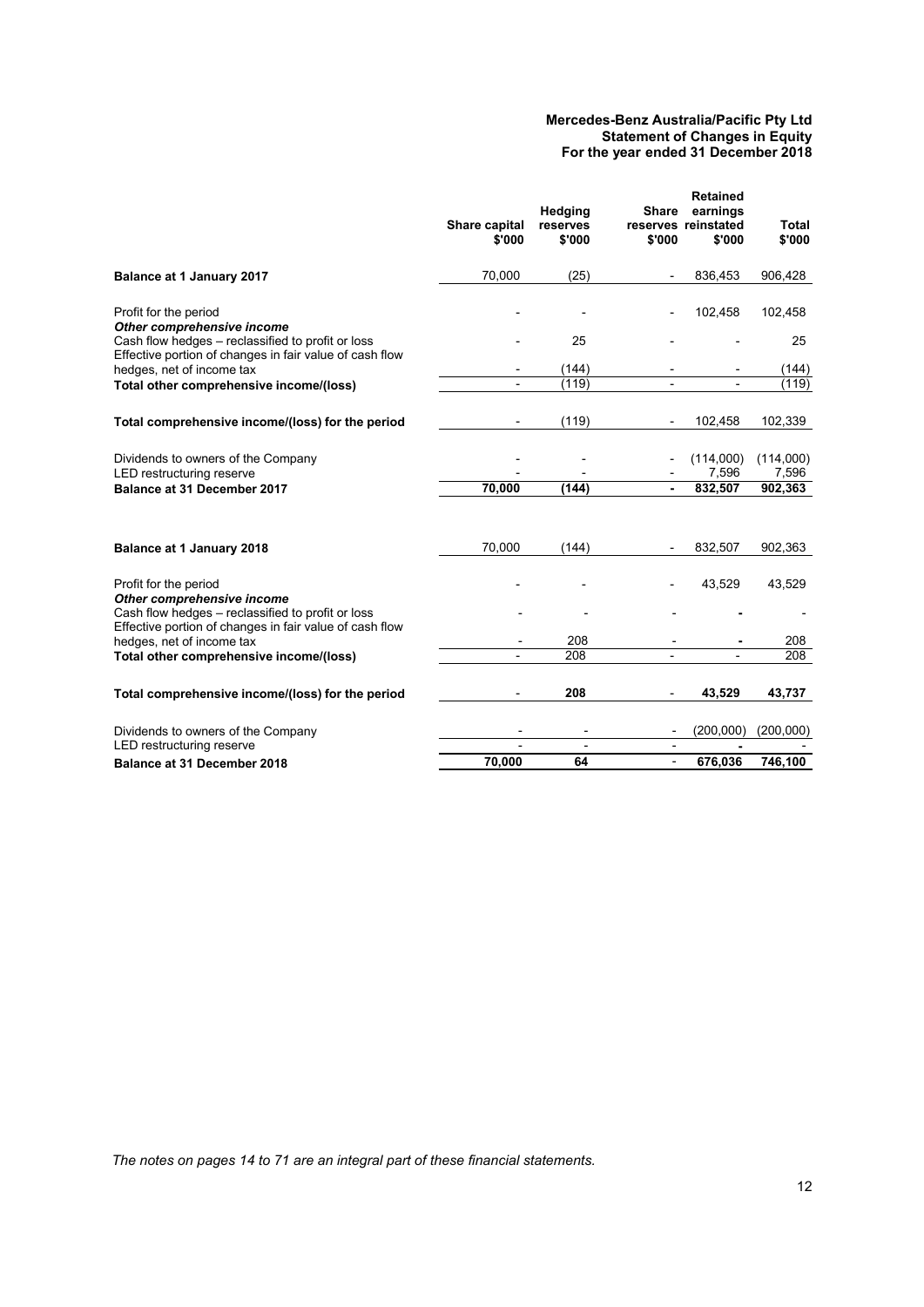**Mercedes-Benz Australia/Pacific Pty Ltd**
**Statement of Changes in Equity**
**For the year ended 31 December 2018**

| | Share capital $'000 | Hedging reserves $'000 | Share reserves $'000 | Retained earnings reinstated $'000 | Total $'000 |
|---|---|---|---|---|---|
| **Balance at 1 January 2017** | 70,000 | (25) | - | 836,453 | 906,428 |
| Profit for the period | - | - | - | 102,458 | 102,458 |
| ***Other comprehensive income*** | | | | | |
| Cash flow hedges – reclassified to profit or loss | - | 25 | - | - | 25 |
| Effective portion of changes in fair value of cash flow hedges, net of income tax | - | (144) | - | - | (144) |
| **Total other comprehensive income/(loss)** | - | (119) | - | - | (119) |
| **Total comprehensive income/(loss) for the period** | - | (119) | - | 102,458 | 102,339 |
| Dividends to owners of the Company | - | - | - | (114,000) | (114,000) |
| LED restructuring reserve | - | - | - | 7,596 | 7,596 |
| **Balance at 31 December 2017** | **70,000** | **(144)** | **-** | **832,507** | **902,363** |
| **Balance at 1 January 2018** | 70,000 | (144) | - | 832,507 | 902,363 |
| Profit for the period | - | - | - | 43,529 | 43,529 |
| ***Other comprehensive income*** | | | | | |
| Cash flow hedges – reclassified to profit or loss | - | - | - | - | - |
| Effective portion of changes in fair value of cash flow hedges, net of income tax | - | 208 | - | - | 208 |
| **Total other comprehensive income/(loss)** | - | 208 | - | - | 208 |
| **Total comprehensive income/(loss) for the period** | - | **208** | - | **43,529** | **43,737** |
| Dividends to owners of the Company | - | - | - | (200,000) | (200,000) |
| LED restructuring reserve | - | - | - | - | - |
| **Balance at 31 December 2018** | **70,000** | **64** | - | **676,036** | **746,100** |

*The notes on pages 14 to 71 are an integral part of these financial statements.*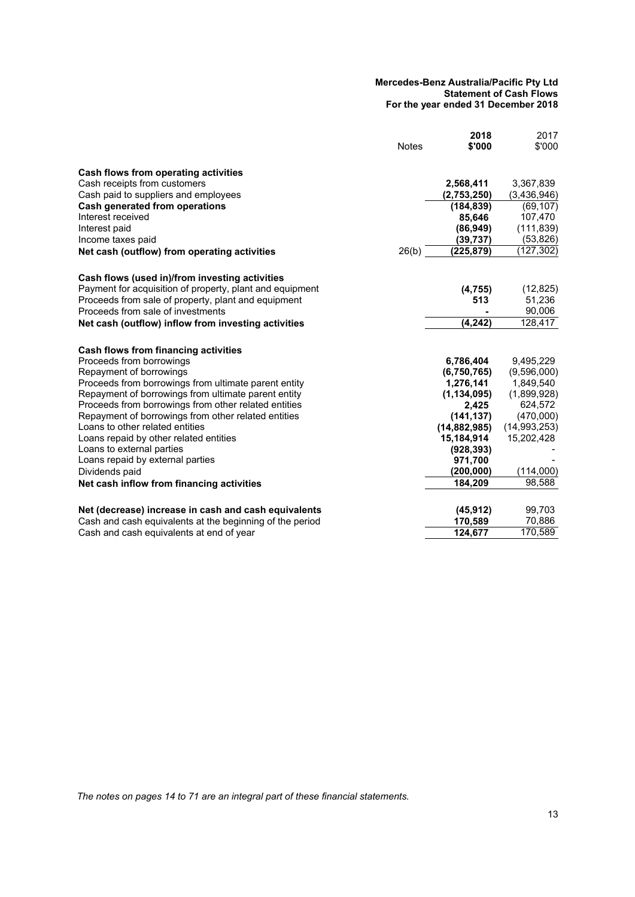**Mercedes-Benz Australia/Pacific Pty Ltd**
**Statement of Cash Flows**
**For the year ended 31 December 2018**

| | Notes | **2018 $'000** | 2017 $'000 |
|---|---|---|---|
| **Cash flows from operating activities** | | | |
| Cash receipts from customers | | **2,568,411** | 3,367,839 |
| Cash paid to suppliers and employees | | **(2,753,250)** | (3,436,946) |
| **Cash generated from operations** | | **(184,839)** | (69,107) |
| Interest received | | **85,646** | 107,470 |
| Interest paid | | **(86,949)** | (111,839) |
| Income taxes paid | | **(39,737)** | (53,826) |
| **Net cash (outflow) from operating activities** | 26(b) | **(225,879)** | (127,302) |
| | | | |
| **Cash flows (used in)/from investing activities** | | | |
| Payment for acquisition of property, plant and equipment | | **(4,755)** | (12,825) |
| Proceeds from sale of property, plant and equipment | | **513** | 51,236 |
| Proceeds from sale of investments | | **-** | 90,006 |
| **Net cash (outflow) inflow from investing activities** | | **(4,242)** | 128,417 |
| | | | |
| **Cash flows from financing activities** | | | |
| Proceeds from borrowings | | **6,786,404** | 9,495,229 |
| Repayment of borrowings | | **(6,750,765)** | (9,596,000) |
| Proceeds from borrowings from ultimate parent entity | | **1,276,141** | 1,849,540 |
| Repayment of borrowings from ultimate parent entity | | **(1,134,095)** | (1,899,928) |
| Proceeds from borrowings from other related entities | | **2,425** | 624,572 |
| Repayment of borrowings from other related entities | | **(141,137)** | (470,000) |
| Loans to other related entities | | **(14,882,985)** | (14,993,253) |
| Loans repaid by other related entities | | **15,184,914** | 15,202,428 |
| Loans to external parties | | **(928,393)** | - |
| Loans repaid by external parties | | **971,700** | - |
| Dividends paid | | **(200,000)** | (114,000) |
| **Net cash inflow from financing activities** | | **184,209** | 98,588 |
| | | | |
| **Net (decrease) increase in cash and cash equivalents** | | **(45,912)** | 99,703 |
| Cash and cash equivalents at the beginning of the period | | **170,589** | 70,886 |
| Cash and cash equivalents at end of year | | **124,677** | 170,589 |

*The notes on pages 14 to 71 are an integral part of these financial statements.*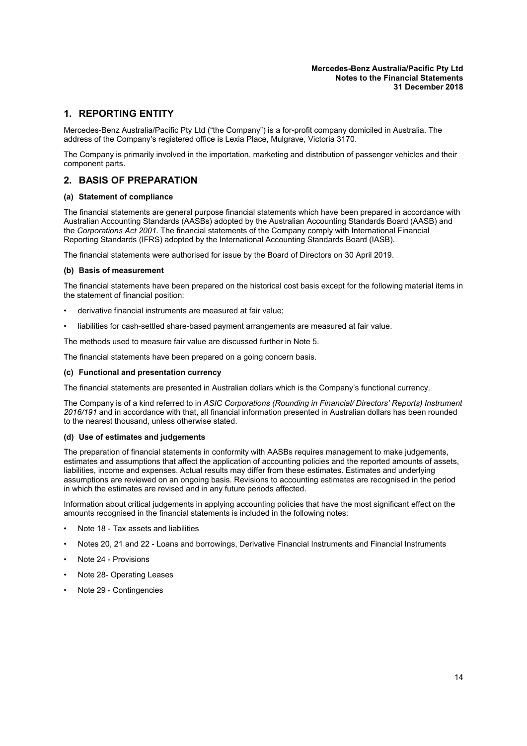# 1. REPORTING ENTITY

Mercedes-Benz Australia/Pacific Pty Ltd ("the Company") is a for-profit company domiciled in Australia. The address of the Company's registered office is Lexia Place, Mulgrave, Victoria 3170.

The Company is primarily involved in the importation, marketing and distribution of passenger vehicles and their component parts.

# 2. BASIS OF PREPARATION

### (a) Statement of compliance

The financial statements are general purpose financial statements which have been prepared in accordance with Australian Accounting Standards (AASBs) adopted by the Australian Accounting Standards Board (AASB) and the *Corporations Act 2001*. The financial statements of the Company comply with International Financial Reporting Standards (IFRS) adopted by the International Accounting Standards Board (IASB).

The financial statements were authorised for issue by the Board of Directors on 30 April 2019.

### (b) Basis of measurement

The financial statements have been prepared on the historical cost basis except for the following material items in the statement of financial position:

- derivative financial instruments are measured at fair value;
- liabilities for cash-settled share-based payment arrangements are measured at fair value.

The methods used to measure fair value are discussed further in Note 5.

The financial statements have been prepared on a going concern basis.

### (c) Functional and presentation currency

The financial statements are presented in Australian dollars which is the Company's functional currency.

The Company is of a kind referred to in *ASIC Corporations (Rounding in Financial/ Directors' Reports) Instrument 2016/191* and in accordance with that, all financial information presented in Australian dollars has been rounded to the nearest thousand, unless otherwise stated.

### (d) Use of estimates and judgements

The preparation of financial statements in conformity with AASBs requires management to make judgements, estimates and assumptions that affect the application of accounting policies and the reported amounts of assets, liabilities, income and expenses. Actual results may differ from these estimates. Estimates and underlying assumptions are reviewed on an ongoing basis. Revisions to accounting estimates are recognised in the period in which the estimates are revised and in any future periods affected.

Information about critical judgements in applying accounting policies that have the most significant effect on the amounts recognised in the financial statements is included in the following notes:

- Note 18 - Tax assets and liabilities
- Notes 20, 21 and 22 - Loans and borrowings, Derivative Financial Instruments and Financial Instruments
- Note 24 - Provisions
- Note 28- Operating Leases
- Note 29 - Contingencies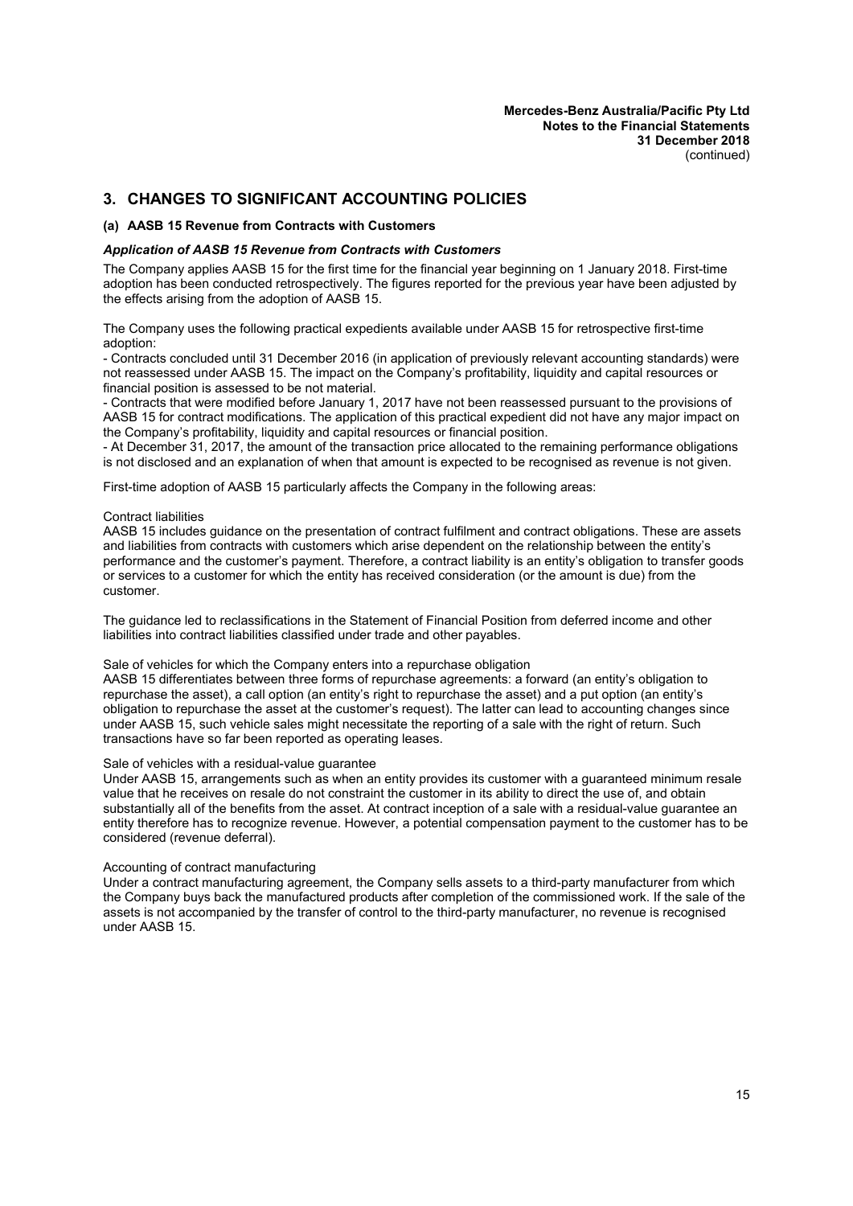## 3. CHANGES TO SIGNIFICANT ACCOUNTING POLICIES

### (a) AASB 15 Revenue from Contracts with Customers

***Application of AASB 15 Revenue from Contracts with Customers***

The Company applies AASB 15 for the first time for the financial year beginning on 1 January 2018. First-time adoption has been conducted retrospectively. The figures reported for the previous year have been adjusted by the effects arising from the adoption of AASB 15.

The Company uses the following practical expedients available under AASB 15 for retrospective first-time adoption:

- Contracts concluded until 31 December 2016 (in application of previously relevant accounting standards) were not reassessed under AASB 15. The impact on the Company's profitability, liquidity and capital resources or financial position is assessed to be not material.
- Contracts that were modified before January 1, 2017 have not been reassessed pursuant to the provisions of AASB 15 for contract modifications. The application of this practical expedient did not have any major impact on the Company's profitability, liquidity and capital resources or financial position.
- At December 31, 2017, the amount of the transaction price allocated to the remaining performance obligations is not disclosed and an explanation of when that amount is expected to be recognised as revenue is not given.

First-time adoption of AASB 15 particularly affects the Company in the following areas:

Contract liabilities

AASB 15 includes guidance on the presentation of contract fulfilment and contract obligations. These are assets and liabilities from contracts with customers which arise dependent on the relationship between the entity's performance and the customer's payment. Therefore, a contract liability is an entity's obligation to transfer goods or services to a customer for which the entity has received consideration (or the amount is due) from the customer.

The guidance led to reclassifications in the Statement of Financial Position from deferred income and other liabilities into contract liabilities classified under trade and other payables.

Sale of vehicles for which the Company enters into a repurchase obligation

AASB 15 differentiates between three forms of repurchase agreements: a forward (an entity's obligation to repurchase the asset), a call option (an entity's right to repurchase the asset) and a put option (an entity's obligation to repurchase the asset at the customer's request). The latter can lead to accounting changes since under AASB 15, such vehicle sales might necessitate the reporting of a sale with the right of return. Such transactions have so far been reported as operating leases.

Sale of vehicles with a residual-value guarantee

Under AASB 15, arrangements such as when an entity provides its customer with a guaranteed minimum resale value that he receives on resale do not constraint the customer in its ability to direct the use of, and obtain substantially all of the benefits from the asset. At contract inception of a sale with a residual-value guarantee an entity therefore has to recognize revenue. However, a potential compensation payment to the customer has to be considered (revenue deferral).

Accounting of contract manufacturing

Under a contract manufacturing agreement, the Company sells assets to a third-party manufacturer from which the Company buys back the manufactured products after completion of the commissioned work. If the sale of the assets is not accompanied by the transfer of control to the third-party manufacturer, no revenue is recognised under AASB 15.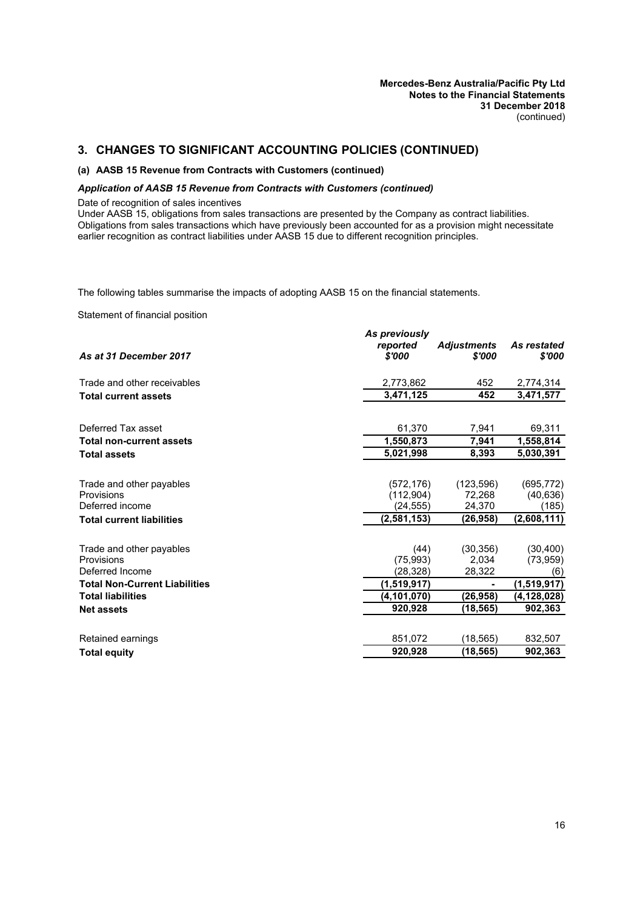## 3. CHANGES TO SIGNIFICANT ACCOUNTING POLICIES (CONTINUED)

### (a) AASB 15 Revenue from Contracts with Customers (continued)

#### *Application of AASB 15 Revenue from Contracts with Customers (continued)*

Date of recognition of sales incentives

Under AASB 15, obligations from sales transactions are presented by the Company as contract liabilities. Obligations from sales transactions which have previously been accounted for as a provision might necessitate earlier recognition as contract liabilities under AASB 15 due to different recognition principles.

The following tables summarise the impacts of adopting AASB 15 on the financial statements.

Statement of financial position

| *As at 31 December 2017* | *As previously reported $'000* | *Adjustments $'000* | *As restated $'000* |
|---|---|---|---|
| Trade and other receivables | 2,773,862 | 452 | 2,774,314 |
| **Total current assets** | **3,471,125** | **452** | **3,471,577** |
| Deferred Tax asset | 61,370 | 7,941 | 69,311 |
| **Total non-current assets** | **1,550,873** | **7,941** | **1,558,814** |
| **Total assets** | **5,021,998** | **8,393** | **5,030,391** |
| Trade and other payables | (572,176) | (123,596) | (695,772) |
| Provisions | (112,904) | 72,268 | (40,636) |
| Deferred income | (24,555) | 24,370 | (185) |
| **Total current liabilities** | **(2,581,153)** | **(26,958)** | **(2,608,111)** |
| Trade and other payables | (44) | (30,356) | (30,400) |
| Provisions | (75,993) | 2,034 | (73,959) |
| Deferred Income | (28,328) | 28,322 | (6) |
| **Total Non-Current Liabilities** | **(1,519,917)** | **-** | **(1,519,917)** |
| **Total liabilities** | **(4,101,070)** | **(26,958)** | **(4,128,028)** |
| **Net assets** | **920,928** | **(18,565)** | **902,363** |
| Retained earnings | 851,072 | (18,565) | 832,507 |
| **Total equity** | **920,928** | **(18,565)** | **902,363** |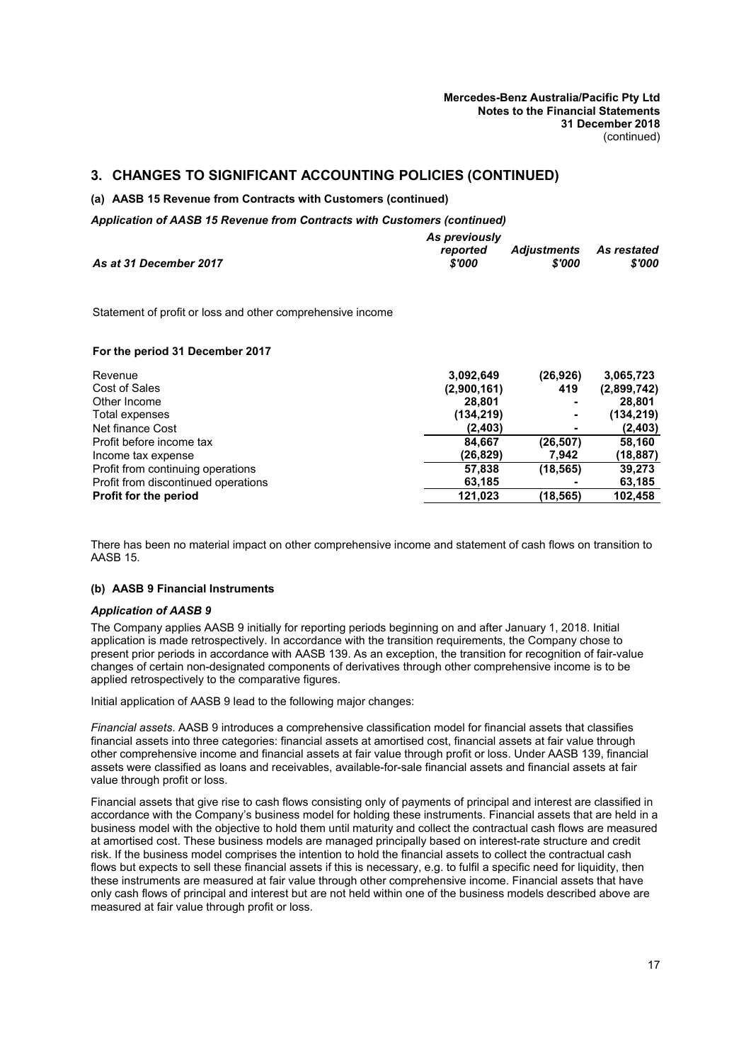## 3. CHANGES TO SIGNIFICANT ACCOUNTING POLICIES (CONTINUED)

### (a) AASB 15 Revenue from Contracts with Customers (continued)

***Application of AASB 15 Revenue from Contracts with Customers (continued)***

| *As at 31 December 2017* | *As previously reported $'000* | *Adjustments $'000* | *As restated $'000* |
|---|---|---|---|
| Statement of profit or loss and other comprehensive income | | | |
| **For the period 31 December 2017** | | | |
| Revenue | **3,092,649** | **(26,926)** | **3,065,723** |
| Cost of Sales | **(2,900,161)** | **419** | **(2,899,742)** |
| Other Income | **28,801** | **-** | **28,801** |
| Total expenses | **(134,219)** | **-** | **(134,219)** |
| Net finance Cost | **(2,403)** | **-** | **(2,403)** |
| Profit before income tax | **84,667** | **(26,507)** | **58,160** |
| Income tax expense | **(26,829)** | **7,942** | **(18,887)** |
| Profit from continuing operations | **57,838** | **(18,565)** | **39,273** |
| Profit from discontinued operations | **63,185** | **-** | **63,185** |
| **Profit for the period** | **121,023** | **(18,565)** | **102,458** |

There has been no material impact on other comprehensive income and statement of cash flows on transition to AASB 15.

### (b) AASB 9 Financial Instruments

***Application of AASB 9***

The Company applies AASB 9 initially for reporting periods beginning on and after January 1, 2018. Initial application is made retrospectively. In accordance with the transition requirements, the Company chose to present prior periods in accordance with AASB 139. As an exception, the transition for recognition of fair-value changes of certain non-designated components of derivatives through other comprehensive income is to be applied retrospectively to the comparative figures.

Initial application of AASB 9 lead to the following major changes:

*Financial assets.* AASB 9 introduces a comprehensive classification model for financial assets that classifies financial assets into three categories: financial assets at amortised cost, financial assets at fair value through other comprehensive income and financial assets at fair value through profit or loss. Under AASB 139, financial assets were classified as loans and receivables, available-for-sale financial assets and financial assets at fair value through profit or loss.

Financial assets that give rise to cash flows consisting only of payments of principal and interest are classified in accordance with the Company's business model for holding these instruments. Financial assets that are held in a business model with the objective to hold them until maturity and collect the contractual cash flows are measured at amortised cost. These business models are managed principally based on interest-rate structure and credit risk. If the business model comprises the intention to hold the financial assets to collect the contractual cash flows but expects to sell these financial assets if this is necessary, e.g. to fulfil a specific need for liquidity, then these instruments are measured at fair value through other comprehensive income. Financial assets that have only cash flows of principal and interest but are not held within one of the business models described above are measured at fair value through profit or loss.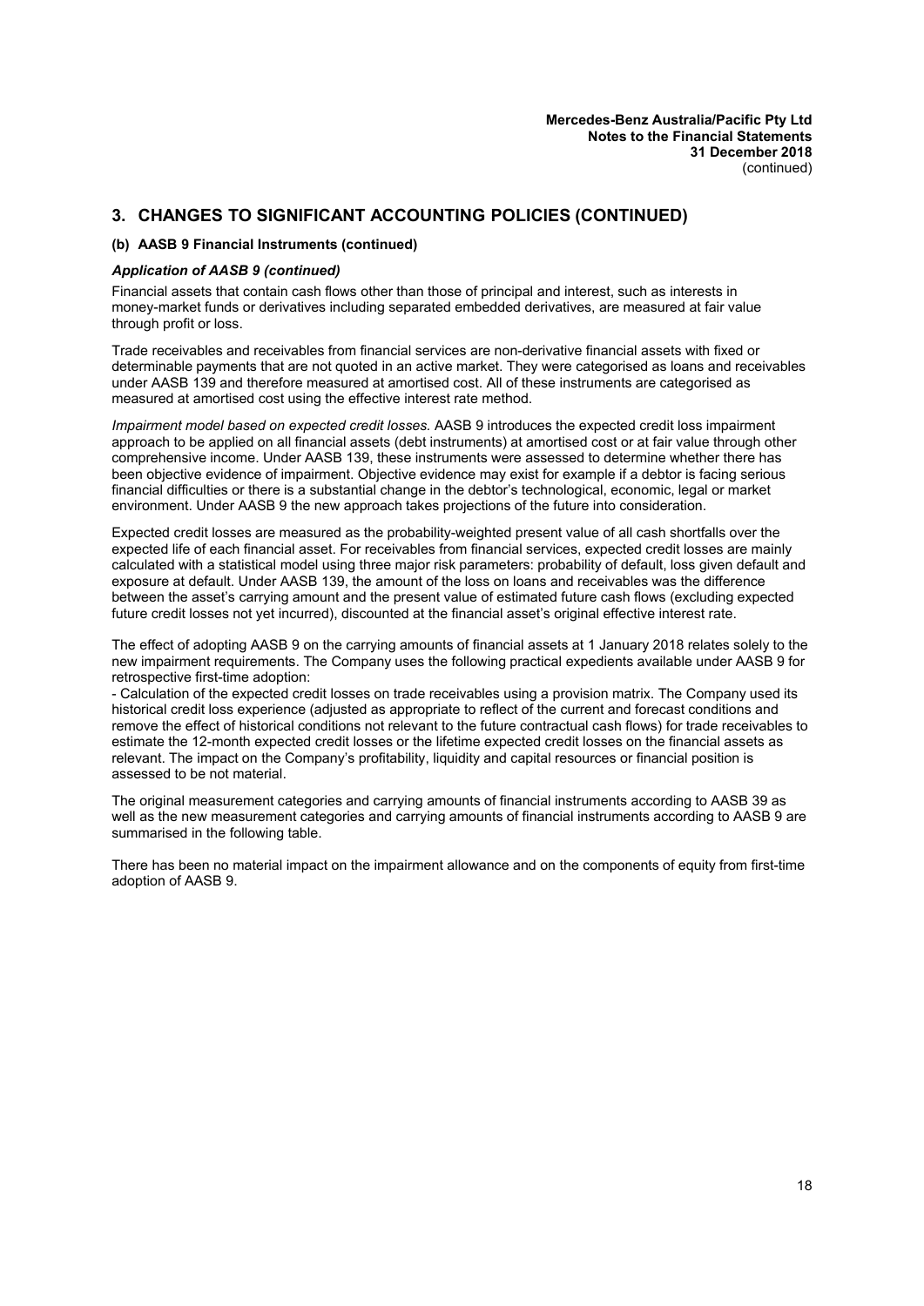## 3. CHANGES TO SIGNIFICANT ACCOUNTING POLICIES (CONTINUED)

### (b) AASB 9 Financial Instruments (continued)

***Application of AASB 9 (continued)***

Financial assets that contain cash flows other than those of principal and interest, such as interests in money-market funds or derivatives including separated embedded derivatives, are measured at fair value through profit or loss.

Trade receivables and receivables from financial services are non-derivative financial assets with fixed or determinable payments that are not quoted in an active market. They were categorised as loans and receivables under AASB 139 and therefore measured at amortised cost. All of these instruments are categorised as measured at amortised cost using the effective interest rate method.

*Impairment model based on expected credit losses.* AASB 9 introduces the expected credit loss impairment approach to be applied on all financial assets (debt instruments) at amortised cost or at fair value through other comprehensive income. Under AASB 139, these instruments were assessed to determine whether there has been objective evidence of impairment. Objective evidence may exist for example if a debtor is facing serious financial difficulties or there is a substantial change in the debtor's technological, economic, legal or market environment. Under AASB 9 the new approach takes projections of the future into consideration.

Expected credit losses are measured as the probability-weighted present value of all cash shortfalls over the expected life of each financial asset. For receivables from financial services, expected credit losses are mainly calculated with a statistical model using three major risk parameters: probability of default, loss given default and exposure at default. Under AASB 139, the amount of the loss on loans and receivables was the difference between the asset's carrying amount and the present value of estimated future cash flows (excluding expected future credit losses not yet incurred), discounted at the financial asset's original effective interest rate.

The effect of adopting AASB 9 on the carrying amounts of financial assets at 1 January 2018 relates solely to the new impairment requirements. The Company uses the following practical expedients available under AASB 9 for retrospective first-time adoption:

- Calculation of the expected credit losses on trade receivables using a provision matrix. The Company used its historical credit loss experience (adjusted as appropriate to reflect of the current and forecast conditions and remove the effect of historical conditions not relevant to the future contractual cash flows) for trade receivables to estimate the 12-month expected credit losses or the lifetime expected credit losses on the financial assets as relevant. The impact on the Company's profitability, liquidity and capital resources or financial position is assessed to be not material.

The original measurement categories and carrying amounts of financial instruments according to AASB 39 as well as the new measurement categories and carrying amounts of financial instruments according to AASB 9 are summarised in the following table.

There has been no material impact on the impairment allowance and on the components of equity from first-time adoption of AASB 9.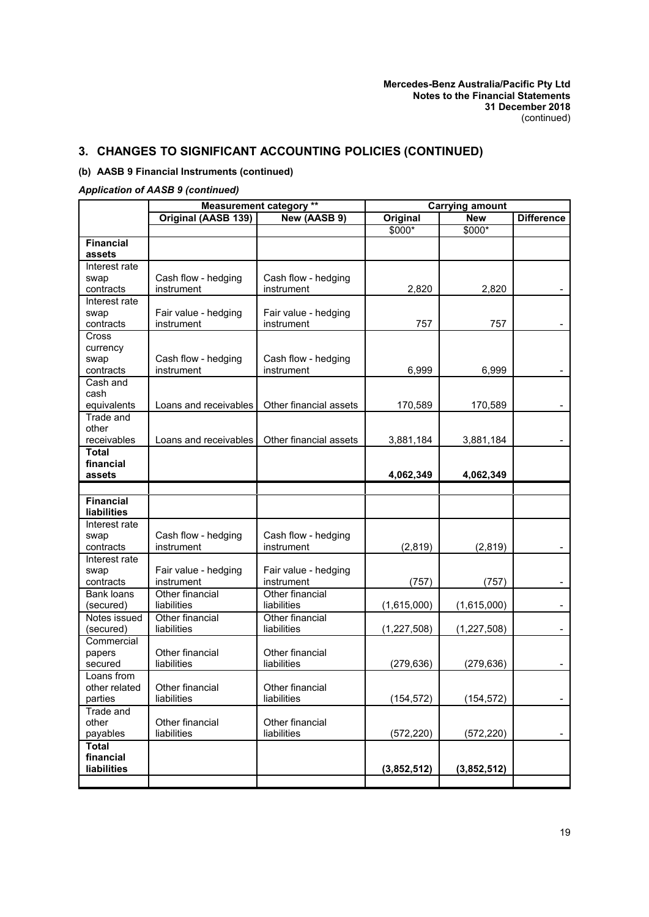## 3. CHANGES TO SIGNIFICANT ACCOUNTING POLICIES (CONTINUED)

### (b) AASB 9 Financial Instruments (continued)

***Application of AASB 9 (continued)***

| | Measurement category ** | | Carrying amount | | |
|---|---|---|---|---|---|
| | Original (AASB 139) | New (AASB 9) | Original | New | Difference |
| | | | $000* | $000* | |
| **Financial assets** | | | | | |
| Interest rate swap contracts | Cash flow - hedging instrument | Cash flow - hedging instrument | 2,820 | 2,820 | - |
| Interest rate swap contracts | Fair value - hedging instrument | Fair value - hedging instrument | 757 | 757 | - |
| Cross currency swap contracts | Cash flow - hedging instrument | Cash flow - hedging instrument | 6,999 | 6,999 | - |
| Cash and cash equivalents | Loans and receivables | Other financial assets | 170,589 | 170,589 | - |
| Trade and other receivables | Loans and receivables | Other financial assets | 3,881,184 | 3,881,184 | - |
| **Total financial assets** | | | **4,062,349** | **4,062,349** | |
| | | | | | |
| **Financial liabilities** | | | | | |
| Interest rate swap contracts | Cash flow - hedging instrument | Cash flow - hedging instrument | (2,819) | (2,819) | - |
| Interest rate swap contracts | Fair value - hedging instrument | Fair value - hedging instrument | (757) | (757) | - |
| Bank loans (secured) | Other financial liabilities | Other financial liabilities | (1,615,000) | (1,615,000) | - |
| Notes issued (secured) | Other financial liabilities | Other financial liabilities | (1,227,508) | (1,227,508) | - |
| Commercial papers secured | Other financial liabilities | Other financial liabilities | (279,636) | (279,636) | - |
| Loans from other related parties | Other financial liabilities | Other financial liabilities | (154,572) | (154,572) | - |
| Trade and other payables | Other financial liabilities | Other financial liabilities | (572,220) | (572,220) | - |
| **Total financial liabilities** | | | **(3,852,512)** | **(3,852,512)** | |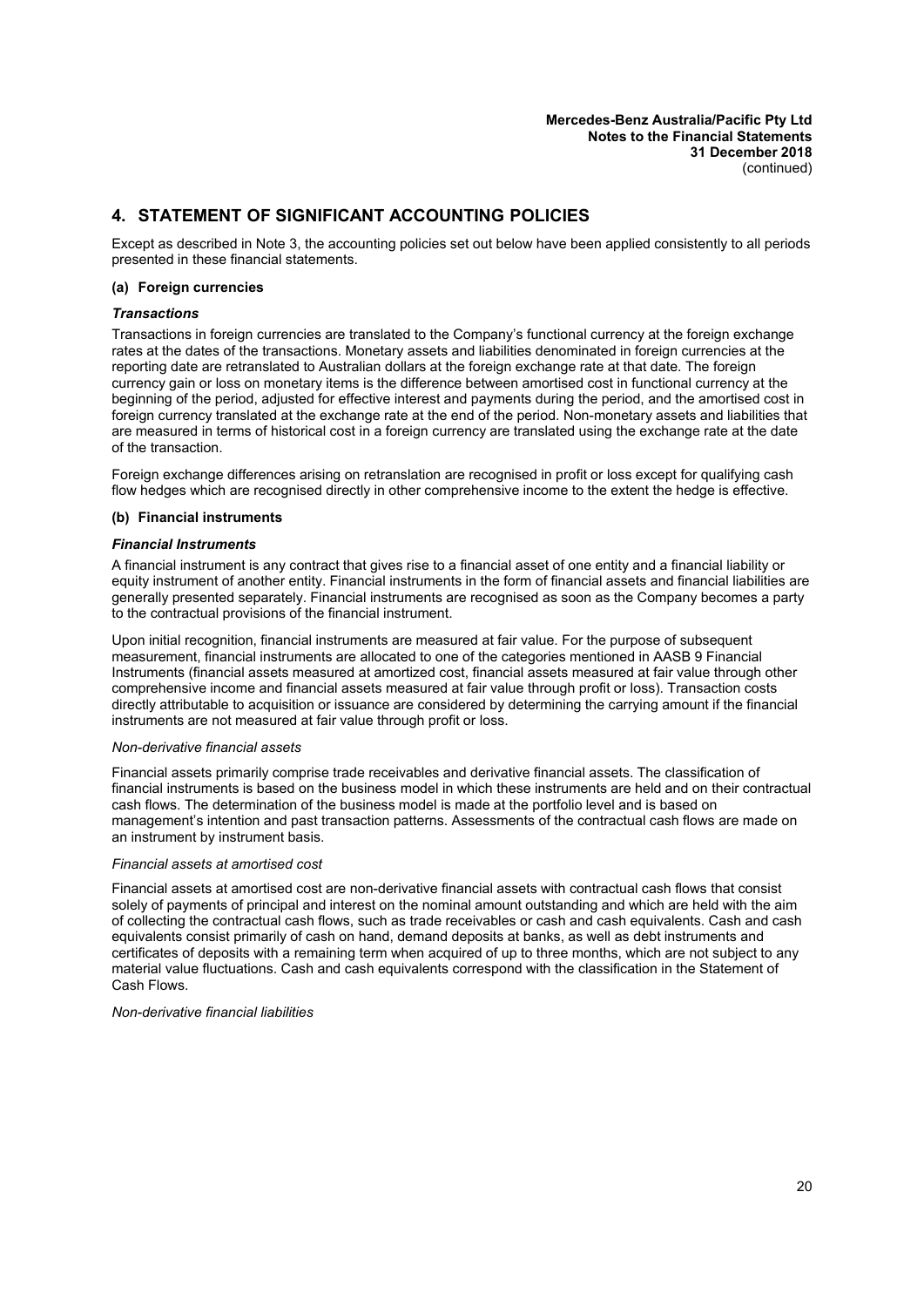## 4. STATEMENT OF SIGNIFICANT ACCOUNTING POLICIES

Except as described in Note 3, the accounting policies set out below have been applied consistently to all periods presented in these financial statements.

### (a) Foreign currencies

***Transactions***

Transactions in foreign currencies are translated to the Company's functional currency at the foreign exchange rates at the dates of the transactions. Monetary assets and liabilities denominated in foreign currencies at the reporting date are retranslated to Australian dollars at the foreign exchange rate at that date. The foreign currency gain or loss on monetary items is the difference between amortised cost in functional currency at the beginning of the period, adjusted for effective interest and payments during the period, and the amortised cost in foreign currency translated at the exchange rate at the end of the period. Non-monetary assets and liabilities that are measured in terms of historical cost in a foreign currency are translated using the exchange rate at the date of the transaction.

Foreign exchange differences arising on retranslation are recognised in profit or loss except for qualifying cash flow hedges which are recognised directly in other comprehensive income to the extent the hedge is effective.

### (b) Financial instruments

***Financial Instruments***

A financial instrument is any contract that gives rise to a financial asset of one entity and a financial liability or equity instrument of another entity. Financial instruments in the form of financial assets and financial liabilities are generally presented separately. Financial instruments are recognised as soon as the Company becomes a party to the contractual provisions of the financial instrument.

Upon initial recognition, financial instruments are measured at fair value. For the purpose of subsequent measurement, financial instruments are allocated to one of the categories mentioned in AASB 9 Financial Instruments (financial assets measured at amortized cost, financial assets measured at fair value through other comprehensive income and financial assets measured at fair value through profit or loss). Transaction costs directly attributable to acquisition or issuance are considered by determining the carrying amount if the financial instruments are not measured at fair value through profit or loss.

*Non-derivative financial assets*

Financial assets primarily comprise trade receivables and derivative financial assets. The classification of financial instruments is based on the business model in which these instruments are held and on their contractual cash flows. The determination of the business model is made at the portfolio level and is based on management's intention and past transaction patterns. Assessments of the contractual cash flows are made on an instrument by instrument basis.

*Financial assets at amortised cost*

Financial assets at amortised cost are non-derivative financial assets with contractual cash flows that consist solely of payments of principal and interest on the nominal amount outstanding and which are held with the aim of collecting the contractual cash flows, such as trade receivables or cash and cash equivalents. Cash and cash equivalents consist primarily of cash on hand, demand deposits at banks, as well as debt instruments and certificates of deposits with a remaining term when acquired of up to three months, which are not subject to any material value fluctuations. Cash and cash equivalents correspond with the classification in the Statement of Cash Flows.

*Non-derivative financial liabilities*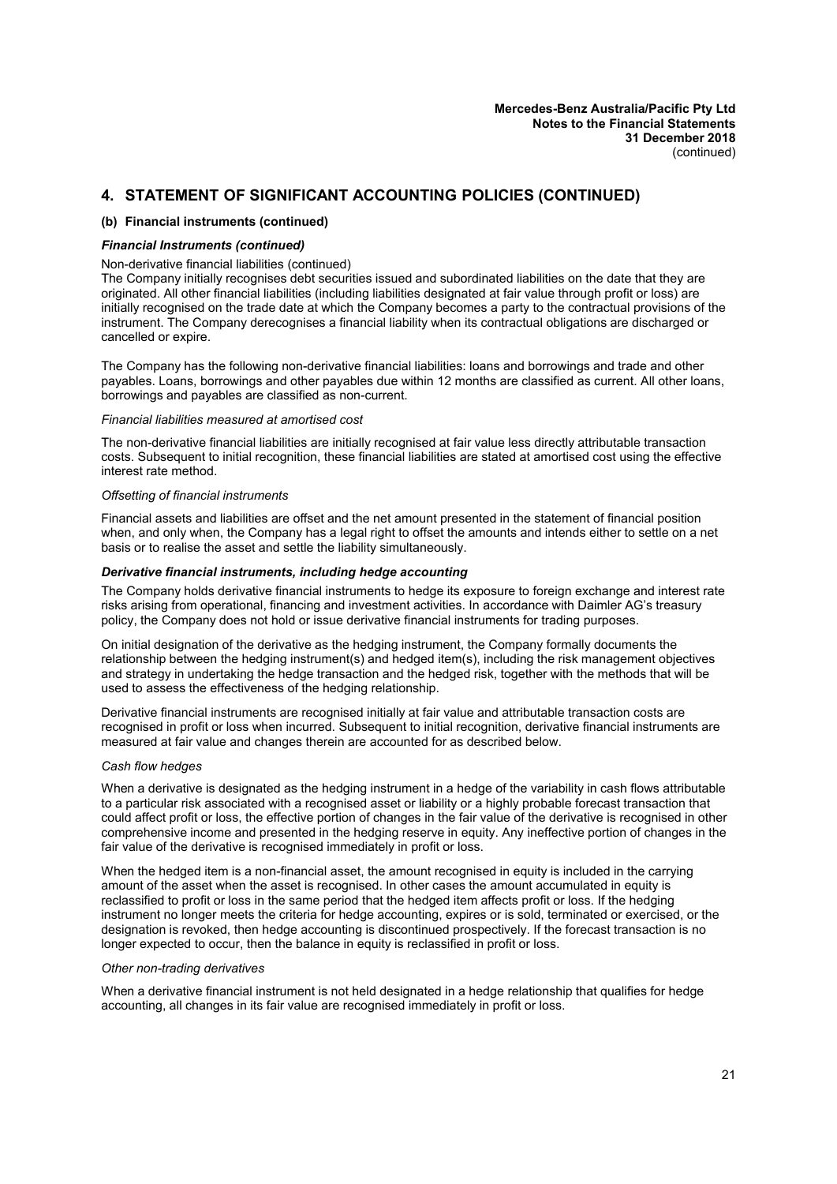# 4. STATEMENT OF SIGNIFICANT ACCOUNTING POLICIES (CONTINUED)

## (b) Financial instruments (continued)

### *Financial Instruments (continued)*

Non-derivative financial liabilities (continued)

The Company initially recognises debt securities issued and subordinated liabilities on the date that they are originated. All other financial liabilities (including liabilities designated at fair value through profit or loss) are initially recognised on the trade date at which the Company becomes a party to the contractual provisions of the instrument. The Company derecognises a financial liability when its contractual obligations are discharged or cancelled or expire.

The Company has the following non-derivative financial liabilities: loans and borrowings and trade and other payables. Loans, borrowings and other payables due within 12 months are classified as current. All other loans, borrowings and payables are classified as non-current.

*Financial liabilities measured at amortised cost*

The non-derivative financial liabilities are initially recognised at fair value less directly attributable transaction costs. Subsequent to initial recognition, these financial liabilities are stated at amortised cost using the effective interest rate method.

*Offsetting of financial instruments*

Financial assets and liabilities are offset and the net amount presented in the statement of financial position when, and only when, the Company has a legal right to offset the amounts and intends either to settle on a net basis or to realise the asset and settle the liability simultaneously.

### *Derivative financial instruments, including hedge accounting*

The Company holds derivative financial instruments to hedge its exposure to foreign exchange and interest rate risks arising from operational, financing and investment activities. In accordance with Daimler AG's treasury policy, the Company does not hold or issue derivative financial instruments for trading purposes.

On initial designation of the derivative as the hedging instrument, the Company formally documents the relationship between the hedging instrument(s) and hedged item(s), including the risk management objectives and strategy in undertaking the hedge transaction and the hedged risk, together with the methods that will be used to assess the effectiveness of the hedging relationship.

Derivative financial instruments are recognised initially at fair value and attributable transaction costs are recognised in profit or loss when incurred. Subsequent to initial recognition, derivative financial instruments are measured at fair value and changes therein are accounted for as described below.

*Cash flow hedges*

When a derivative is designated as the hedging instrument in a hedge of the variability in cash flows attributable to a particular risk associated with a recognised asset or liability or a highly probable forecast transaction that could affect profit or loss, the effective portion of changes in the fair value of the derivative is recognised in other comprehensive income and presented in the hedging reserve in equity. Any ineffective portion of changes in the fair value of the derivative is recognised immediately in profit or loss.

When the hedged item is a non-financial asset, the amount recognised in equity is included in the carrying amount of the asset when the asset is recognised. In other cases the amount accumulated in equity is reclassified to profit or loss in the same period that the hedged item affects profit or loss. If the hedging instrument no longer meets the criteria for hedge accounting, expires or is sold, terminated or exercised, or the designation is revoked, then hedge accounting is discontinued prospectively. If the forecast transaction is no longer expected to occur, then the balance in equity is reclassified in profit or loss.

*Other non-trading derivatives*

When a derivative financial instrument is not held designated in a hedge relationship that qualifies for hedge accounting, all changes in its fair value are recognised immediately in profit or loss.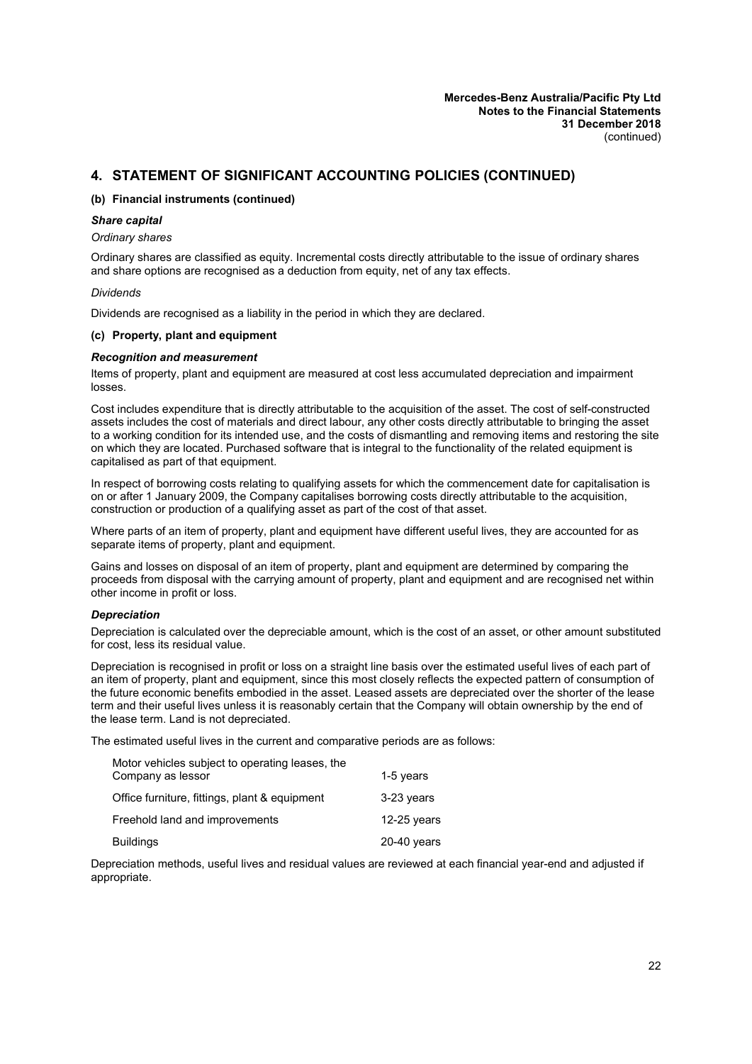## 4. STATEMENT OF SIGNIFICANT ACCOUNTING POLICIES (CONTINUED)

### (b) Financial instruments (continued)

***Share capital***

*Ordinary shares*

Ordinary shares are classified as equity. Incremental costs directly attributable to the issue of ordinary shares and share options are recognised as a deduction from equity, net of any tax effects.

*Dividends*

Dividends are recognised as a liability in the period in which they are declared.

### (c) Property, plant and equipment

***Recognition and measurement***

Items of property, plant and equipment are measured at cost less accumulated depreciation and impairment losses.

Cost includes expenditure that is directly attributable to the acquisition of the asset. The cost of self-constructed assets includes the cost of materials and direct labour, any other costs directly attributable to bringing the asset to a working condition for its intended use, and the costs of dismantling and removing items and restoring the site on which they are located. Purchased software that is integral to the functionality of the related equipment is capitalised as part of that equipment.

In respect of borrowing costs relating to qualifying assets for which the commencement date for capitalisation is on or after 1 January 2009, the Company capitalises borrowing costs directly attributable to the acquisition, construction or production of a qualifying asset as part of the cost of that asset.

Where parts of an item of property, plant and equipment have different useful lives, they are accounted for as separate items of property, plant and equipment.

Gains and losses on disposal of an item of property, plant and equipment are determined by comparing the proceeds from disposal with the carrying amount of property, plant and equipment and are recognised net within other income in profit or loss.

***Depreciation***

Depreciation is calculated over the depreciable amount, which is the cost of an asset, or other amount substituted for cost, less its residual value.

Depreciation is recognised in profit or loss on a straight line basis over the estimated useful lives of each part of an item of property, plant and equipment, since this most closely reflects the expected pattern of consumption of the future economic benefits embodied in the asset. Leased assets are depreciated over the shorter of the lease term and their useful lives unless it is reasonably certain that the Company will obtain ownership by the end of the lease term. Land is not depreciated.

The estimated useful lives in the current and comparative periods are as follows:

| | |
|---|---|
| Motor vehicles subject to operating leases, the Company as lessor | 1-5 years |
| Office furniture, fittings, plant & equipment | 3-23 years |
| Freehold land and improvements | 12-25 years |
| Buildings | 20-40 years |

Depreciation methods, useful lives and residual values are reviewed at each financial year-end and adjusted if appropriate.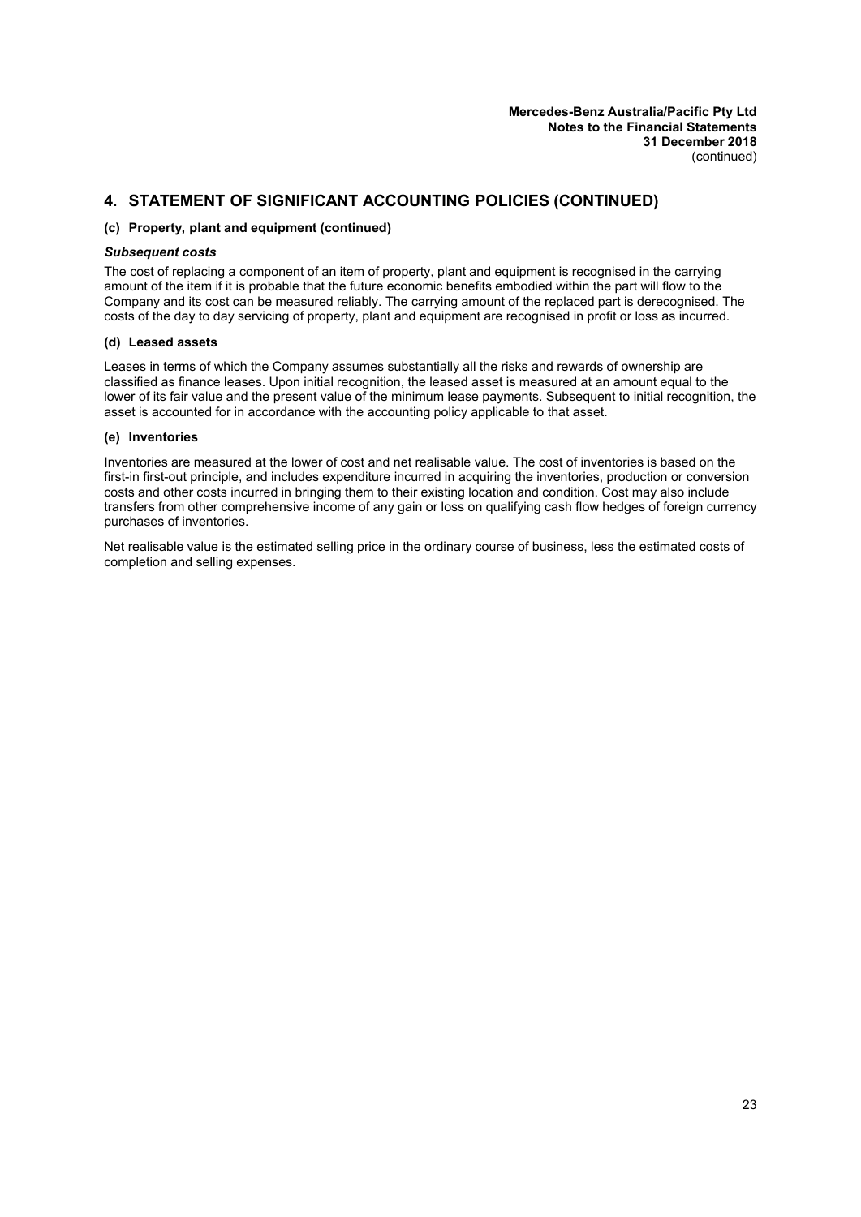## 4. STATEMENT OF SIGNIFICANT ACCOUNTING POLICIES (CONTINUED)

### (c) Property, plant and equipment (continued)

***Subsequent costs***

The cost of replacing a component of an item of property, plant and equipment is recognised in the carrying amount of the item if it is probable that the future economic benefits embodied within the part will flow to the Company and its cost can be measured reliably. The carrying amount of the replaced part is derecognised. The costs of the day to day servicing of property, plant and equipment are recognised in profit or loss as incurred.

### (d) Leased assets

Leases in terms of which the Company assumes substantially all the risks and rewards of ownership are classified as finance leases. Upon initial recognition, the leased asset is measured at an amount equal to the lower of its fair value and the present value of the minimum lease payments. Subsequent to initial recognition, the asset is accounted for in accordance with the accounting policy applicable to that asset.

### (e) Inventories

Inventories are measured at the lower of cost and net realisable value. The cost of inventories is based on the first-in first-out principle, and includes expenditure incurred in acquiring the inventories, production or conversion costs and other costs incurred in bringing them to their existing location and condition. Cost may also include transfers from other comprehensive income of any gain or loss on qualifying cash flow hedges of foreign currency purchases of inventories.

Net realisable value is the estimated selling price in the ordinary course of business, less the estimated costs of completion and selling expenses.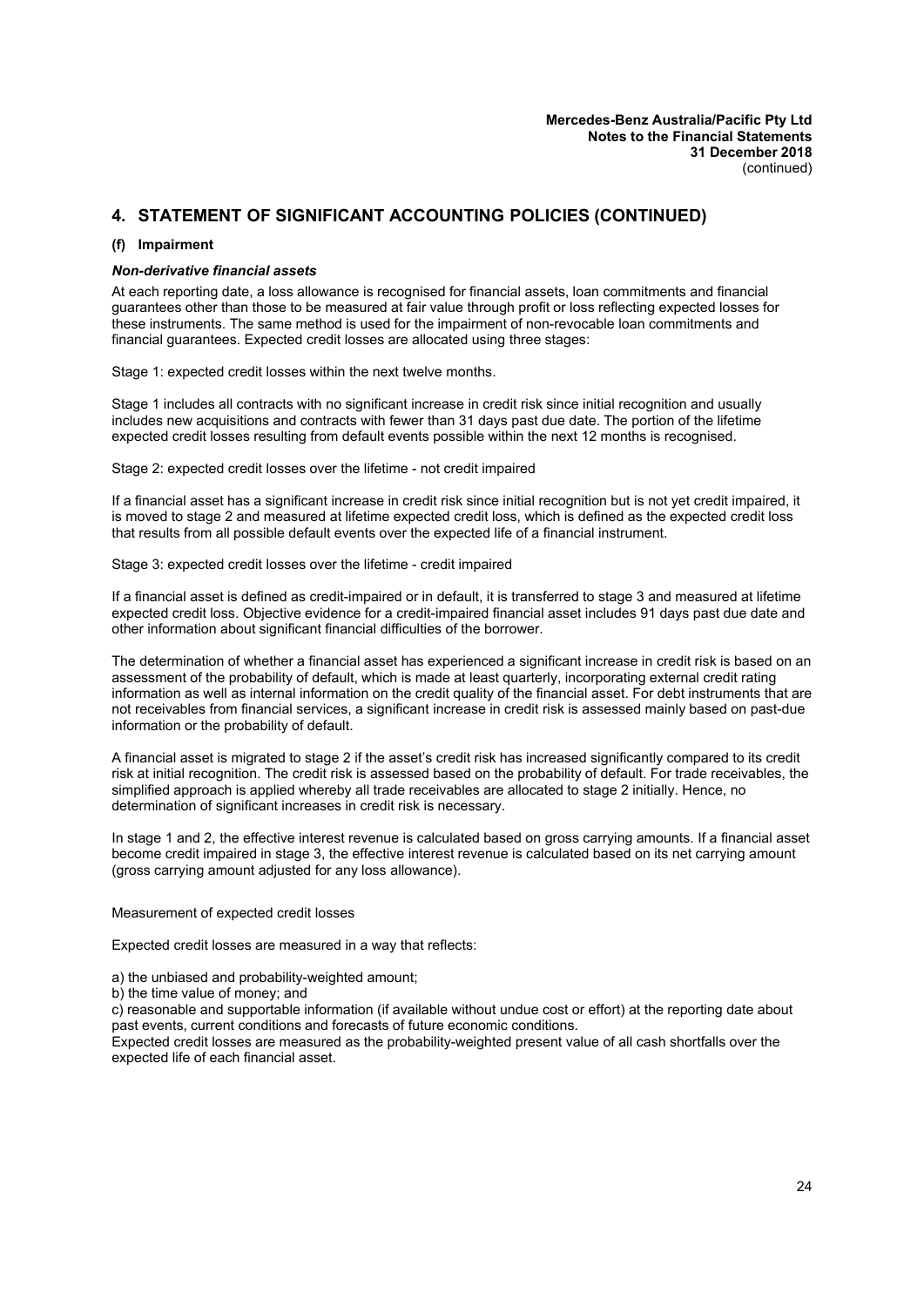## 4. STATEMENT OF SIGNIFICANT ACCOUNTING POLICIES (CONTINUED)

### (f) Impairment

***Non-derivative financial assets***

At each reporting date, a loss allowance is recognised for financial assets, loan commitments and financial guarantees other than those to be measured at fair value through profit or loss reflecting expected losses for these instruments. The same method is used for the impairment of non-revocable loan commitments and financial guarantees. Expected credit losses are allocated using three stages:

Stage 1: expected credit losses within the next twelve months.

Stage 1 includes all contracts with no significant increase in credit risk since initial recognition and usually includes new acquisitions and contracts with fewer than 31 days past due date. The portion of the lifetime expected credit losses resulting from default events possible within the next 12 months is recognised.

Stage 2: expected credit losses over the lifetime - not credit impaired

If a financial asset has a significant increase in credit risk since initial recognition but is not yet credit impaired, it is moved to stage 2 and measured at lifetime expected credit loss, which is defined as the expected credit loss that results from all possible default events over the expected life of a financial instrument.

Stage 3: expected credit losses over the lifetime - credit impaired

If a financial asset is defined as credit-impaired or in default, it is transferred to stage 3 and measured at lifetime expected credit loss. Objective evidence for a credit-impaired financial asset includes 91 days past due date and other information about significant financial difficulties of the borrower.

The determination of whether a financial asset has experienced a significant increase in credit risk is based on an assessment of the probability of default, which is made at least quarterly, incorporating external credit rating information as well as internal information on the credit quality of the financial asset. For debt instruments that are not receivables from financial services, a significant increase in credit risk is assessed mainly based on past-due information or the probability of default.

A financial asset is migrated to stage 2 if the asset's credit risk has increased significantly compared to its credit risk at initial recognition. The credit risk is assessed based on the probability of default. For trade receivables, the simplified approach is applied whereby all trade receivables are allocated to stage 2 initially. Hence, no determination of significant increases in credit risk is necessary.

In stage 1 and 2, the effective interest revenue is calculated based on gross carrying amounts. If a financial asset become credit impaired in stage 3, the effective interest revenue is calculated based on its net carrying amount (gross carrying amount adjusted for any loss allowance).

Measurement of expected credit losses

Expected credit losses are measured in a way that reflects:

a) the unbiased and probability-weighted amount;
b) the time value of money; and
c) reasonable and supportable information (if available without undue cost or effort) at the reporting date about past events, current conditions and forecasts of future economic conditions.

Expected credit losses are measured as the probability-weighted present value of all cash shortfalls over the expected life of each financial asset.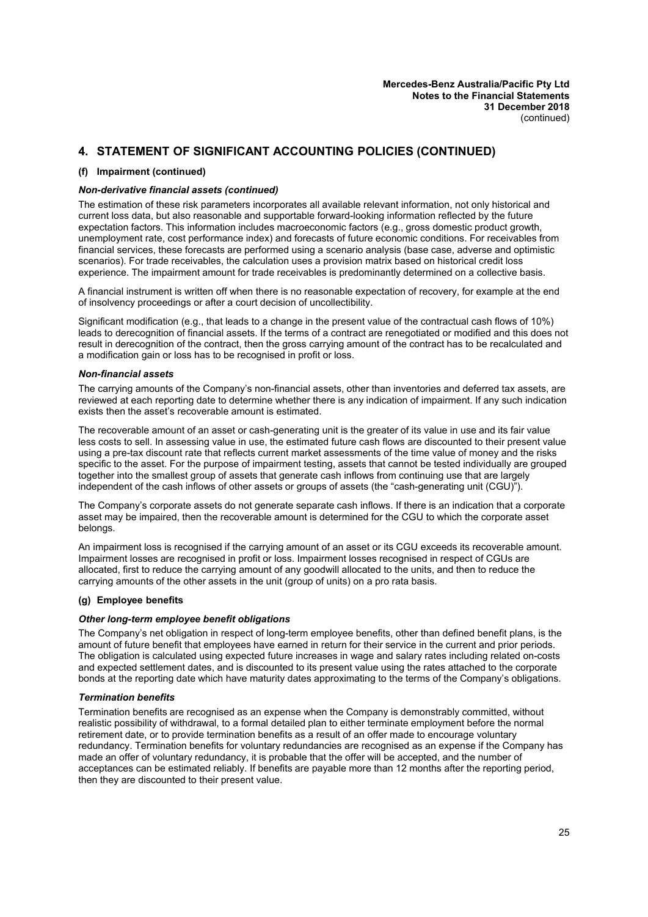## 4. STATEMENT OF SIGNIFICANT ACCOUNTING POLICIES (CONTINUED)

### (f) Impairment (continued)

***Non-derivative financial assets (continued)***

The estimation of these risk parameters incorporates all available relevant information, not only historical and current loss data, but also reasonable and supportable forward-looking information reflected by the future expectation factors. This information includes macroeconomic factors (e.g., gross domestic product growth, unemployment rate, cost performance index) and forecasts of future economic conditions. For receivables from financial services, these forecasts are performed using a scenario analysis (base case, adverse and optimistic scenarios). For trade receivables, the calculation uses a provision matrix based on historical credit loss experience. The impairment amount for trade receivables is predominantly determined on a collective basis.

A financial instrument is written off when there is no reasonable expectation of recovery, for example at the end of insolvency proceedings or after a court decision of uncollectibility.

Significant modification (e.g., that leads to a change in the present value of the contractual cash flows of 10%) leads to derecognition of financial assets. If the terms of a contract are renegotiated or modified and this does not result in derecognition of the contract, then the gross carrying amount of the contract has to be recalculated and a modification gain or loss has to be recognised in profit or loss.

***Non-financial assets***

The carrying amounts of the Company's non-financial assets, other than inventories and deferred tax assets, are reviewed at each reporting date to determine whether there is any indication of impairment. If any such indication exists then the asset's recoverable amount is estimated.

The recoverable amount of an asset or cash-generating unit is the greater of its value in use and its fair value less costs to sell. In assessing value in use, the estimated future cash flows are discounted to their present value using a pre-tax discount rate that reflects current market assessments of the time value of money and the risks specific to the asset. For the purpose of impairment testing, assets that cannot be tested individually are grouped together into the smallest group of assets that generate cash inflows from continuing use that are largely independent of the cash inflows of other assets or groups of assets (the "cash-generating unit (CGU)").

The Company's corporate assets do not generate separate cash inflows. If there is an indication that a corporate asset may be impaired, then the recoverable amount is determined for the CGU to which the corporate asset belongs.

An impairment loss is recognised if the carrying amount of an asset or its CGU exceeds its recoverable amount. Impairment losses are recognised in profit or loss. Impairment losses recognised in respect of CGUs are allocated, first to reduce the carrying amount of any goodwill allocated to the units, and then to reduce the carrying amounts of the other assets in the unit (group of units) on a pro rata basis.

### (g) Employee benefits

***Other long-term employee benefit obligations***

The Company's net obligation in respect of long-term employee benefits, other than defined benefit plans, is the amount of future benefit that employees have earned in return for their service in the current and prior periods. The obligation is calculated using expected future increases in wage and salary rates including related on-costs and expected settlement dates, and is discounted to its present value using the rates attached to the corporate bonds at the reporting date which have maturity dates approximating to the terms of the Company's obligations.

***Termination benefits***

Termination benefits are recognised as an expense when the Company is demonstrably committed, without realistic possibility of withdrawal, to a formal detailed plan to either terminate employment before the normal retirement date, or to provide termination benefits as a result of an offer made to encourage voluntary redundancy. Termination benefits for voluntary redundancies are recognised as an expense if the Company has made an offer of voluntary redundancy, it is probable that the offer will be accepted, and the number of acceptances can be estimated reliably. If benefits are payable more than 12 months after the reporting period, then they are discounted to their present value.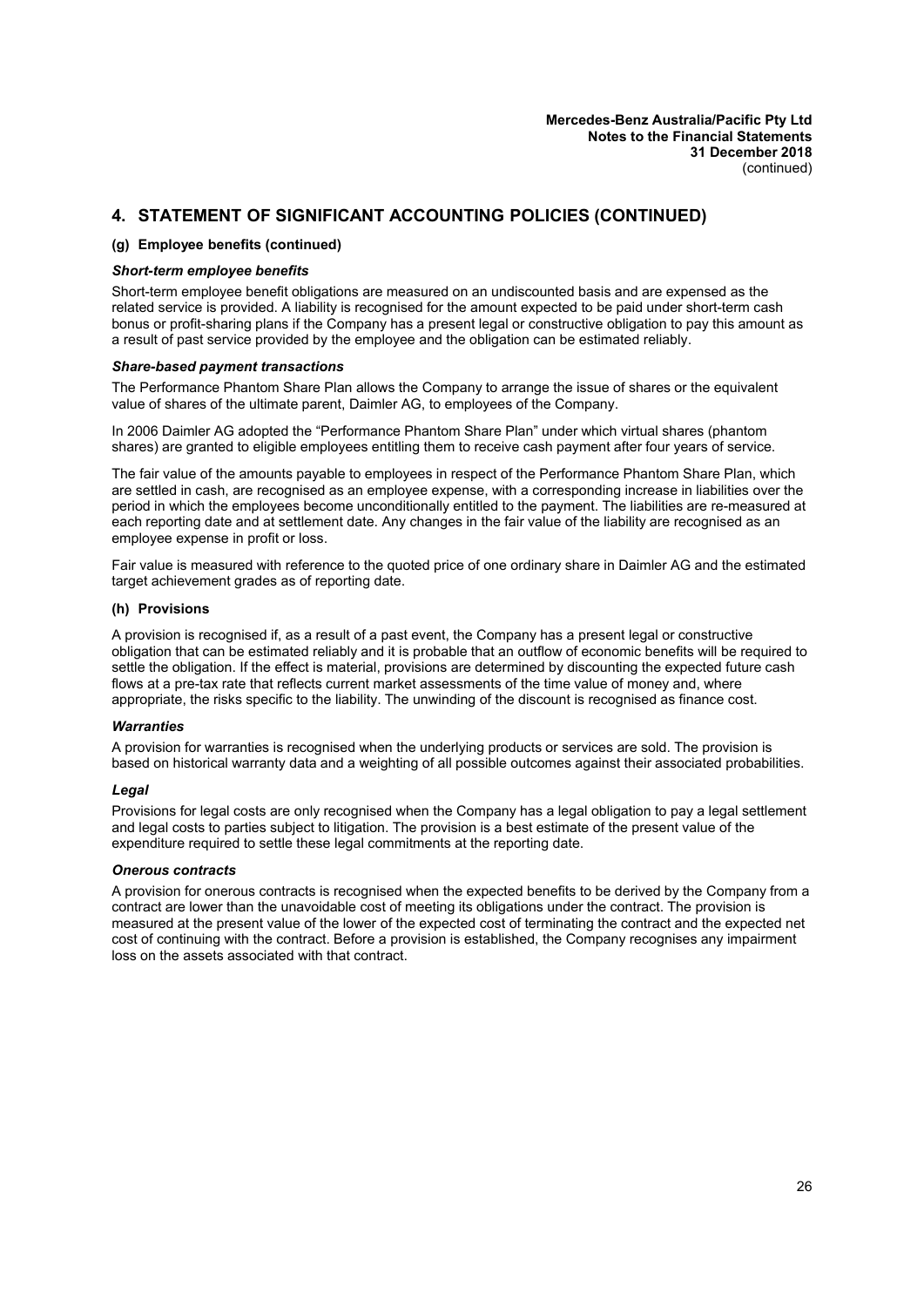## 4. STATEMENT OF SIGNIFICANT ACCOUNTING POLICIES (CONTINUED)

### (g) Employee benefits (continued)

***Short-term employee benefits***

Short-term employee benefit obligations are measured on an undiscounted basis and are expensed as the related service is provided. A liability is recognised for the amount expected to be paid under short-term cash bonus or profit-sharing plans if the Company has a present legal or constructive obligation to pay this amount as a result of past service provided by the employee and the obligation can be estimated reliably.

***Share-based payment transactions***

The Performance Phantom Share Plan allows the Company to arrange the issue of shares or the equivalent value of shares of the ultimate parent, Daimler AG, to employees of the Company.

In 2006 Daimler AG adopted the "Performance Phantom Share Plan" under which virtual shares (phantom shares) are granted to eligible employees entitling them to receive cash payment after four years of service.

The fair value of the amounts payable to employees in respect of the Performance Phantom Share Plan, which are settled in cash, are recognised as an employee expense, with a corresponding increase in liabilities over the period in which the employees become unconditionally entitled to the payment. The liabilities are re-measured at each reporting date and at settlement date. Any changes in the fair value of the liability are recognised as an employee expense in profit or loss.

Fair value is measured with reference to the quoted price of one ordinary share in Daimler AG and the estimated target achievement grades as of reporting date.

### (h) Provisions

A provision is recognised if, as a result of a past event, the Company has a present legal or constructive obligation that can be estimated reliably and it is probable that an outflow of economic benefits will be required to settle the obligation. If the effect is material, provisions are determined by discounting the expected future cash flows at a pre-tax rate that reflects current market assessments of the time value of money and, where appropriate, the risks specific to the liability. The unwinding of the discount is recognised as finance cost.

***Warranties***

A provision for warranties is recognised when the underlying products or services are sold. The provision is based on historical warranty data and a weighting of all possible outcomes against their associated probabilities.

***Legal***

Provisions for legal costs are only recognised when the Company has a legal obligation to pay a legal settlement and legal costs to parties subject to litigation. The provision is a best estimate of the present value of the expenditure required to settle these legal commitments at the reporting date.

***Onerous contracts***

A provision for onerous contracts is recognised when the expected benefits to be derived by the Company from a contract are lower than the unavoidable cost of meeting its obligations under the contract. The provision is measured at the present value of the lower of the expected cost of terminating the contract and the expected net cost of continuing with the contract. Before a provision is established, the Company recognises any impairment loss on the assets associated with that contract.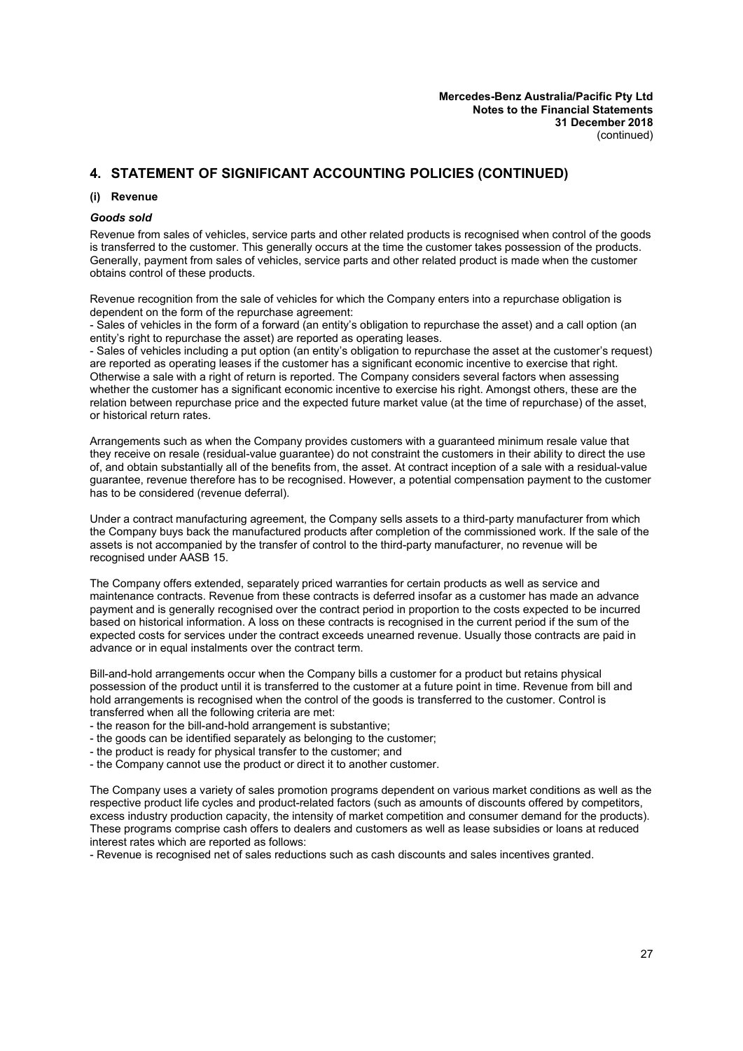## 4. STATEMENT OF SIGNIFICANT ACCOUNTING POLICIES (CONTINUED)

### (i) Revenue

***Goods sold***

Revenue from sales of vehicles, service parts and other related products is recognised when control of the goods is transferred to the customer. This generally occurs at the time the customer takes possession of the products. Generally, payment from sales of vehicles, service parts and other related product is made when the customer obtains control of these products.

Revenue recognition from the sale of vehicles for which the Company enters into a repurchase obligation is dependent on the form of the repurchase agreement:

- Sales of vehicles in the form of a forward (an entity's obligation to repurchase the asset) and a call option (an entity's right to repurchase the asset) are reported as operating leases.
- Sales of vehicles including a put option (an entity's obligation to repurchase the asset at the customer's request) are reported as operating leases if the customer has a significant economic incentive to exercise that right. Otherwise a sale with a right of return is reported. The Company considers several factors when assessing whether the customer has a significant economic incentive to exercise his right. Amongst others, these are the relation between repurchase price and the expected future market value (at the time of repurchase) of the asset, or historical return rates.

Arrangements such as when the Company provides customers with a guaranteed minimum resale value that they receive on resale (residual-value guarantee) do not constraint the customers in their ability to direct the use of, and obtain substantially all of the benefits from, the asset. At contract inception of a sale with a residual-value guarantee, revenue therefore has to be recognised. However, a potential compensation payment to the customer has to be considered (revenue deferral).

Under a contract manufacturing agreement, the Company sells assets to a third-party manufacturer from which the Company buys back the manufactured products after completion of the commissioned work. If the sale of the assets is not accompanied by the transfer of control to the third-party manufacturer, no revenue will be recognised under AASB 15.

The Company offers extended, separately priced warranties for certain products as well as service and maintenance contracts. Revenue from these contracts is deferred insofar as a customer has made an advance payment and is generally recognised over the contract period in proportion to the costs expected to be incurred based on historical information. A loss on these contracts is recognised in the current period if the sum of the expected costs for services under the contract exceeds unearned revenue. Usually those contracts are paid in advance or in equal instalments over the contract term.

Bill-and-hold arrangements occur when the Company bills a customer for a product but retains physical possession of the product until it is transferred to the customer at a future point in time. Revenue from bill and hold arrangements is recognised when the control of the goods is transferred to the customer. Control is transferred when all the following criteria are met:

- the reason for the bill-and-hold arrangement is substantive;
- the goods can be identified separately as belonging to the customer;
- the product is ready for physical transfer to the customer; and
- the Company cannot use the product or direct it to another customer.

The Company uses a variety of sales promotion programs dependent on various market conditions as well as the respective product life cycles and product-related factors (such as amounts of discounts offered by competitors, excess industry production capacity, the intensity of market competition and consumer demand for the products). These programs comprise cash offers to dealers and customers as well as lease subsidies or loans at reduced interest rates which are reported as follows:

- Revenue is recognised net of sales reductions such as cash discounts and sales incentives granted.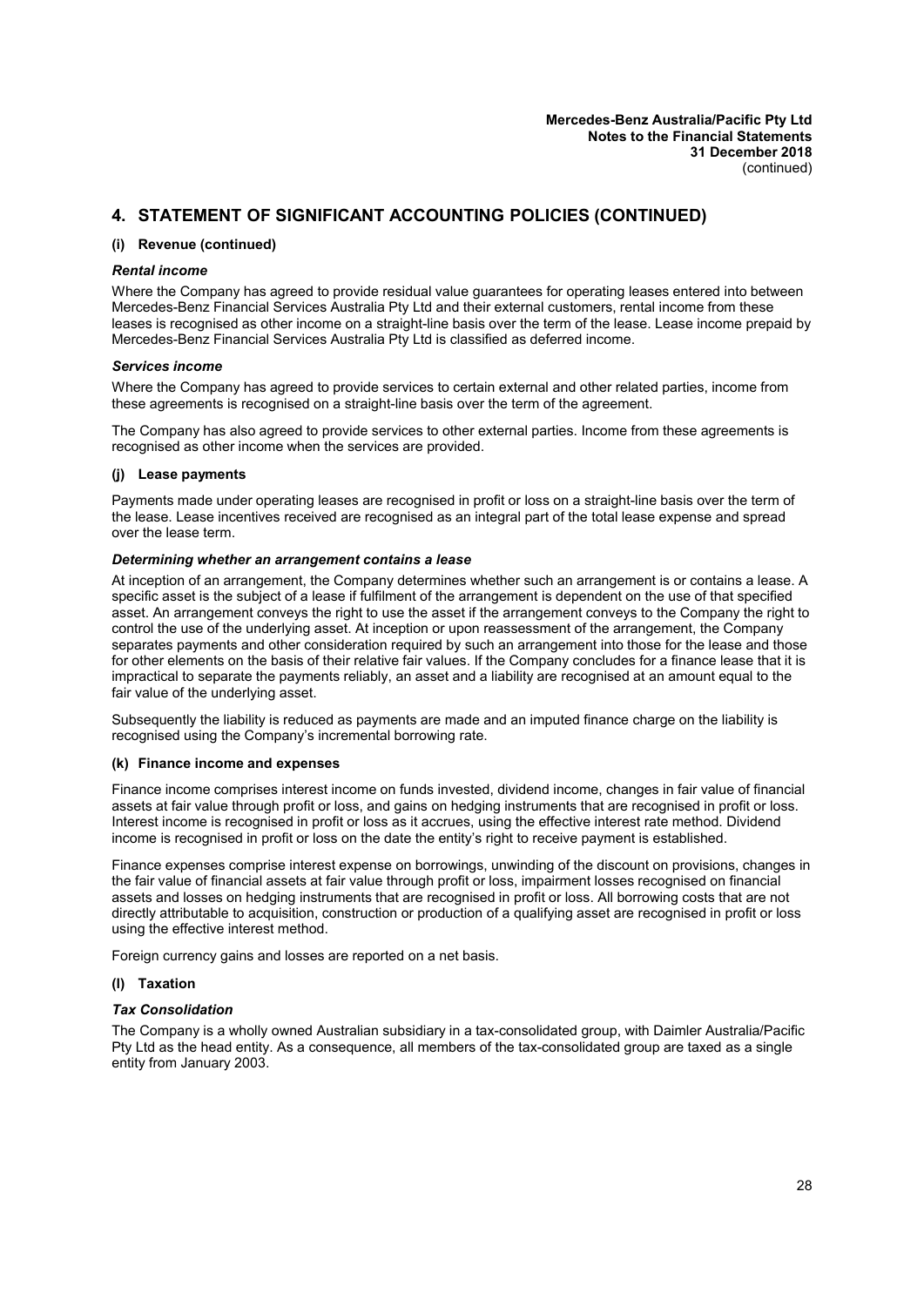## 4. STATEMENT OF SIGNIFICANT ACCOUNTING POLICIES (CONTINUED)

### (i) Revenue (continued)

***Rental income***

Where the Company has agreed to provide residual value guarantees for operating leases entered into between Mercedes-Benz Financial Services Australia Pty Ltd and their external customers, rental income from these leases is recognised as other income on a straight-line basis over the term of the lease. Lease income prepaid by Mercedes-Benz Financial Services Australia Pty Ltd is classified as deferred income.

***Services income***

Where the Company has agreed to provide services to certain external and other related parties, income from these agreements is recognised on a straight-line basis over the term of the agreement.

The Company has also agreed to provide services to other external parties. Income from these agreements is recognised as other income when the services are provided.

### (j) Lease payments

Payments made under operating leases are recognised in profit or loss on a straight-line basis over the term of the lease. Lease incentives received are recognised as an integral part of the total lease expense and spread over the lease term.

***Determining whether an arrangement contains a lease***

At inception of an arrangement, the Company determines whether such an arrangement is or contains a lease. A specific asset is the subject of a lease if fulfilment of the arrangement is dependent on the use of that specified asset. An arrangement conveys the right to use the asset if the arrangement conveys to the Company the right to control the use of the underlying asset. At inception or upon reassessment of the arrangement, the Company separates payments and other consideration required by such an arrangement into those for the lease and those for other elements on the basis of their relative fair values. If the Company concludes for a finance lease that it is impractical to separate the payments reliably, an asset and a liability are recognised at an amount equal to the fair value of the underlying asset.

Subsequently the liability is reduced as payments are made and an imputed finance charge on the liability is recognised using the Company's incremental borrowing rate.

### (k) Finance income and expenses

Finance income comprises interest income on funds invested, dividend income, changes in fair value of financial assets at fair value through profit or loss, and gains on hedging instruments that are recognised in profit or loss. Interest income is recognised in profit or loss as it accrues, using the effective interest rate method. Dividend income is recognised in profit or loss on the date the entity's right to receive payment is established.

Finance expenses comprise interest expense on borrowings, unwinding of the discount on provisions, changes in the fair value of financial assets at fair value through profit or loss, impairment losses recognised on financial assets and losses on hedging instruments that are recognised in profit or loss. All borrowing costs that are not directly attributable to acquisition, construction or production of a qualifying asset are recognised in profit or loss using the effective interest method.

Foreign currency gains and losses are reported on a net basis.

### (l) Taxation

***Tax Consolidation***

The Company is a wholly owned Australian subsidiary in a tax-consolidated group, with Daimler Australia/Pacific Pty Ltd as the head entity. As a consequence, all members of the tax-consolidated group are taxed as a single entity from January 2003.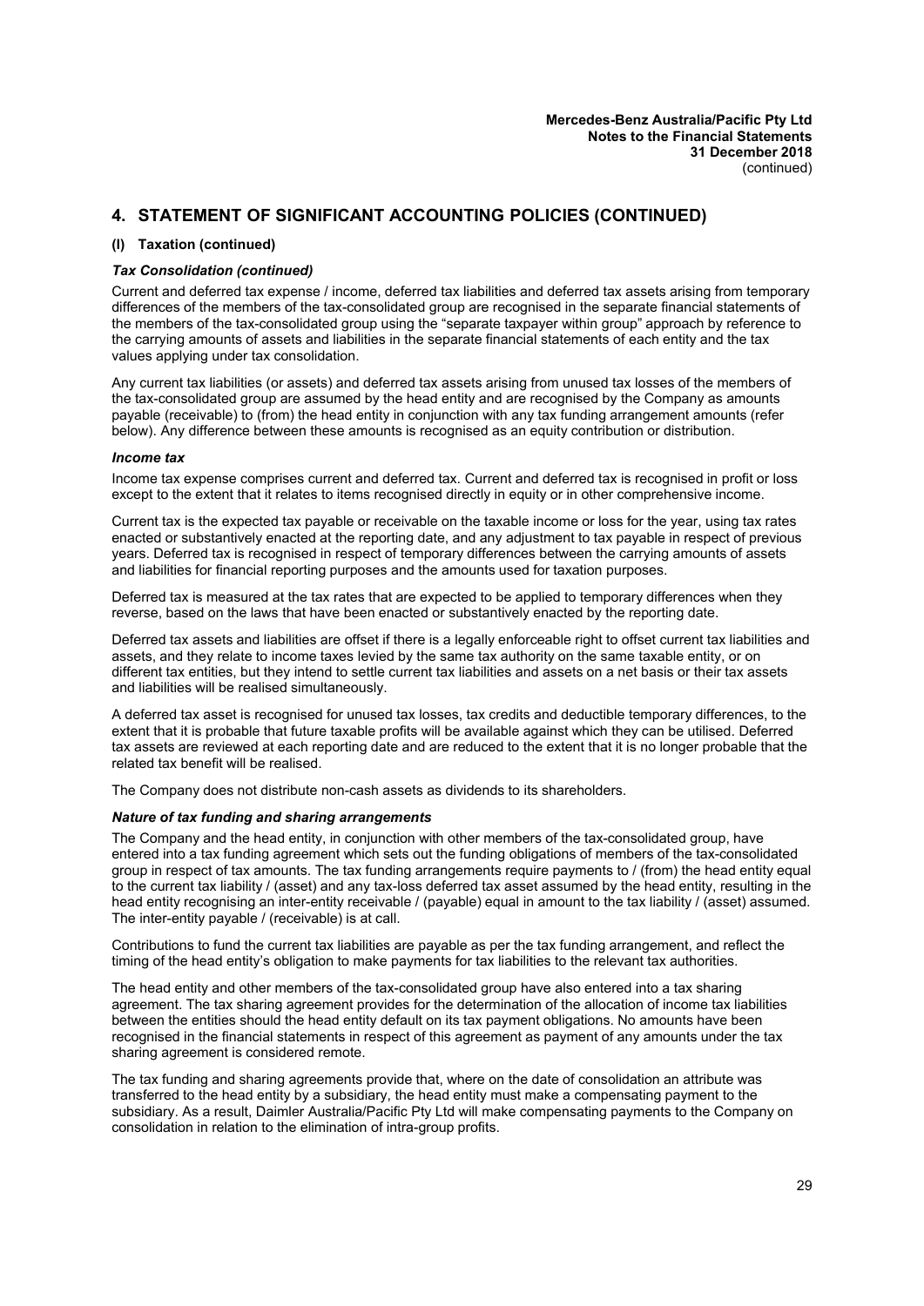## 4. STATEMENT OF SIGNIFICANT ACCOUNTING POLICIES (CONTINUED)

### (l) Taxation (continued)

#### *Tax Consolidation (continued)*

Current and deferred tax expense / income, deferred tax liabilities and deferred tax assets arising from temporary differences of the members of the tax-consolidated group are recognised in the separate financial statements of the members of the tax-consolidated group using the "separate taxpayer within group" approach by reference to the carrying amounts of assets and liabilities in the separate financial statements of each entity and the tax values applying under tax consolidation.

Any current tax liabilities (or assets) and deferred tax assets arising from unused tax losses of the members of the tax-consolidated group are assumed by the head entity and are recognised by the Company as amounts payable (receivable) to (from) the head entity in conjunction with any tax funding arrangement amounts (refer below). Any difference between these amounts is recognised as an equity contribution or distribution.

#### *Income tax*

Income tax expense comprises current and deferred tax. Current and deferred tax is recognised in profit or loss except to the extent that it relates to items recognised directly in equity or in other comprehensive income.

Current tax is the expected tax payable or receivable on the taxable income or loss for the year, using tax rates enacted or substantively enacted at the reporting date, and any adjustment to tax payable in respect of previous years. Deferred tax is recognised in respect of temporary differences between the carrying amounts of assets and liabilities for financial reporting purposes and the amounts used for taxation purposes.

Deferred tax is measured at the tax rates that are expected to be applied to temporary differences when they reverse, based on the laws that have been enacted or substantively enacted by the reporting date.

Deferred tax assets and liabilities are offset if there is a legally enforceable right to offset current tax liabilities and assets, and they relate to income taxes levied by the same tax authority on the same taxable entity, or on different tax entities, but they intend to settle current tax liabilities and assets on a net basis or their tax assets and liabilities will be realised simultaneously.

A deferred tax asset is recognised for unused tax losses, tax credits and deductible temporary differences, to the extent that it is probable that future taxable profits will be available against which they can be utilised. Deferred tax assets are reviewed at each reporting date and are reduced to the extent that it is no longer probable that the related tax benefit will be realised.

The Company does not distribute non-cash assets as dividends to its shareholders.

#### *Nature of tax funding and sharing arrangements*

The Company and the head entity, in conjunction with other members of the tax-consolidated group, have entered into a tax funding agreement which sets out the funding obligations of members of the tax-consolidated group in respect of tax amounts. The tax funding arrangements require payments to / (from) the head entity equal to the current tax liability / (asset) and any tax-loss deferred tax asset assumed by the head entity, resulting in the head entity recognising an inter-entity receivable / (payable) equal in amount to the tax liability / (asset) assumed. The inter-entity payable / (receivable) is at call.

Contributions to fund the current tax liabilities are payable as per the tax funding arrangement, and reflect the timing of the head entity's obligation to make payments for tax liabilities to the relevant tax authorities.

The head entity and other members of the tax-consolidated group have also entered into a tax sharing agreement. The tax sharing agreement provides for the determination of the allocation of income tax liabilities between the entities should the head entity default on its tax payment obligations. No amounts have been recognised in the financial statements in respect of this agreement as payment of any amounts under the tax sharing agreement is considered remote.

The tax funding and sharing agreements provide that, where on the date of consolidation an attribute was transferred to the head entity by a subsidiary, the head entity must make a compensating payment to the subsidiary. As a result, Daimler Australia/Pacific Pty Ltd will make compensating payments to the Company on consolidation in relation to the elimination of intra-group profits.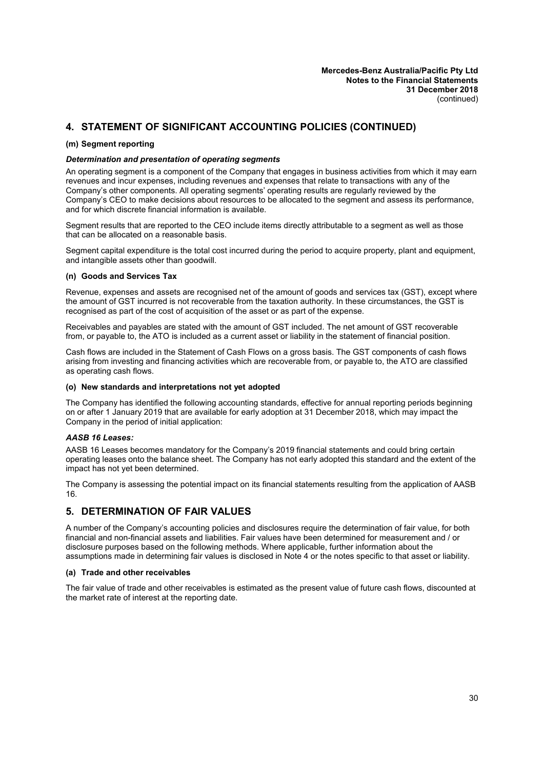## 4. STATEMENT OF SIGNIFICANT ACCOUNTING POLICIES (CONTINUED)

### (m) Segment reporting

***Determination and presentation of operating segments***

An operating segment is a component of the Company that engages in business activities from which it may earn revenues and incur expenses, including revenues and expenses that relate to transactions with any of the Company's other components. All operating segments' operating results are regularly reviewed by the Company's CEO to make decisions about resources to be allocated to the segment and assess its performance, and for which discrete financial information is available.

Segment results that are reported to the CEO include items directly attributable to a segment as well as those that can be allocated on a reasonable basis.

Segment capital expenditure is the total cost incurred during the period to acquire property, plant and equipment, and intangible assets other than goodwill.

### (n) Goods and Services Tax

Revenue, expenses and assets are recognised net of the amount of goods and services tax (GST), except where the amount of GST incurred is not recoverable from the taxation authority. In these circumstances, the GST is recognised as part of the cost of acquisition of the asset or as part of the expense.

Receivables and payables are stated with the amount of GST included. The net amount of GST recoverable from, or payable to, the ATO is included as a current asset or liability in the statement of financial position.

Cash flows are included in the Statement of Cash Flows on a gross basis. The GST components of cash flows arising from investing and financing activities which are recoverable from, or payable to, the ATO are classified as operating cash flows.

### (o) New standards and interpretations not yet adopted

The Company has identified the following accounting standards, effective for annual reporting periods beginning on or after 1 January 2019 that are available for early adoption at 31 December 2018, which may impact the Company in the period of initial application:

***AASB 16 Leases:***

AASB 16 Leases becomes mandatory for the Company's 2019 financial statements and could bring certain operating leases onto the balance sheet. The Company has not early adopted this standard and the extent of the impact has not yet been determined.

The Company is assessing the potential impact on its financial statements resulting from the application of AASB 16.

## 5. DETERMINATION OF FAIR VALUES

A number of the Company's accounting policies and disclosures require the determination of fair value, for both financial and non-financial assets and liabilities. Fair values have been determined for measurement and / or disclosure purposes based on the following methods. Where applicable, further information about the assumptions made in determining fair values is disclosed in Note 4 or the notes specific to that asset or liability.

### (a) Trade and other receivables

The fair value of trade and other receivables is estimated as the present value of future cash flows, discounted at the market rate of interest at the reporting date.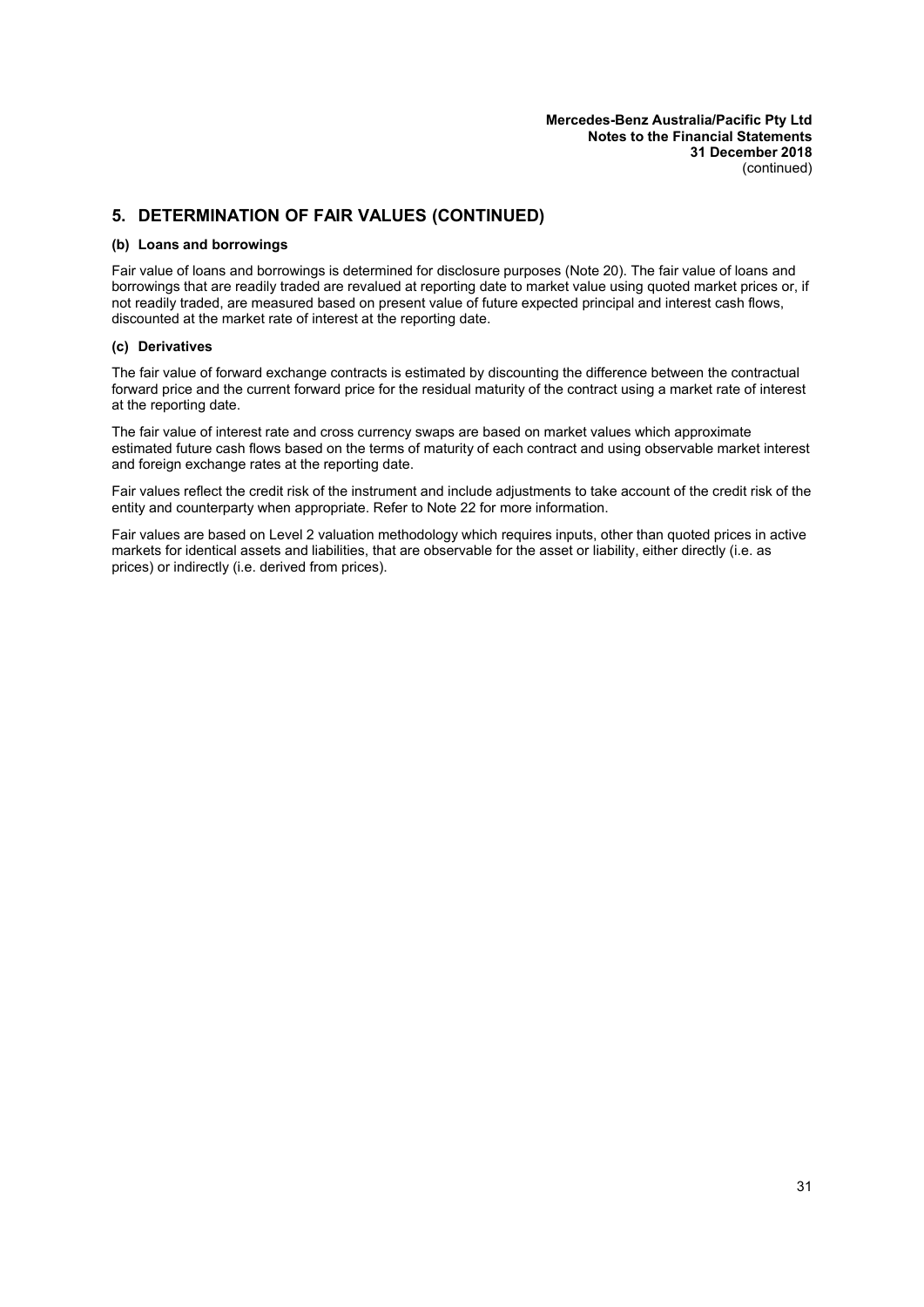## 5. DETERMINATION OF FAIR VALUES (CONTINUED)

### (b) Loans and borrowings

Fair value of loans and borrowings is determined for disclosure purposes (Note 20). The fair value of loans and borrowings that are readily traded are revalued at reporting date to market value using quoted market prices or, if not readily traded, are measured based on present value of future expected principal and interest cash flows, discounted at the market rate of interest at the reporting date.

### (c) Derivatives

The fair value of forward exchange contracts is estimated by discounting the difference between the contractual forward price and the current forward price for the residual maturity of the contract using a market rate of interest at the reporting date.

The fair value of interest rate and cross currency swaps are based on market values which approximate estimated future cash flows based on the terms of maturity of each contract and using observable market interest and foreign exchange rates at the reporting date.

Fair values reflect the credit risk of the instrument and include adjustments to take account of the credit risk of the entity and counterparty when appropriate. Refer to Note 22 for more information.

Fair values are based on Level 2 valuation methodology which requires inputs, other than quoted prices in active markets for identical assets and liabilities, that are observable for the asset or liability, either directly (i.e. as prices) or indirectly (i.e. derived from prices).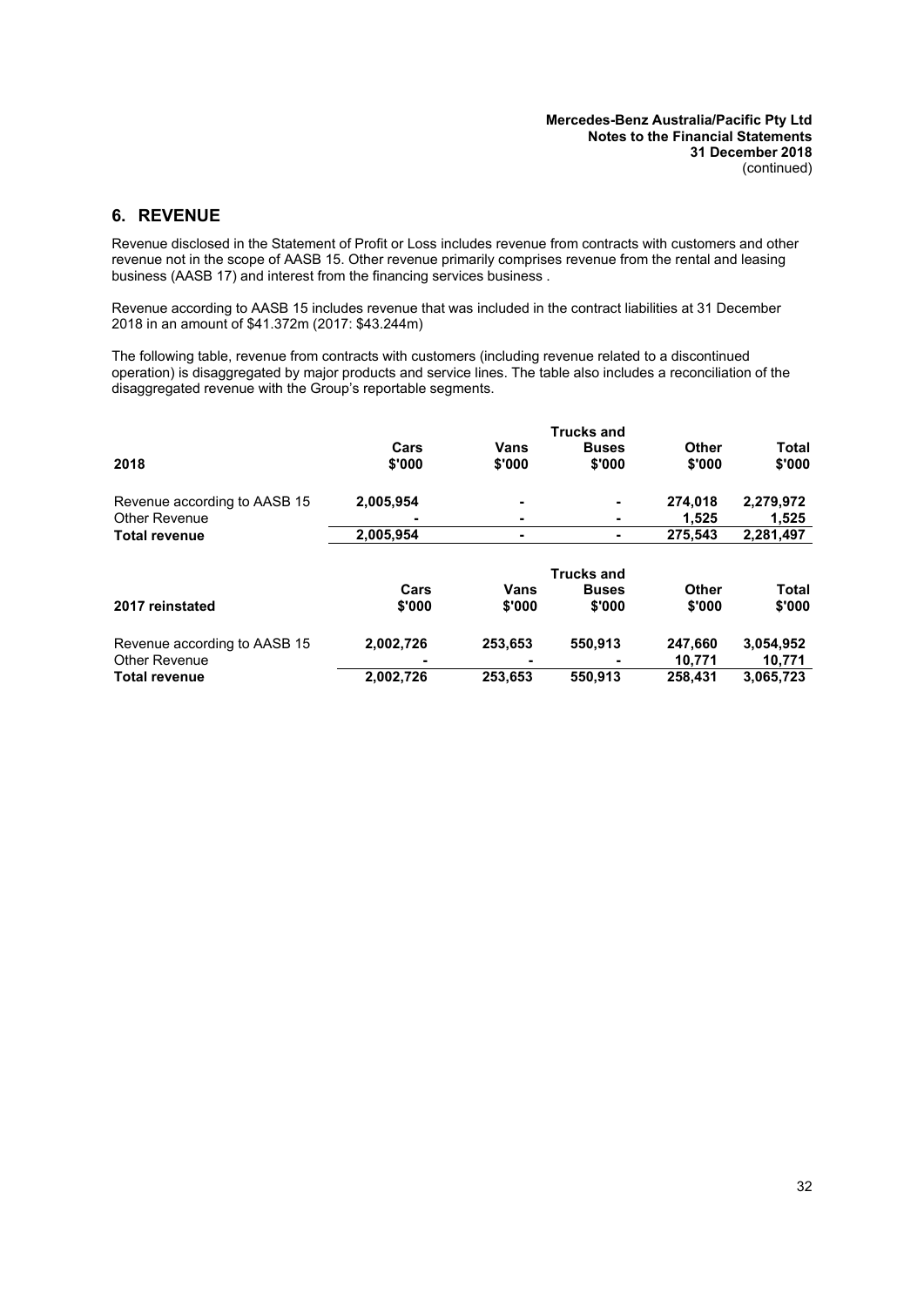## 6. REVENUE

Revenue disclosed in the Statement of Profit or Loss includes revenue from contracts with customers and other revenue not in the scope of AASB 15. Other revenue primarily comprises revenue from the rental and leasing business (AASB 17) and interest from the financing services business .

Revenue according to AASB 15 includes revenue that was included in the contract liabilities at 31 December 2018 in an amount of $41.372m (2017: $43.244m)

The following table, revenue from contracts with customers (including revenue related to a discontinued operation) is disaggregated by major products and service lines. The table also includes a reconciliation of the disaggregated revenue with the Group's reportable segments.

| 2018 | Cars<br>$'000 | Vans<br>$'000 | Trucks and Buses<br>$'000 | Other<br>$'000 | Total<br>$'000 |
|---|---|---|---|---|---|
| Revenue according to AASB 15 | 2,005,954 | - | - | 274,018 | 2,279,972 |
| Other Revenue | - | - | - | 1,525 | 1,525 |
| **Total revenue** | **2,005,954** | **-** | **-** | **275,543** | **2,281,497** |

| 2017 reinstated | Cars<br>$'000 | Vans<br>$'000 | Trucks and Buses<br>$'000 | Other<br>$'000 | Total<br>$'000 |
|---|---|---|---|---|---|
| Revenue according to AASB 15 | 2,002,726 | 253,653 | 550,913 | 247,660 | 3,054,952 |
| Other Revenue | - | - | - | 10,771 | 10,771 |
| **Total revenue** | **2,002,726** | **253,653** | **550,913** | **258,431** | **3,065,723** |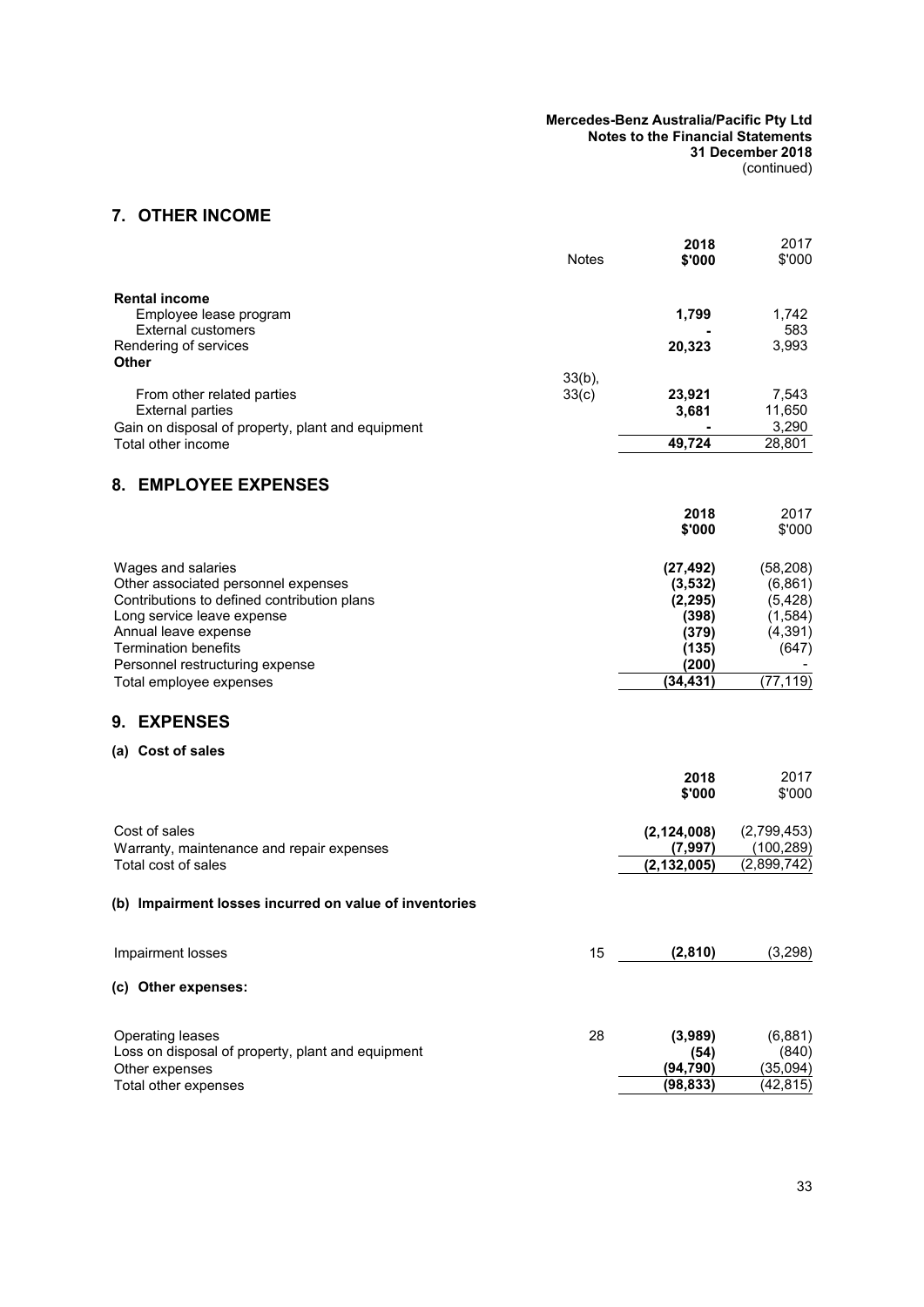Mercedes-Benz Australia/Pacific Pty Ltd
Notes to the Financial Statements
31 December 2018
(continued)

## 7. OTHER INCOME

| | Notes | 2018 $'000 | 2017 $'000 |
|---|---|---|---|
| **Rental income** | | | |
| Employee lease program | | **1,799** | 1,742 |
| External customers | | **-** | 583 |
| Rendering of services | | **20,323** | 3,993 |
| **Other** | | | |
| From other related parties | 33(b), 33(c) | **23,921** | 7,543 |
| External parties | | **3,681** | 11,650 |
| Gain on disposal of property, plant and equipment | | **-** | 3,290 |
| Total other income | | **49,724** | 28,801 |

## 8. EMPLOYEE EXPENSES

| | 2018 $'000 | 2017 $'000 |
|---|---|---|
| Wages and salaries | **(27,492)** | (58,208) |
| Other associated personnel expenses | **(3,532)** | (6,861) |
| Contributions to defined contribution plans | **(2,295)** | (5,428) |
| Long service leave expense | **(398)** | (1,584) |
| Annual leave expense | **(379)** | (4,391) |
| Termination benefits | **(135)** | (647) |
| Personnel restructuring expense | **(200)** | - |
| Total employee expenses | **(34,431)** | (77,119) |

## 9. EXPENSES

### (a) Cost of sales

| | 2018 $'000 | 2017 $'000 |
|---|---|---|
| Cost of sales | **(2,124,008)** | (2,799,453) |
| Warranty, maintenance and repair expenses | **(7,997)** | (100,289) |
| Total cost of sales | **(2,132,005)** | (2,899,742) |

### (b) Impairment losses incurred on value of inventories

| | Notes | 2018 $'000 | 2017 $'000 |
|---|---|---|---|
| Impairment losses | 15 | **(2,810)** | (3,298) |

### (c) Other expenses:

| | Notes | 2018 $'000 | 2017 $'000 |
|---|---|---|---|
| Operating leases | 28 | **(3,989)** | (6,881) |
| Loss on disposal of property, plant and equipment | | **(54)** | (840) |
| Other expenses | | **(94,790)** | (35,094) |
| Total other expenses | | **(98,833)** | (42,815) |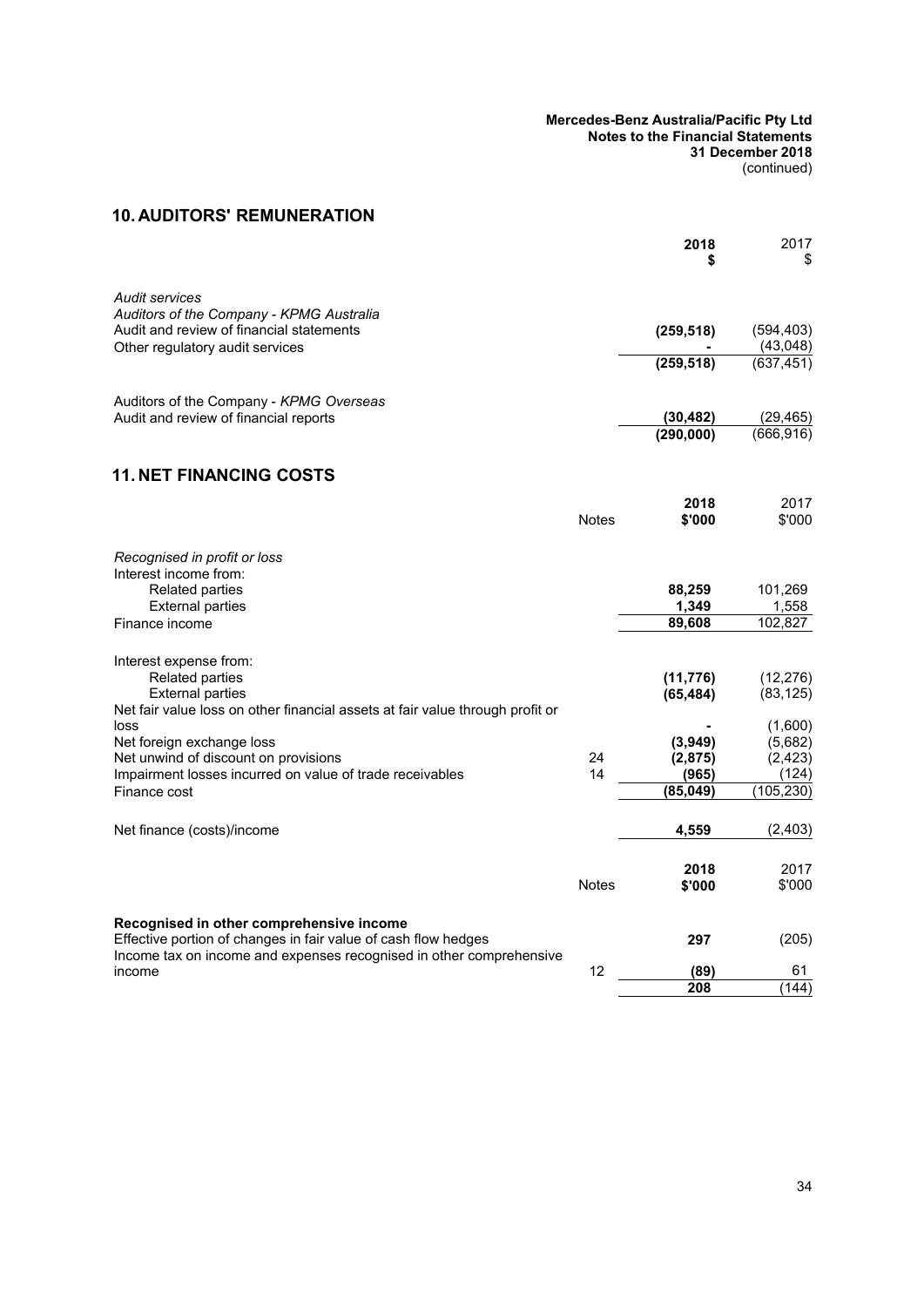## 10. AUDITORS' REMUNERATION

| | 2018 $ | 2017 $ |
|---|---|---|
| *Audit services* | | |
| *Auditors of the Company - KPMG Australia* | | |
| Audit and review of financial statements | **(259,518)** | (594,403) |
| Other regulatory audit services | **-** | (43,048) |
| | **(259,518)** | (637,451) |
| | | |
| Auditors of the Company - *KPMG Overseas* | | |
| Audit and review of financial reports | **(30,482)** | (29,465) |
| | **(290,000)** | (666,916) |

## 11. NET FINANCING COSTS

| | Notes | 2018 $'000 | 2017 $'000 |
|---|---|---|---|
| *Recognised in profit or loss* | | | |
| Interest income from: | | | |
| Related parties | | **88,259** | 101,269 |
| External parties | | **1,349** | 1,558 |
| Finance income | | **89,608** | 102,827 |
| | | | |
| Interest expense from: | | | |
| Related parties | | **(11,776)** | (12,276) |
| External parties | | **(65,484)** | (83,125) |
| Net fair value loss on other financial assets at fair value through profit or loss | | **-** | (1,600) |
| Net foreign exchange loss | | **(3,949)** | (5,682) |
| Net unwind of discount on provisions | 24 | **(2,875)** | (2,423) |
| Impairment losses incurred on value of trade receivables | 14 | **(965)** | (124) |
| Finance cost | | **(85,049)** | (105,230) |
| | | | |
| Net finance (costs)/income | | **4,559** | (2,403) |

| | Notes | 2018 $'000 | 2017 $'000 |
|---|---|---|---|
| **Recognised in other comprehensive income** | | | |
| Effective portion of changes in fair value of cash flow hedges | | **297** | (205) |
| Income tax on income and expenses recognised in other comprehensive income | 12 | **(89)** | 61 |
| | | **208** | (144) |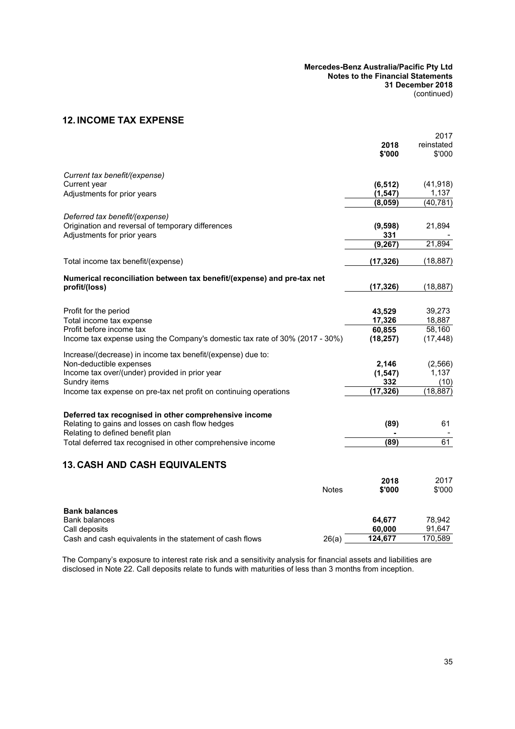## 12. INCOME TAX EXPENSE

| | 2018 $'000 | 2017 reinstated $'000 |
|---|---|---|
| *Current tax benefit/(expense)* | | |
| Current year | **(6,512)** | (41,918) |
| Adjustments for prior years | **(1,547)** | 1,137 |
| | **(8,059)** | (40,781) |
| *Deferred tax benefit/(expense)* | | |
| Origination and reversal of temporary differences | **(9,598)** | 21,894 |
| Adjustments for prior years | **331** | - |
| | **(9,267)** | 21,894 |
| Total income tax benefit/(expense) | **(17,326)** | (18,887) |
| **Numerical reconciliation between tax benefit/(expense) and pre-tax net profit/(loss)** | **(17,326)** | (18,887) |
| Profit for the period | **43,529** | 39,273 |
| Total income tax expense | **17,326** | 18,887 |
| Profit before income tax | **60,855** | 58,160 |
| Income tax expense using the Company's domestic tax rate of 30% (2017 - 30%) | **(18,257)** | (17,448) |
| Increase/(decrease) in income tax benefit/(expense) due to: | | |
| Non-deductible expenses | **2,146** | (2,566) |
| Income tax over/(under) provided in prior year | **(1,547)** | 1,137 |
| Sundry items | **332** | (10) |
| Income tax expense on pre-tax net profit on continuing operations | **(17,326)** | (18,887) |
| **Deferred tax recognised in other comprehensive income** | | |
| Relating to gains and losses on cash flow hedges | **(89)** | 61 |
| Relating to defined benefit plan | **-** | - |
| Total deferred tax recognised in other comprehensive income | **(89)** | 61 |

## 13. CASH AND CASH EQUIVALENTS

| | Notes | 2018 $'000 | 2017 $'000 |
|---|---|---|---|
| **Bank balances** | | | |
| Bank balances | | **64,677** | 78,942 |
| Call deposits | | **60,000** | 91,647 |
| Cash and cash equivalents in the statement of cash flows | 26(a) | **124,677** | 170,589 |

The Company's exposure to interest rate risk and a sensitivity analysis for financial assets and liabilities are disclosed in Note 22. Call deposits relate to funds with maturities of less than 3 months from inception.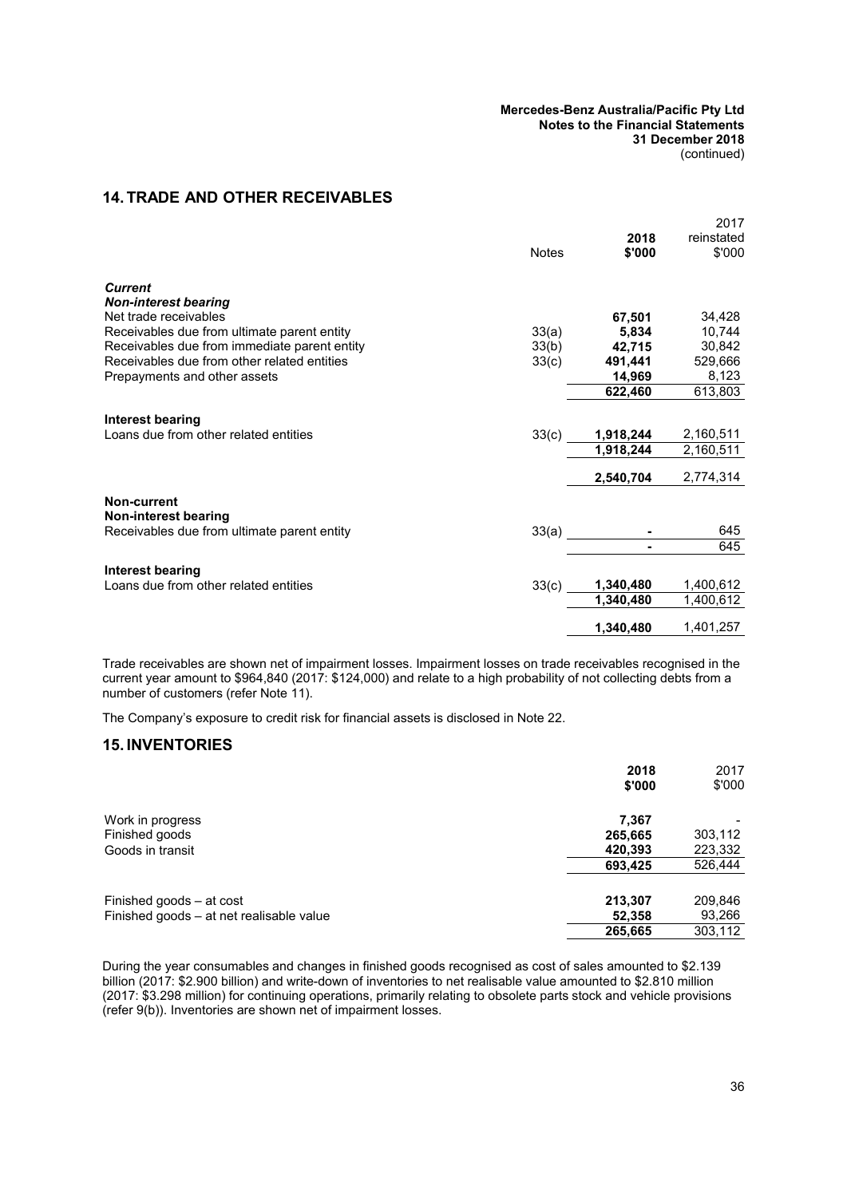## 14. TRADE AND OTHER RECEIVABLES

| | Notes | 2018 $'000 | 2017 reinstated $'000 |
|---|---|---|---|
| ***Current*** | | | |
| ***Non-interest bearing*** | | | |
| Net trade receivables | | **67,501** | 34,428 |
| Receivables due from ultimate parent entity | 33(a) | **5,834** | 10,744 |
| Receivables due from immediate parent entity | 33(b) | **42,715** | 30,842 |
| Receivables due from other related entities | 33(c) | **491,441** | 529,666 |
| Prepayments and other assets | | **14,969** | 8,123 |
| | | **622,460** | 613,803 |
| **Interest bearing** | | | |
| Loans due from other related entities | 33(c) | **1,918,244** | 2,160,511 |
| | | **1,918,244** | 2,160,511 |
| | | **2,540,704** | 2,774,314 |
| **Non-current** | | | |
| **Non-interest bearing** | | | |
| Receivables due from ultimate parent entity | 33(a) | **-** | 645 |
| | | **-** | 645 |
| **Interest bearing** | | | |
| Loans due from other related entities | 33(c) | **1,340,480** | 1,400,612 |
| | | **1,340,480** | 1,400,612 |
| | | **1,340,480** | 1,401,257 |

Trade receivables are shown net of impairment losses. Impairment losses on trade receivables recognised in the current year amount to $964,840 (2017: $124,000) and relate to a high probability of not collecting debts from a number of customers (refer Note 11).

The Company's exposure to credit risk for financial assets is disclosed in Note 22.

## 15. INVENTORIES

| | 2018 $'000 | 2017 $'000 |
|---|---|---|
| Work in progress | **7,367** | - |
| Finished goods | **265,665** | 303,112 |
| Goods in transit | **420,393** | 223,332 |
| | **693,425** | 526,444 |
| Finished goods – at cost | **213,307** | 209,846 |
| Finished goods – at net realisable value | **52,358** | 93,266 |
| | **265,665** | 303,112 |

During the year consumables and changes in finished goods recognised as cost of sales amounted to $2.139 billion (2017: $2.900 billion) and write-down of inventories to net realisable value amounted to $2.810 million (2017: $3.298 million) for continuing operations, primarily relating to obsolete parts stock and vehicle provisions (refer 9(b)). Inventories are shown net of impairment losses.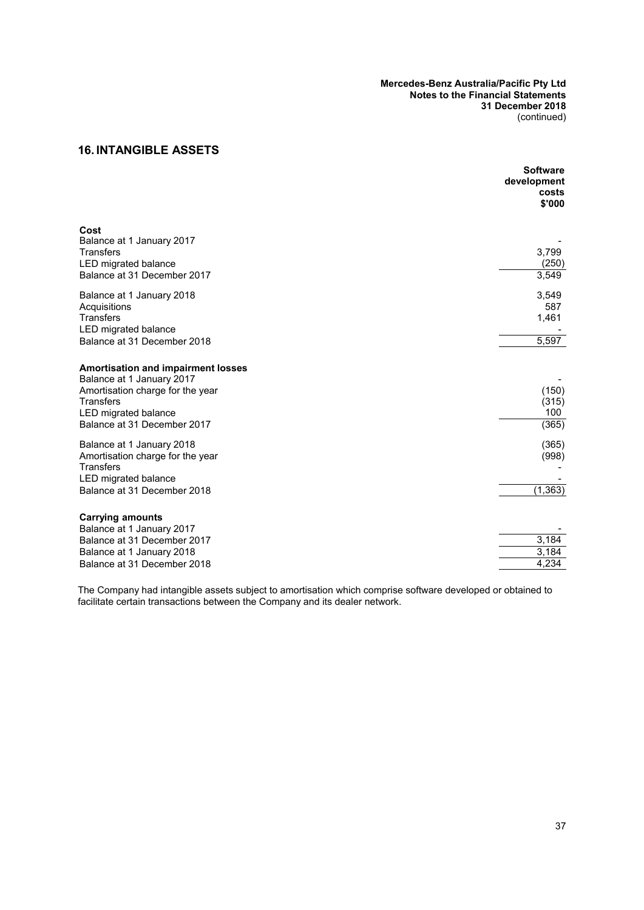## 16. INTANGIBLE ASSETS

| | Software development costs $'000 |
|---|---|
| **Cost** | |
| Balance at 1 January 2017 | - |
| Transfers | 3,799 |
| LED migrated balance | (250) |
| Balance at 31 December 2017 | 3,549 |
| | |
| Balance at 1 January 2018 | 3,549 |
| Acquisitions | 587 |
| Transfers | 1,461 |
| LED migrated balance | - |
| Balance at 31 December 2018 | 5,597 |
| | |
| **Amortisation and impairment losses** | |
| Balance at 1 January 2017 | - |
| Amortisation charge for the year | (150) |
| Transfers | (315) |
| LED migrated balance | 100 |
| Balance at 31 December 2017 | (365) |
| | |
| Balance at 1 January 2018 | (365) |
| Amortisation charge for the year | (998) |
| Transfers | - |
| LED migrated balance | - |
| Balance at 31 December 2018 | (1,363) |
| | |
| **Carrying amounts** | |
| Balance at 1 January 2017 | - |
| Balance at 31 December 2017 | 3,184 |
| Balance at 1 January 2018 | 3,184 |
| Balance at 31 December 2018 | 4,234 |

The Company had intangible assets subject to amortisation which comprise software developed or obtained to facilitate certain transactions between the Company and its dealer network.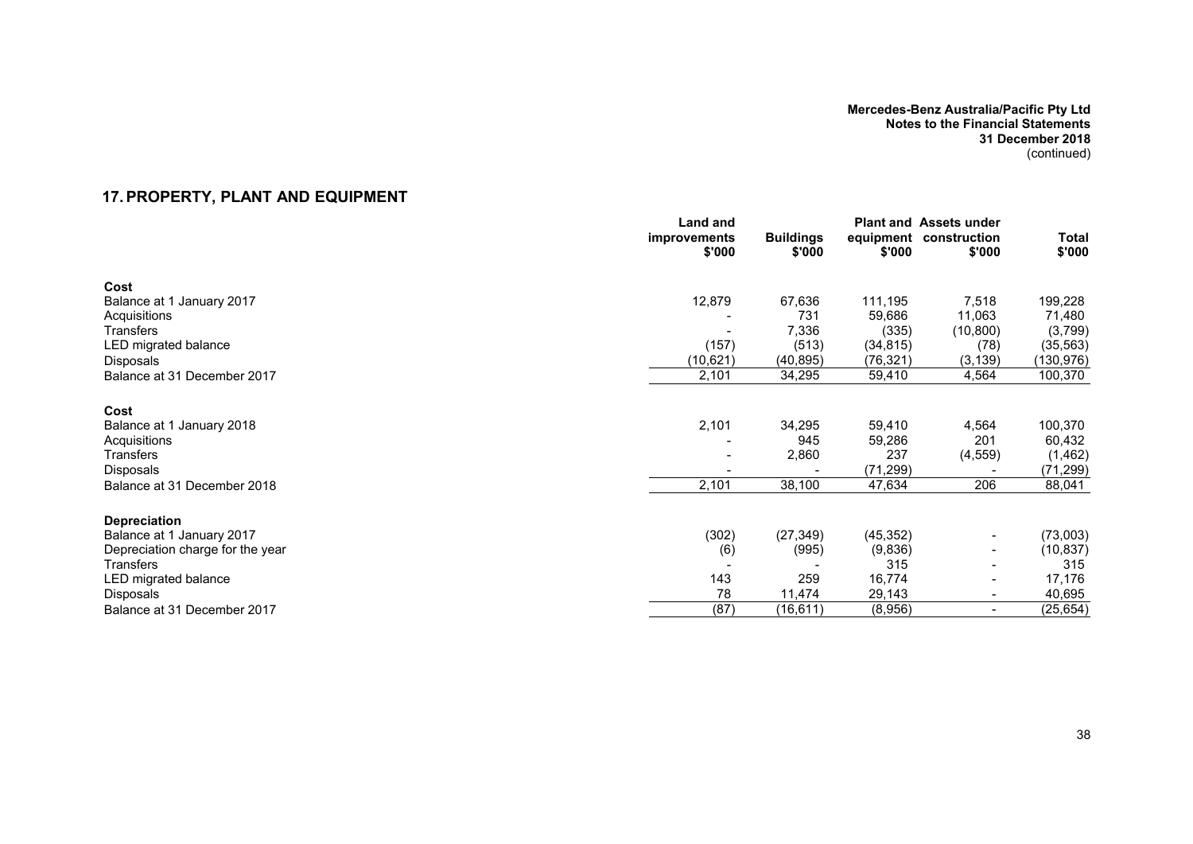## 17. PROPERTY, PLANT AND EQUIPMENT

| | Land and improvements $'000 | Buildings $'000 | Plant and equipment $'000 | Assets under construction $'000 | Total $'000 |
|---|---|---|---|---|---|
| **Cost** | | | | | |
| Balance at 1 January 2017 | 12,879 | 67,636 | 111,195 | 7,518 | 199,228 |
| Acquisitions | - | 731 | 59,686 | 11,063 | 71,480 |
| Transfers | - | 7,336 | (335) | (10,800) | (3,799) |
| LED migrated balance | (157) | (513) | (34,815) | (78) | (35,563) |
| Disposals | (10,621) | (40,895) | (76,321) | (3,139) | (130,976) |
| Balance at 31 December 2017 | 2,101 | 34,295 | 59,410 | 4,564 | 100,370 |
| **Cost** | | | | | |
| Balance at 1 January 2018 | 2,101 | 34,295 | 59,410 | 4,564 | 100,370 |
| Acquisitions | - | 945 | 59,286 | 201 | 60,432 |
| Transfers | - | 2,860 | 237 | (4,559) | (1,462) |
| Disposals | - | - | (71,299) | - | (71,299) |
| Balance at 31 December 2018 | 2,101 | 38,100 | 47,634 | 206 | 88,041 |
| **Depreciation** | | | | | |
| Balance at 1 January 2017 | (302) | (27,349) | (45,352) | - | (73,003) |
| Depreciation charge for the year | (6) | (995) | (9,836) | - | (10,837) |
| Transfers | - | - | 315 | - | 315 |
| LED migrated balance | 143 | 259 | 16,774 | - | 17,176 |
| Disposals | 78 | 11,474 | 29,143 | - | 40,695 |
| Balance at 31 December 2017 | (87) | (16,611) | (8,956) | - | (25,654) |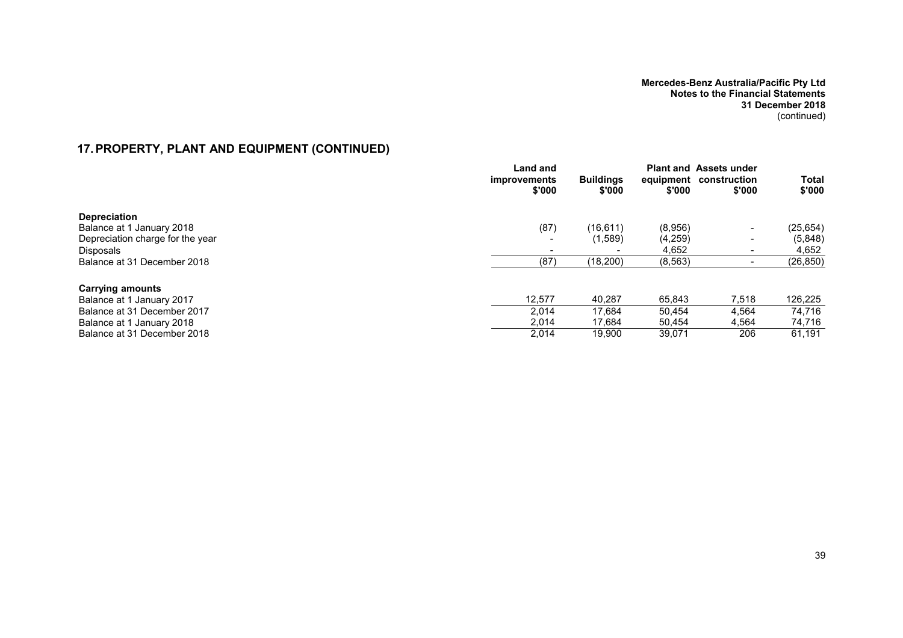## 17. PROPERTY, PLANT AND EQUIPMENT (CONTINUED)

| | Land and improvements $'000 | Buildings $'000 | Plant and equipment $'000 | Assets under construction $'000 | Total $'000 |
|---|---|---|---|---|---|
| **Depreciation** | | | | | |
| Balance at 1 January 2018 | (87) | (16,611) | (8,956) | - | (25,654) |
| Depreciation charge for the year | - | (1,589) | (4,259) | - | (5,848) |
| Disposals | - | - | 4,652 | - | 4,652 |
| Balance at 31 December 2018 | (87) | (18,200) | (8,563) | - | (26,850) |
| **Carrying amounts** | | | | | |
| Balance at 1 January 2017 | 12,577 | 40,287 | 65,843 | 7,518 | 126,225 |
| Balance at 31 December 2017 | 2,014 | 17,684 | 50,454 | 4,564 | 74,716 |
| Balance at 1 January 2018 | 2,014 | 17,684 | 50,454 | 4,564 | 74,716 |
| Balance at 31 December 2018 | 2,014 | 19,900 | 39,071 | 206 | 61,191 |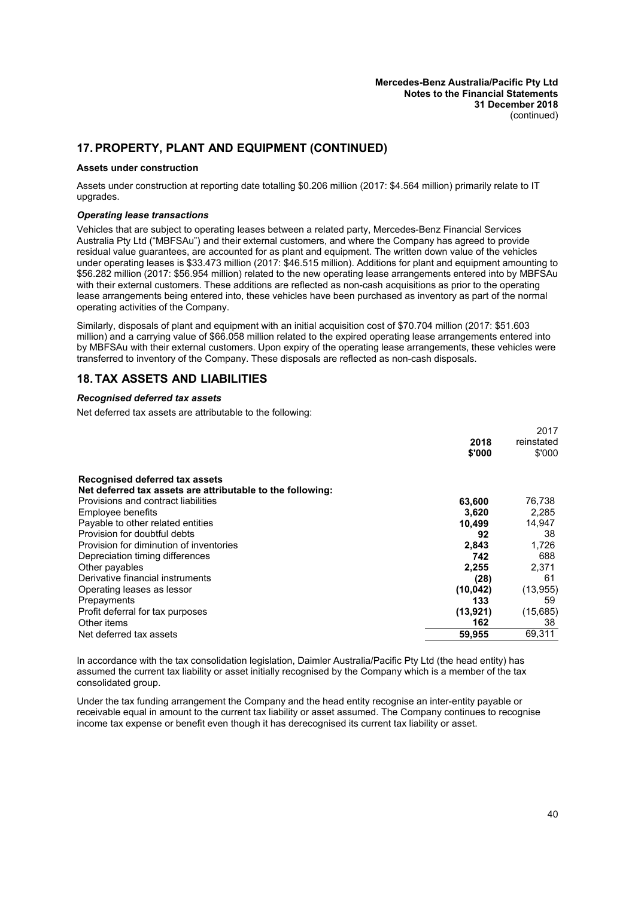## 17. PROPERTY, PLANT AND EQUIPMENT (CONTINUED)

**Assets under construction**

Assets under construction at reporting date totalling $0.206 million (2017: $4.564 million) primarily relate to IT upgrades.

***Operating lease transactions***

Vehicles that are subject to operating leases between a related party, Mercedes-Benz Financial Services Australia Pty Ltd ("MBFSAu") and their external customers, and where the Company has agreed to provide residual value guarantees, are accounted for as plant and equipment. The written down value of the vehicles under operating leases is $33.473 million (2017: $46.515 million). Additions for plant and equipment amounting to $56.282 million (2017: $56.954 million) related to the new operating lease arrangements entered into by MBFSAu with their external customers. These additions are reflected as non-cash acquisitions as prior to the operating lease arrangements being entered into, these vehicles have been purchased as inventory as part of the normal operating activities of the Company.

Similarly, disposals of plant and equipment with an initial acquisition cost of $70.704 million (2017: $51.603 million) and a carrying value of $66.058 million related to the expired operating lease arrangements entered into by MBFSAu with their external customers. Upon expiry of the operating lease arrangements, these vehicles were transferred to inventory of the Company. These disposals are reflected as non-cash disposals.

## 18. TAX ASSETS AND LIABILITIES

***Recognised deferred tax assets***

Net deferred tax assets are attributable to the following:

| | 2018<br>$'000 | 2017<br>reinstated<br>$'000 |
|---|---|---|
| **Recognised deferred tax assets** | | |
| **Net deferred tax assets are attributable to the following:** | | |
| Provisions and contract liabilities | **63,600** | 76,738 |
| Employee benefits | **3,620** | 2,285 |
| Payable to other related entities | **10,499** | 14,947 |
| Provision for doubtful debts | **92** | 38 |
| Provision for diminution of inventories | **2,843** | 1,726 |
| Depreciation timing differences | **742** | 688 |
| Other payables | **2,255** | 2,371 |
| Derivative financial instruments | **(28)** | 61 |
| Operating leases as lessor | **(10,042)** | (13,955) |
| Prepayments | **133** | 59 |
| Profit deferral for tax purposes | **(13,921)** | (15,685) |
| Other items | **162** | 38 |
| Net deferred tax assets | **59,955** | 69,311 |

In accordance with the tax consolidation legislation, Daimler Australia/Pacific Pty Ltd (the head entity) has assumed the current tax liability or asset initially recognised by the Company which is a member of the tax consolidated group.

Under the tax funding arrangement the Company and the head entity recognise an inter-entity payable or receivable equal in amount to the current tax liability or asset assumed. The Company continues to recognise income tax expense or benefit even though it has derecognised its current tax liability or asset.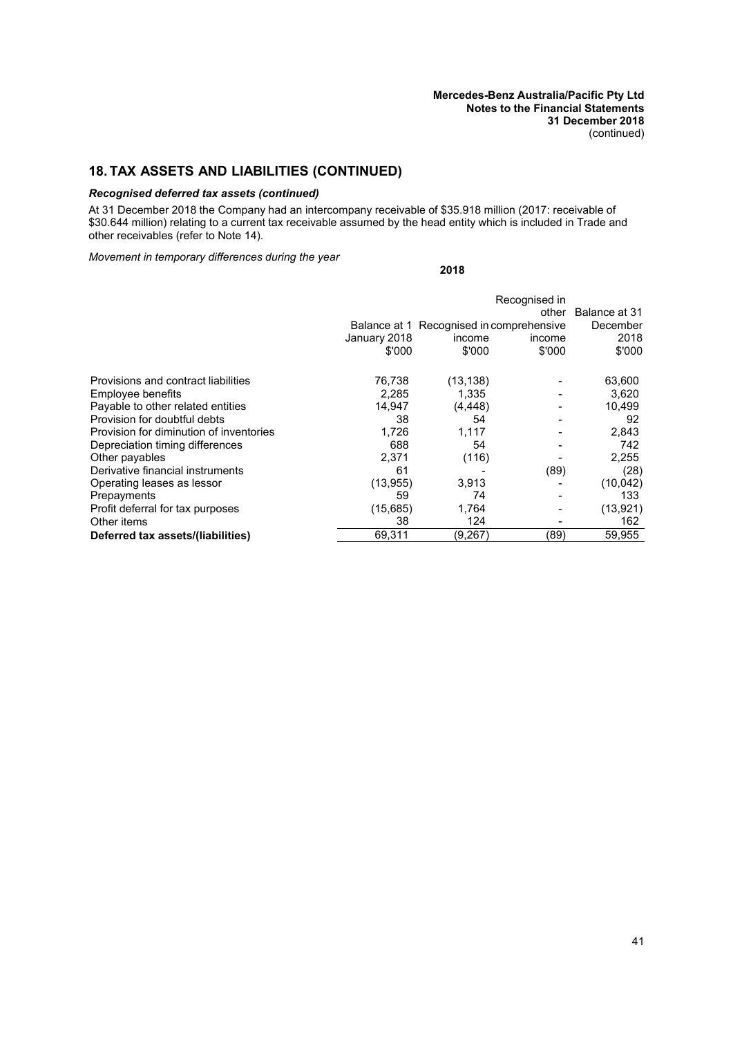## 18. TAX ASSETS AND LIABILITIES (CONTINUED)

### *Recognised deferred tax assets (continued)*

At 31 December 2018 the Company had an intercompany receivable of $35.918 million (2017: receivable of $30.644 million) relating to a current tax receivable assumed by the head entity which is included in Trade and other receivables (refer to Note 14).

*Movement in temporary differences during the year*

**2018**

| | Balance at 1 January 2018 $'000 | Recognised in income $'000 | Recognised in other comprehensive income $'000 | Balance at 31 December 2018 $'000 |
|---|---|---|---|---|
| Provisions and contract liabilities | 76,738 | (13,138) | - | 63,600 |
| Employee benefits | 2,285 | 1,335 | - | 3,620 |
| Payable to other related entities | 14,947 | (4,448) | - | 10,499 |
| Provision for doubtful debts | 38 | 54 | - | 92 |
| Provision for diminution of inventories | 1,726 | 1,117 | - | 2,843 |
| Depreciation timing differences | 688 | 54 | - | 742 |
| Other payables | 2,371 | (116) | - | 2,255 |
| Derivative financial instruments | 61 | - | (89) | (28) |
| Operating leases as lessor | (13,955) | 3,913 | - | (10,042) |
| Prepayments | 59 | 74 | - | 133 |
| Profit deferral for tax purposes | (15,685) | 1,764 | - | (13,921) |
| Other items | 38 | 124 | - | 162 |
| **Deferred tax assets/(liabilities)** | 69,311 | (9,267) | (89) | 59,955 |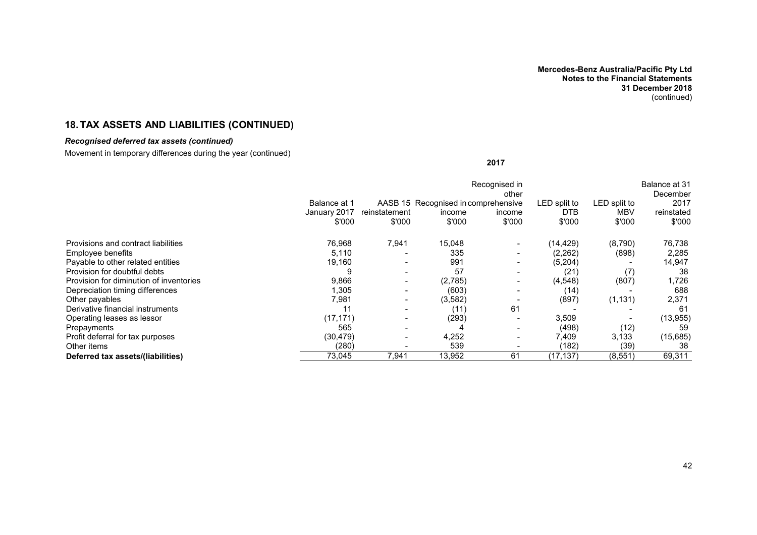## 18. TAX ASSETS AND LIABILITIES (CONTINUED)

### *Recognised deferred tax assets (continued)*

Movement in temporary differences during the year (continued)

**2017**

| | Balance at 1 January 2017 $'000 | AASB 15 reinstatement $'000 | Recognised in income $'000 | Recognised in other comprehensive income $'000 | LED split to DTB $'000 | LED split to MBV $'000 | Balance at 31 December 2017 reinstated $'000 |
|---|---|---|---|---|---|---|---|
| Provisions and contract liabilities | 76,968 | 7,941 | 15,048 | - | (14,429) | (8,790) | 76,738 |
| Employee benefits | 5,110 | - | 335 | - | (2,262) | (898) | 2,285 |
| Payable to other related entities | 19,160 | - | 991 | - | (5,204) | - | 14,947 |
| Provision for doubtful debts | 9 | - | 57 | - | (21) | (7) | 38 |
| Provision for diminution of inventories | 9,866 | - | (2,785) | - | (4,548) | (807) | 1,726 |
| Depreciation timing differences | 1,305 | - | (603) | - | (14) | - | 688 |
| Other payables | 7,981 | - | (3,582) | - | (897) | (1,131) | 2,371 |
| Derivative financial instruments | 11 | - | (11) | 61 | - | - | 61 |
| Operating leases as lessor | (17,171) | - | (293) | - | 3,509 | - | (13,955) |
| Prepayments | 565 | - | 4 | - | (498) | (12) | 59 |
| Profit deferral for tax purposes | (30,479) | - | 4,252 | - | 7,409 | 3,133 | (15,685) |
| Other items | (280) | - | 539 | - | (182) | (39) | 38 |
| **Deferred tax assets/(liabilities)** | 73,045 | 7,941 | 13,952 | 61 | (17,137) | (8,551) | 69,311 |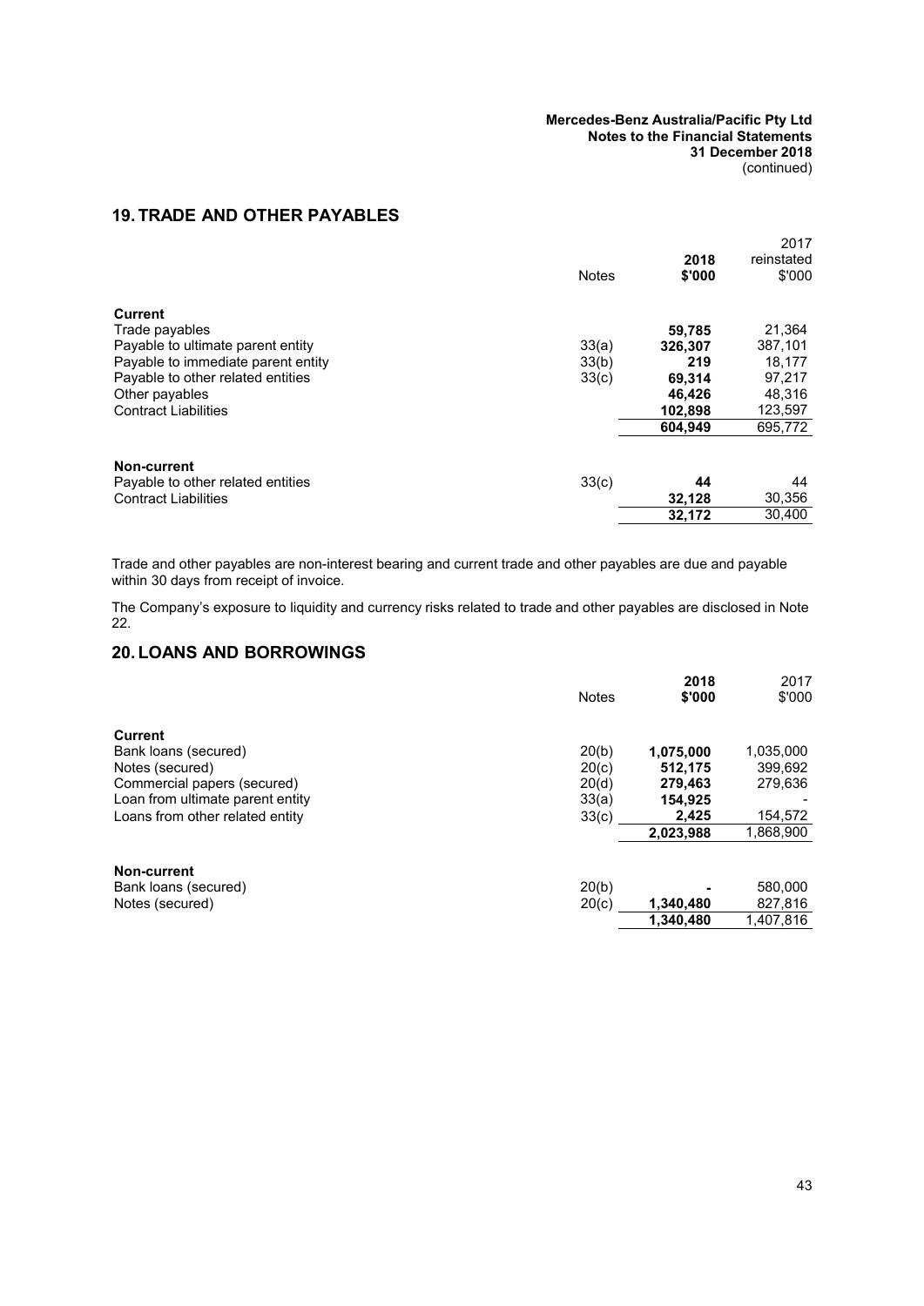## 19. TRADE AND OTHER PAYABLES

| | Notes | 2018 $'000 | 2017 reinstated $'000 |
|---|---|---|---|
| **Current** | | | |
| Trade payables | | **59,785** | 21,364 |
| Payable to ultimate parent entity | 33(a) | **326,307** | 387,101 |
| Payable to immediate parent entity | 33(b) | **219** | 18,177 |
| Payable to other related entities | 33(c) | **69,314** | 97,217 |
| Other payables | | **46,426** | 48,316 |
| Contract Liabilities | | **102,898** | 123,597 |
| | | **604,949** | 695,772 |
| **Non-current** | | | |
| Payable to other related entities | 33(c) | **44** | 44 |
| Contract Liabilities | | **32,128** | 30,356 |
| | | **32,172** | 30,400 |

Trade and other payables are non-interest bearing and current trade and other payables are due and payable within 30 days from receipt of invoice.

The Company's exposure to liquidity and currency risks related to trade and other payables are disclosed in Note 22.

## 20. LOANS AND BORROWINGS

| | Notes | 2018 $'000 | 2017 $'000 |
|---|---|---|---|
| **Current** | | | |
| Bank loans (secured) | 20(b) | **1,075,000** | 1,035,000 |
| Notes (secured) | 20(c) | **512,175** | 399,692 |
| Commercial papers (secured) | 20(d) | **279,463** | 279,636 |
| Loan from ultimate parent entity | 33(a) | **154,925** | - |
| Loans from other related entity | 33(c) | **2,425** | 154,572 |
| | | **2,023,988** | 1,868,900 |
| **Non-current** | | | |
| Bank loans (secured) | 20(b) | **-** | 580,000 |
| Notes (secured) | 20(c) | **1,340,480** | 827,816 |
| | | **1,340,480** | 1,407,816 |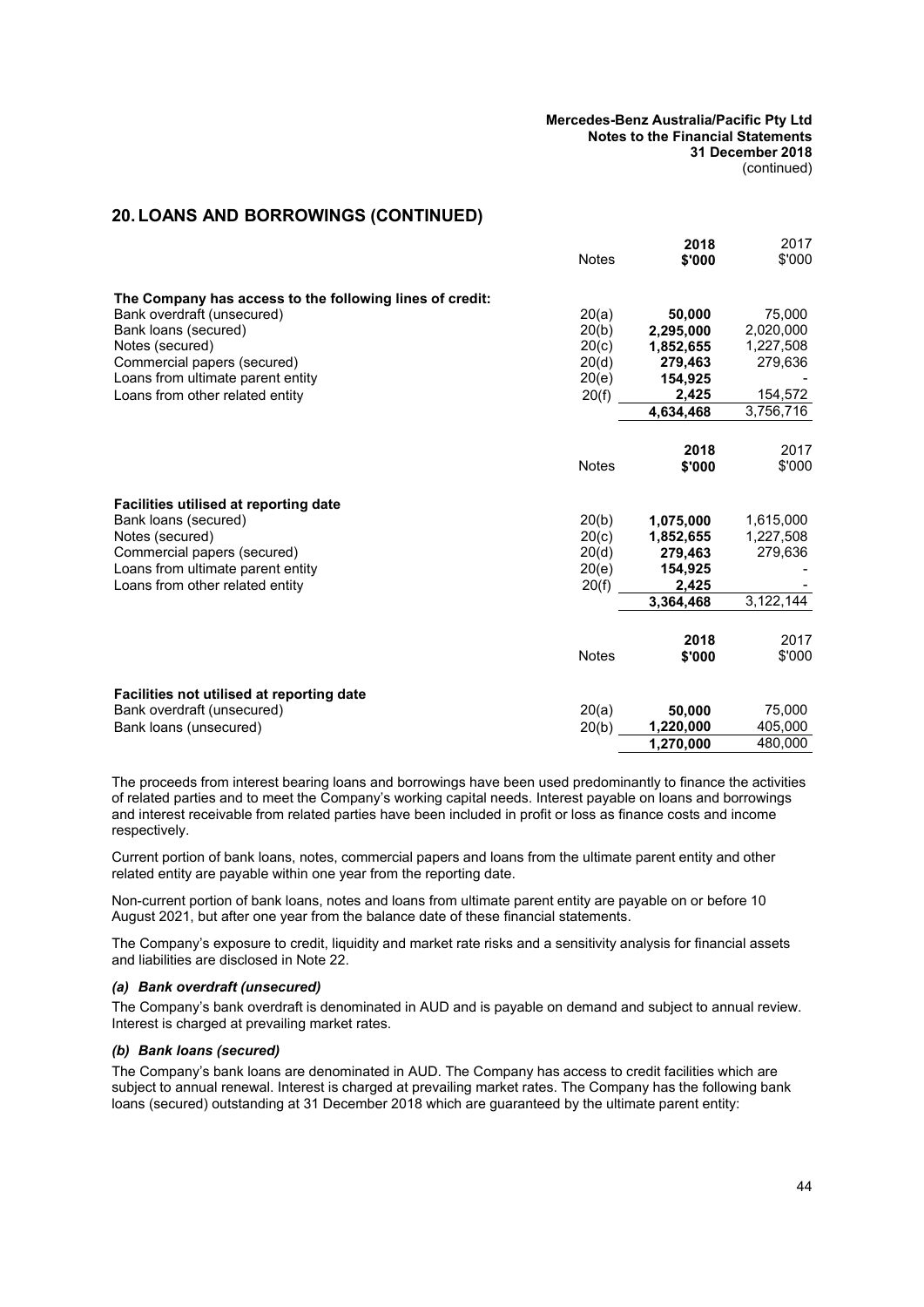## 20. LOANS AND BORROWINGS (CONTINUED)

| | Notes | 2018 \$'000 | 2017 \$'000 |
|---|---|---|---|
| **The Company has access to the following lines of credit:** | | | |
| Bank overdraft (unsecured) | 20(a) | **50,000** | 75,000 |
| Bank loans (secured) | 20(b) | **2,295,000** | 2,020,000 |
| Notes (secured) | 20(c) | **1,852,655** | 1,227,508 |
| Commercial papers (secured) | 20(d) | **279,463** | 279,636 |
| Loans from ultimate parent entity | 20(e) | **154,925** | - |
| Loans from other related entity | 20(f) | **2,425** | 154,572 |
| | | **4,634,468** | 3,756,716 |

| | Notes | 2018 \$'000 | 2017 \$'000 |
|---|---|---|---|
| **Facilities utilised at reporting date** | | | |
| Bank loans (secured) | 20(b) | **1,075,000** | 1,615,000 |
| Notes (secured) | 20(c) | **1,852,655** | 1,227,508 |
| Commercial papers (secured) | 20(d) | **279,463** | 279,636 |
| Loans from ultimate parent entity | 20(e) | **154,925** | - |
| Loans from other related entity | 20(f) | **2,425** | - |
| | | **3,364,468** | 3,122,144 |

| | Notes | 2018 \$'000 | 2017 \$'000 |
|---|---|---|---|
| **Facilities not utilised at reporting date** | | | |
| Bank overdraft (unsecured) | 20(a) | **50,000** | 75,000 |
| Bank loans (unsecured) | 20(b) | **1,220,000** | 405,000 |
| | | **1,270,000** | 480,000 |

The proceeds from interest bearing loans and borrowings have been used predominantly to finance the activities of related parties and to meet the Company's working capital needs. Interest payable on loans and borrowings and interest receivable from related parties have been included in profit or loss as finance costs and income respectively.

Current portion of bank loans, notes, commercial papers and loans from the ultimate parent entity and other related entity are payable within one year from the reporting date.

Non-current portion of bank loans, notes and loans from ultimate parent entity are payable on or before 10 August 2021, but after one year from the balance date of these financial statements.

The Company's exposure to credit, liquidity and market rate risks and a sensitivity analysis for financial assets and liabilities are disclosed in Note 22.

### *(a) Bank overdraft (unsecured)*

The Company's bank overdraft is denominated in AUD and is payable on demand and subject to annual review. Interest is charged at prevailing market rates.

### *(b) Bank loans (secured)*

The Company's bank loans are denominated in AUD. The Company has access to credit facilities which are subject to annual renewal. Interest is charged at prevailing market rates. The Company has the following bank loans (secured) outstanding at 31 December 2018 which are guaranteed by the ultimate parent entity: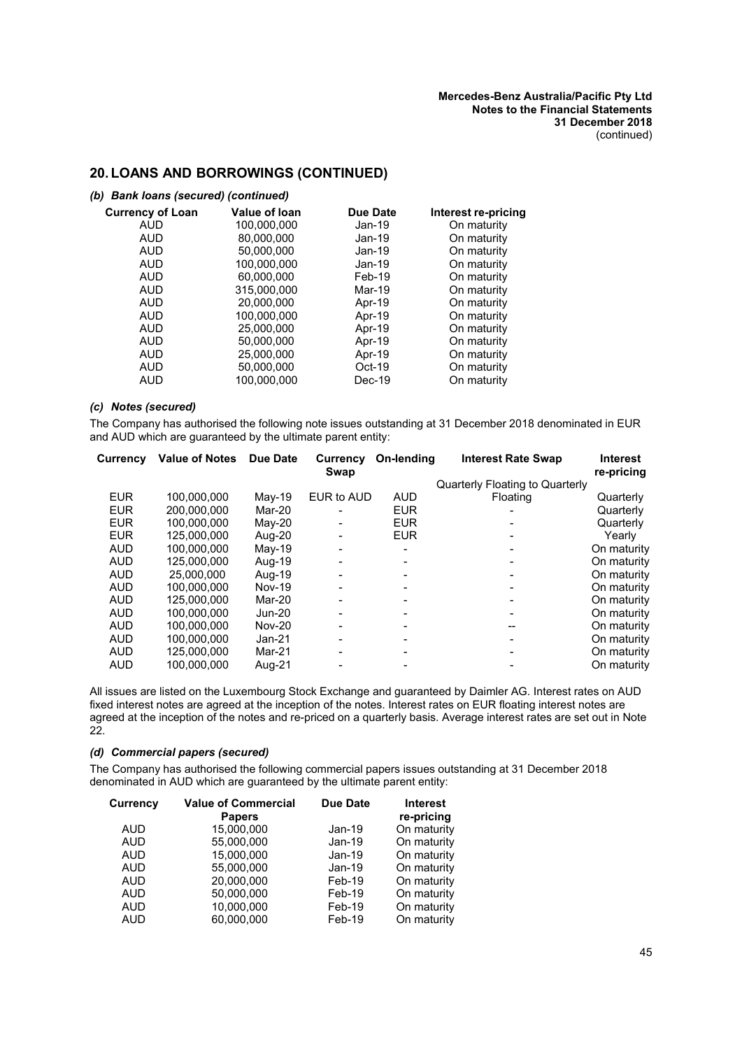## 20. LOANS AND BORROWINGS (CONTINUED)

### *(b) Bank loans (secured) (continued)*

| Currency of Loan | Value of loan | Due Date | Interest re-pricing |
|---|---|---|---|
| AUD | 100,000,000 | Jan-19 | On maturity |
| AUD | 80,000,000 | Jan-19 | On maturity |
| AUD | 50,000,000 | Jan-19 | On maturity |
| AUD | 100,000,000 | Jan-19 | On maturity |
| AUD | 60,000,000 | Feb-19 | On maturity |
| AUD | 315,000,000 | Mar-19 | On maturity |
| AUD | 20,000,000 | Apr-19 | On maturity |
| AUD | 100,000,000 | Apr-19 | On maturity |
| AUD | 25,000,000 | Apr-19 | On maturity |
| AUD | 50,000,000 | Apr-19 | On maturity |
| AUD | 25,000,000 | Apr-19 | On maturity |
| AUD | 50,000,000 | Oct-19 | On maturity |
| AUD | 100,000,000 | Dec-19 | On maturity |

### *(c) Notes (secured)*

The Company has authorised the following note issues outstanding at 31 December 2018 denominated in EUR and AUD which are guaranteed by the ultimate parent entity:

| Currency | Value of Notes | Due Date | Currency Swap | On-lending | Interest Rate Swap | Interest re-pricing |
|---|---|---|---|---|---|---|
| | | | | | Quarterly Floating to Quarterly | |
| EUR | 100,000,000 | May-19 | EUR to AUD | AUD | Floating | Quarterly |
| EUR | 200,000,000 | Mar-20 | - | EUR | - | Quarterly |
| EUR | 100,000,000 | May-20 | - | EUR | - | Quarterly |
| EUR | 125,000,000 | Aug-20 | - | EUR | - | Yearly |
| AUD | 100,000,000 | May-19 | - | - | - | On maturity |
| AUD | 125,000,000 | Aug-19 | - | - | - | On maturity |
| AUD | 25,000,000 | Aug-19 | - | - | - | On maturity |
| AUD | 100,000,000 | Nov-19 | - | - | - | On maturity |
| AUD | 125,000,000 | Mar-20 | - | - | - | On maturity |
| AUD | 100,000,000 | Jun-20 | - | - | - | On maturity |
| AUD | 100,000,000 | Nov-20 | - | - | -- | On maturity |
| AUD | 100,000,000 | Jan-21 | - | - | - | On maturity |
| AUD | 125,000,000 | Mar-21 | - | - | - | On maturity |
| AUD | 100,000,000 | Aug-21 | - | - | - | On maturity |

All issues are listed on the Luxembourg Stock Exchange and guaranteed by Daimler AG. Interest rates on AUD fixed interest notes are agreed at the inception of the notes. Interest rates on EUR floating interest notes are agreed at the inception of the notes and re-priced on a quarterly basis. Average interest rates are set out in Note 22.

### *(d) Commercial papers (secured)*

The Company has authorised the following commercial papers issues outstanding at 31 December 2018 denominated in AUD which are guaranteed by the ultimate parent entity:

| Currency | Value of Commercial Papers | Due Date | Interest re-pricing |
|---|---|---|---|
| AUD | 15,000,000 | Jan-19 | On maturity |
| AUD | 55,000,000 | Jan-19 | On maturity |
| AUD | 15,000,000 | Jan-19 | On maturity |
| AUD | 55,000,000 | Jan-19 | On maturity |
| AUD | 20,000,000 | Feb-19 | On maturity |
| AUD | 50,000,000 | Feb-19 | On maturity |
| AUD | 10,000,000 | Feb-19 | On maturity |
| AUD | 60,000,000 | Feb-19 | On maturity |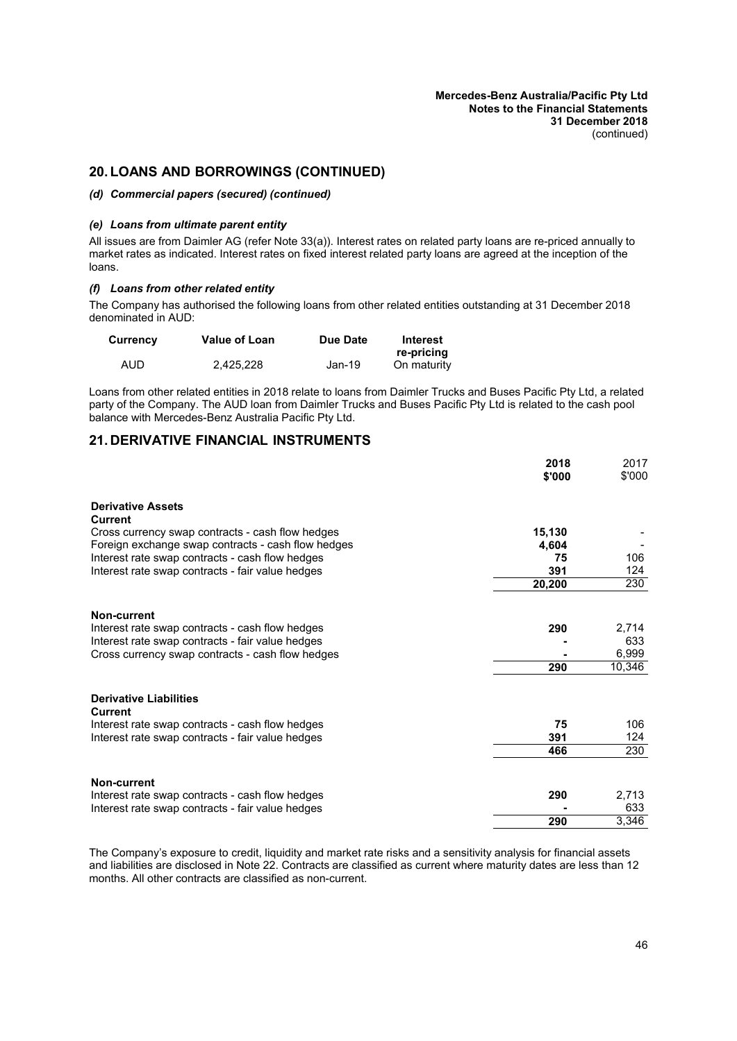## 20. LOANS AND BORROWINGS (CONTINUED)

### *(d) Commercial papers (secured) (continued)*

### *(e) Loans from ultimate parent entity*

All issues are from Daimler AG (refer Note 33(a)). Interest rates on related party loans are re-priced annually to market rates as indicated. Interest rates on fixed interest related party loans are agreed at the inception of the loans.

### *(f) Loans from other related entity*

The Company has authorised the following loans from other related entities outstanding at 31 December 2018 denominated in AUD:

| Currency | Value of Loan | Due Date | Interest re-pricing |
|---|---|---|---|
| AUD | 2,425,228 | Jan-19 | On maturity |

Loans from other related entities in 2018 relate to loans from Daimler Trucks and Buses Pacific Pty Ltd, a related party of the Company. The AUD loan from Daimler Trucks and Buses Pacific Pty Ltd is related to the cash pool balance with Mercedes-Benz Australia Pacific Pty Ltd.

## 21. DERIVATIVE FINANCIAL INSTRUMENTS

| | 2018 $'000 | 2017 $'000 |
|---|---|---|
| **Derivative Assets** | | |
| **Current** | | |
| Cross currency swap contracts - cash flow hedges | **15,130** | - |
| Foreign exchange swap contracts - cash flow hedges | **4,604** | - |
| Interest rate swap contracts - cash flow hedges | **75** | 106 |
| Interest rate swap contracts - fair value hedges | **391** | 124 |
| | **20,200** | 230 |
| **Non-current** | | |
| Interest rate swap contracts - cash flow hedges | **290** | 2,714 |
| Interest rate swap contracts - fair value hedges | **-** | 633 |
| Cross currency swap contracts - cash flow hedges | **-** | 6,999 |
| | **290** | 10,346 |
| **Derivative Liabilities** | | |
| **Current** | | |
| Interest rate swap contracts - cash flow hedges | **75** | 106 |
| Interest rate swap contracts - fair value hedges | **391** | 124 |
| | **466** | 230 |
| **Non-current** | | |
| Interest rate swap contracts - cash flow hedges | **290** | 2,713 |
| Interest rate swap contracts - fair value hedges | **-** | 633 |
| | **290** | 3,346 |

The Company's exposure to credit, liquidity and market rate risks and a sensitivity analysis for financial assets and liabilities are disclosed in Note 22. Contracts are classified as current where maturity dates are less than 12 months. All other contracts are classified as non-current.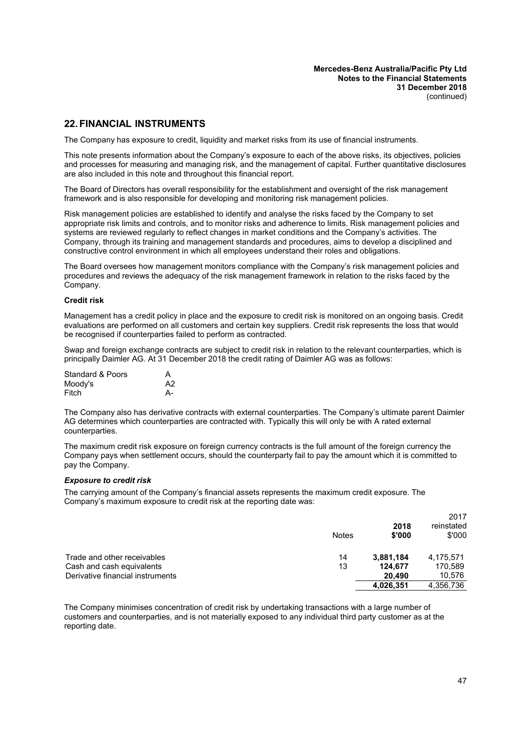## 22. FINANCIAL INSTRUMENTS

The Company has exposure to credit, liquidity and market risks from its use of financial instruments.

This note presents information about the Company's exposure to each of the above risks, its objectives, policies and processes for measuring and managing risk, and the management of capital. Further quantitative disclosures are also included in this note and throughout this financial report.

The Board of Directors has overall responsibility for the establishment and oversight of the risk management framework and is also responsible for developing and monitoring risk management policies.

Risk management policies are established to identify and analyse the risks faced by the Company to set appropriate risk limits and controls, and to monitor risks and adherence to limits. Risk management policies and systems are reviewed regularly to reflect changes in market conditions and the Company's activities. The Company, through its training and management standards and procedures, aims to develop a disciplined and constructive control environment in which all employees understand their roles and obligations.

The Board oversees how management monitors compliance with the Company's risk management policies and procedures and reviews the adequacy of the risk management framework in relation to the risks faced by the Company.

**Credit risk**

Management has a credit policy in place and the exposure to credit risk is monitored on an ongoing basis. Credit evaluations are performed on all customers and certain key suppliers. Credit risk represents the loss that would be recognised if counterparties failed to perform as contracted.

Swap and foreign exchange contracts are subject to credit risk in relation to the relevant counterparties, which is principally Daimler AG. At 31 December 2018 the credit rating of Daimler AG was as follows:

| | |
|---|---|
| Standard & Poors | A |
| Moody's | A2 |
| Fitch | A- |

The Company also has derivative contracts with external counterparties. The Company's ultimate parent Daimler AG determines which counterparties are contracted with. Typically this will only be with A rated external counterparties.

The maximum credit risk exposure on foreign currency contracts is the full amount of the foreign currency the Company pays when settlement occurs, should the counterparty fail to pay the amount which it is committed to pay the Company.

***Exposure to credit risk***

The carrying amount of the Company's financial assets represents the maximum credit exposure. The Company's maximum exposure to credit risk at the reporting date was:

| | Notes | 2018 $'000 | 2017 reinstated $'000 |
|---|---|---|---|
| Trade and other receivables | 14 | **3,881,184** | 4,175,571 |
| Cash and cash equivalents | 13 | **124,677** | 170,589 |
| Derivative financial instruments | | **20,490** | 10,576 |
| | | **4,026,351** | 4,356,736 |

The Company minimises concentration of credit risk by undertaking transactions with a large number of customers and counterparties, and is not materially exposed to any individual third party customer as at the reporting date.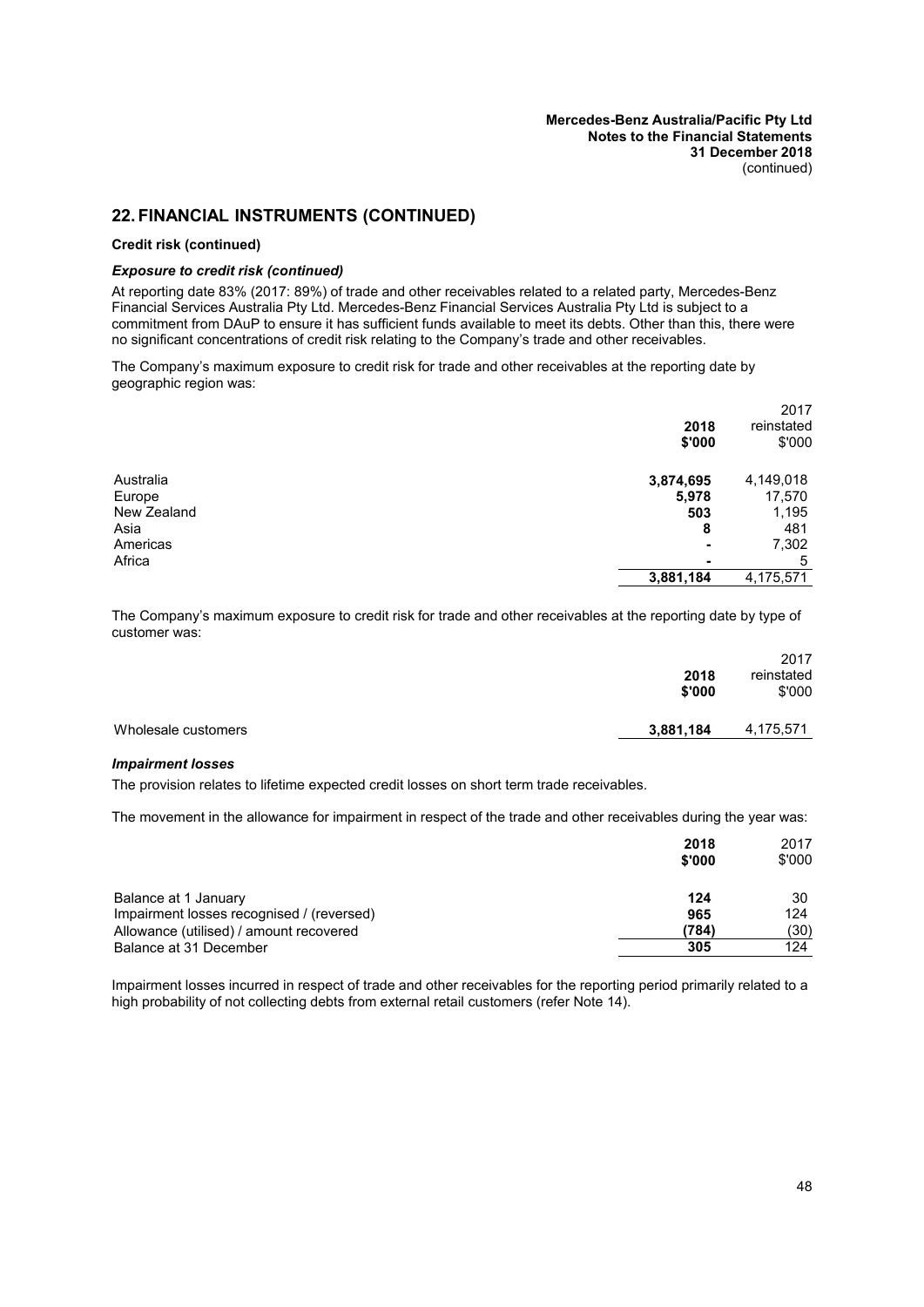## 22. FINANCIAL INSTRUMENTS (CONTINUED)

**Credit risk (continued)**

***Exposure to credit risk (continued)***

At reporting date 83% (2017: 89%) of trade and other receivables related to a related party, Mercedes-Benz Financial Services Australia Pty Ltd. Mercedes-Benz Financial Services Australia Pty Ltd is subject to a commitment from DAuP to ensure it has sufficient funds available to meet its debts. Other than this, there were no significant concentrations of credit risk relating to the Company's trade and other receivables.

The Company's maximum exposure to credit risk for trade and other receivables at the reporting date by geographic region was:

| | 2018 $'000 | 2017 reinstated $'000 |
|---|---|---|
| Australia | **3,874,695** | 4,149,018 |
| Europe | **5,978** | 17,570 |
| New Zealand | **503** | 1,195 |
| Asia | **8** | 481 |
| Americas | **-** | 7,302 |
| Africa | **-** | 5 |
| | **3,881,184** | 4,175,571 |

The Company's maximum exposure to credit risk for trade and other receivables at the reporting date by type of customer was:

| | 2018 $'000 | 2017 reinstated $'000 |
|---|---|---|
| Wholesale customers | **3,881,184** | 4,175,571 |

***Impairment losses***

The provision relates to lifetime expected credit losses on short term trade receivables.

The movement in the allowance for impairment in respect of the trade and other receivables during the year was:

| | 2018 $'000 | 2017 $'000 |
|---|---|---|
| Balance at 1 January | **124** | 30 |
| Impairment losses recognised / (reversed) | **965** | 124 |
| Allowance (utilised) / amount recovered | **(784)** | (30) |
| Balance at 31 December | **305** | 124 |

Impairment losses incurred in respect of trade and other receivables for the reporting period primarily related to a high probability of not collecting debts from external retail customers (refer Note 14).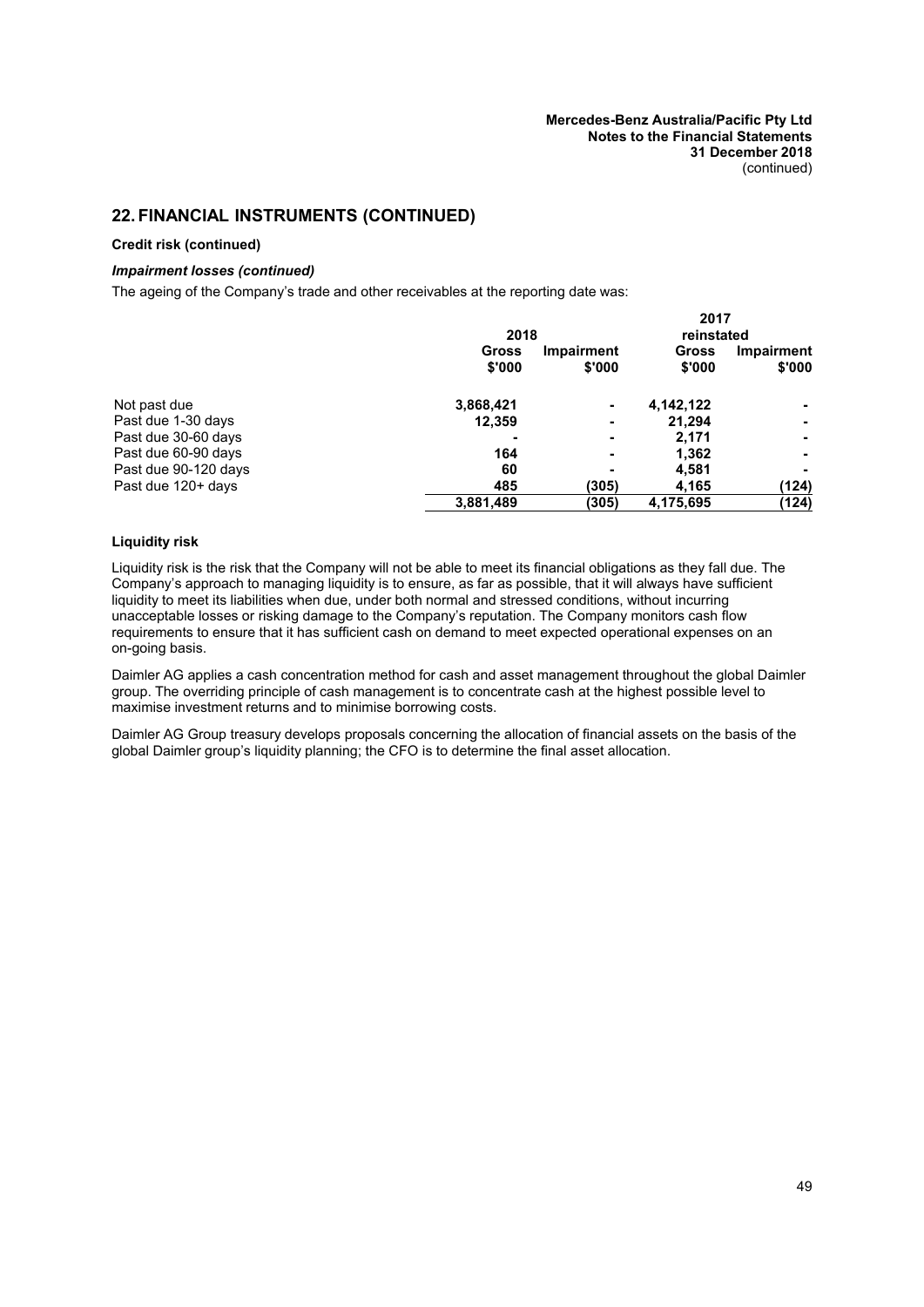## 22. FINANCIAL INSTRUMENTS (CONTINUED)

**Credit risk (continued)**

***Impairment losses (continued)***

The ageing of the Company's trade and other receivables at the reporting date was:

| | 2018 | | 2017 reinstated | |
|---|---|---|---|---|
| | Gross $'000 | Impairment $'000 | Gross $'000 | Impairment $'000 |
| Not past due | **3,868,421** | **-** | 4,142,122 | - |
| Past due 1-30 days | **12,359** | **-** | 21,294 | - |
| Past due 30-60 days | **-** | **-** | 2,171 | - |
| Past due 60-90 days | **164** | **-** | 1,362 | - |
| Past due 90-120 days | **60** | **-** | 4,581 | - |
| Past due 120+ days | **485** | **(305)** | 4,165 | (124) |
| | **3,881,489** | **(305)** | 4,175,695 | (124) |

**Liquidity risk**

Liquidity risk is the risk that the Company will not be able to meet its financial obligations as they fall due. The Company's approach to managing liquidity is to ensure, as far as possible, that it will always have sufficient liquidity to meet its liabilities when due, under both normal and stressed conditions, without incurring unacceptable losses or risking damage to the Company's reputation. The Company monitors cash flow requirements to ensure that it has sufficient cash on demand to meet expected operational expenses on an on-going basis.

Daimler AG applies a cash concentration method for cash and asset management throughout the global Daimler group. The overriding principle of cash management is to concentrate cash at the highest possible level to maximise investment returns and to minimise borrowing costs.

Daimler AG Group treasury develops proposals concerning the allocation of financial assets on the basis of the global Daimler group's liquidity planning; the CFO is to determine the final asset allocation.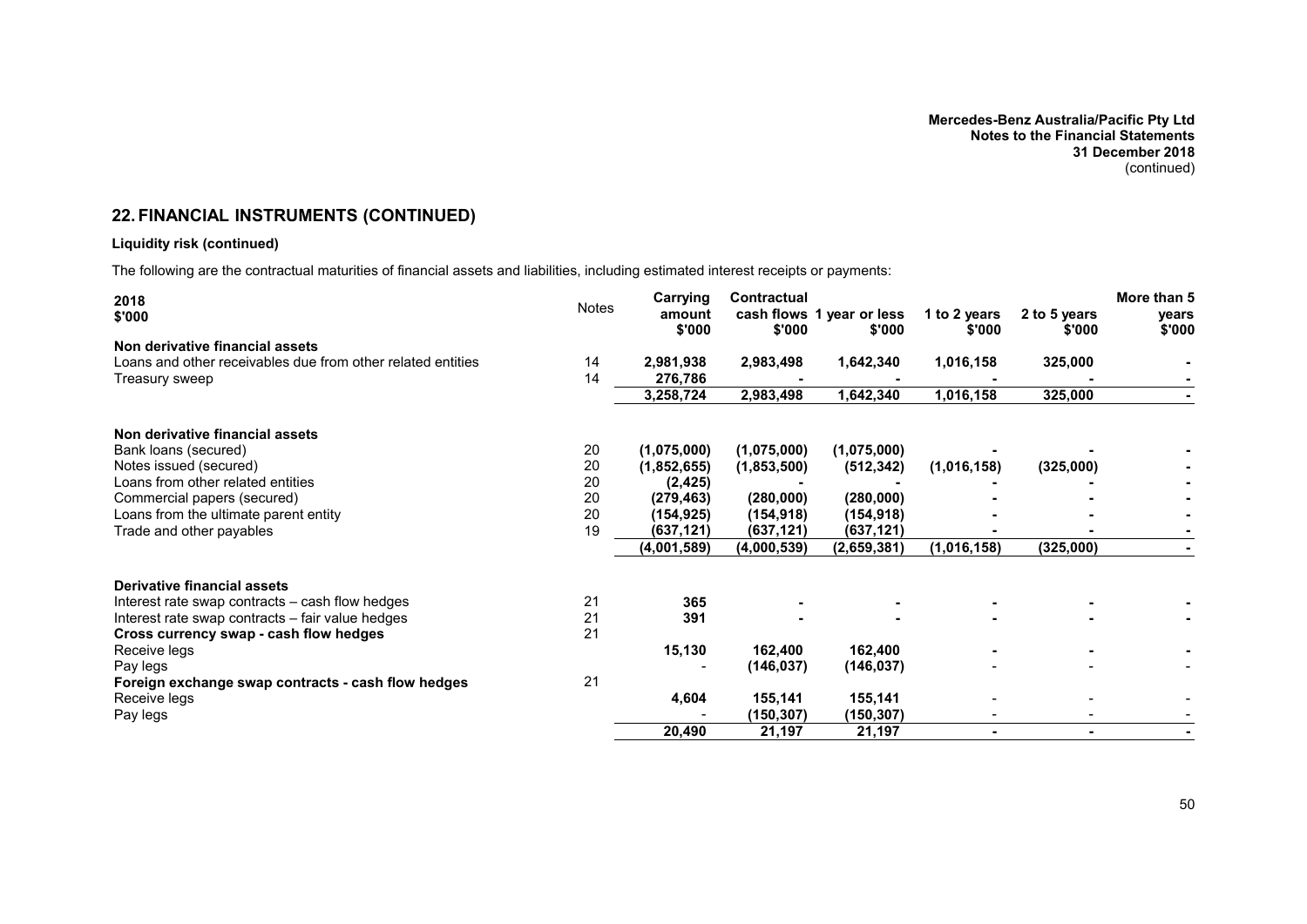## 22. FINANCIAL INSTRUMENTS (CONTINUED)

**Liquidity risk (continued)**

The following are the contractual maturities of financial assets and liabilities, including estimated interest receipts or payments:

| 2018<br>$'000 | Notes | Carrying amount<br>$'000 | Contractual cash flows<br>$'000 | 1 year or less<br>$'000 | 1 to 2 years<br>$'000 | 2 to 5 years<br>$'000 | More than 5 years<br>$'000 |
|---|---|---|---|---|---|---|---|
| **Non derivative financial assets** | | | | | | | |
| Loans and other receivables due from other related entities | 14 | 2,981,938 | 2,983,498 | 1,642,340 | 1,016,158 | 325,000 | - |
| Treasury sweep | 14 | 276,786 | - | - | - | - | - |
| | | **3,258,724** | **2,983,498** | **1,642,340** | **1,016,158** | **325,000** | **-** |
| **Non derivative financial assets** | | | | | | | |
| Bank loans (secured) | 20 | (1,075,000) | (1,075,000) | (1,075,000) | - | - | - |
| Notes issued (secured) | 20 | (1,852,655) | (1,853,500) | (512,342) | (1,016,158) | (325,000) | - |
| Loans from other related entities | 20 | (2,425) | - | - | - | - | - |
| Commercial papers (secured) | 20 | (279,463) | (280,000) | (280,000) | - | - | - |
| Loans from the ultimate parent entity | 20 | (154,925) | (154,918) | (154,918) | - | - | - |
| Trade and other payables | 19 | (637,121) | (637,121) | (637,121) | - | - | - |
| | | **(4,001,589)** | **(4,000,539)** | **(2,659,381)** | **(1,016,158)** | **(325,000)** | **-** |
| **Derivative financial assets** | | | | | | | |
| Interest rate swap contracts – cash flow hedges | 21 | 365 | - | - | - | - | - |
| Interest rate swap contracts – fair value hedges | 21 | 391 | - | - | - | - | - |
| **Cross currency swap - cash flow hedges** | 21 | | | | | | |
| Receive legs | | 15,130 | 162,400 | 162,400 | - | - | - |
| Pay legs | | - | (146,037) | (146,037) | - | - | - |
| **Foreign exchange swap contracts - cash flow hedges** | 21 | | | | | | |
| Receive legs | | 4,604 | 155,141 | 155,141 | - | - | - |
| Pay legs | | - | (150,307) | (150,307) | - | - | - |
| | | **20,490** | **21,197** | **21,197** | **-** | **-** | **-** |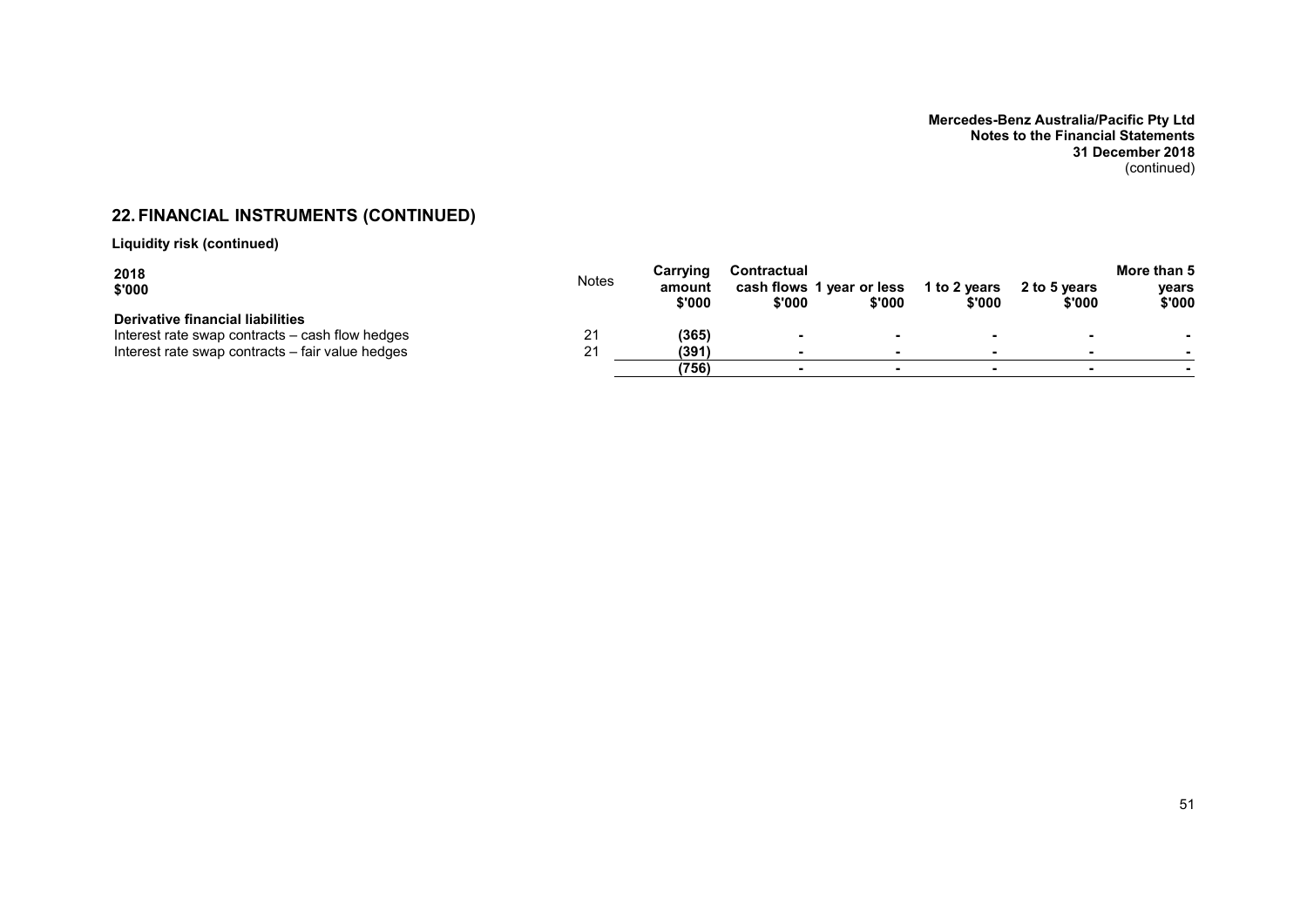## 22. FINANCIAL INSTRUMENTS (CONTINUED)

**Liquidity risk (continued)**

| **2018** **$'000** | Notes | **Carrying amount** **$'000** | **Contractual cash flows** **$'000** | **1 year or less** **$'000** | **1 to 2 years** **$'000** | **2 to 5 years** **$'000** | **More than 5 years** **$'000** |
|---|---|---|---|---|---|---|---|
| **Derivative financial liabilities** | | | | | | | |
| Interest rate swap contracts – cash flow hedges | 21 | **(365)** | **-** | **-** | **-** | **-** | **-** |
| Interest rate swap contracts – fair value hedges | 21 | **(391)** | **-** | **-** | **-** | **-** | **-** |
| | | **(756)** | **-** | **-** | **-** | **-** | **-** |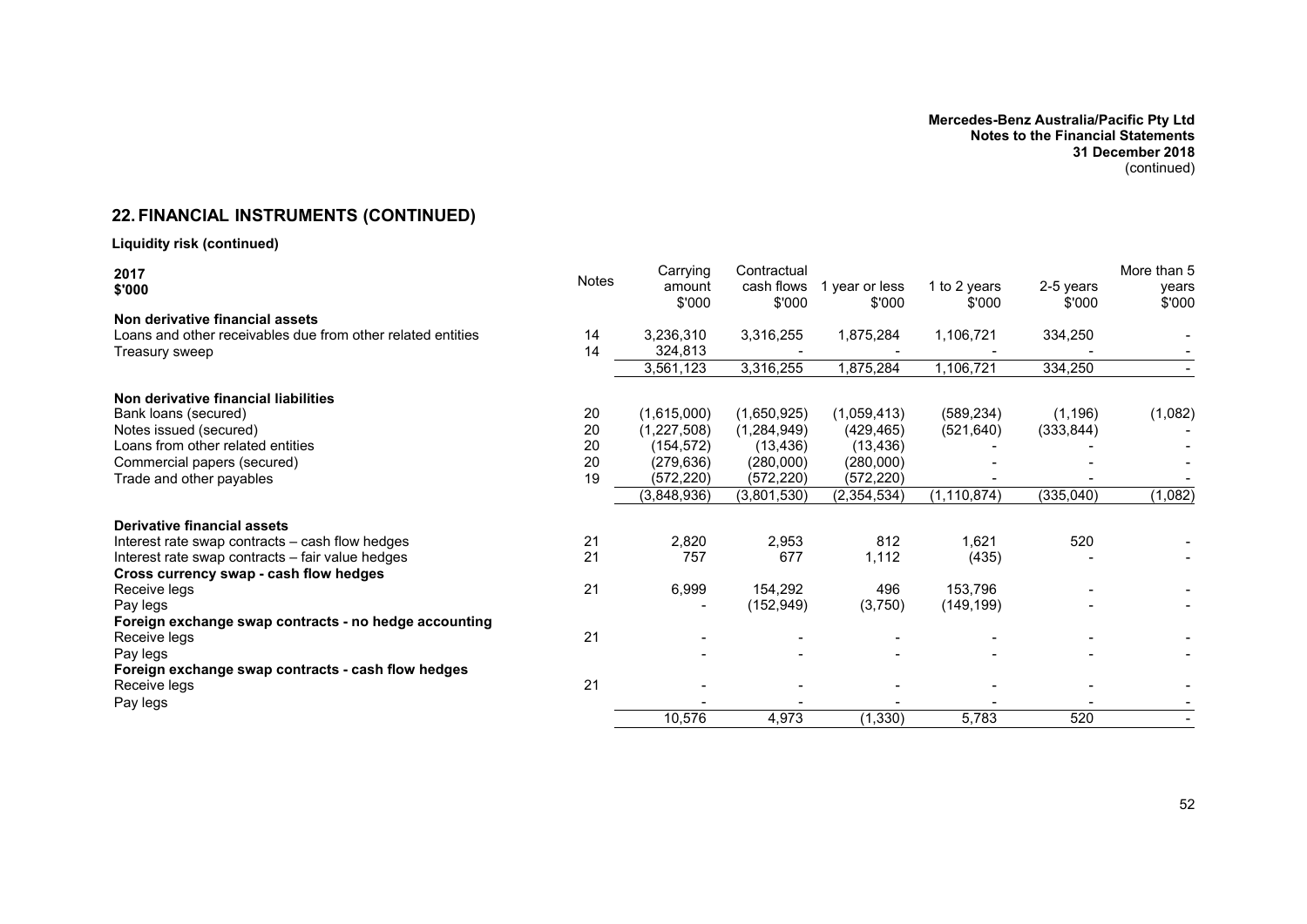## 22. FINANCIAL INSTRUMENTS (CONTINUED)

**Liquidity risk (continued)**

| 2017 $'000 | Notes | Carrying amount $'000 | Contractual cash flows $'000 | 1 year or less $'000 | 1 to 2 years $'000 | 2-5 years $'000 | More than 5 years $'000 |
|---|---|---|---|---|---|---|---|
| **Non derivative financial assets** | | | | | | | |
| Loans and other receivables due from other related entities | 14 | 3,236,310 | 3,316,255 | 1,875,284 | 1,106,721 | 334,250 | - |
| Treasury sweep | 14 | 324,813 | - | - | - | - | - |
| | | 3,561,123 | 3,316,255 | 1,875,284 | 1,106,721 | 334,250 | - |
| **Non derivative financial liabilities** | | | | | | | |
| Bank loans (secured) | 20 | (1,615,000) | (1,650,925) | (1,059,413) | (589,234) | (1,196) | (1,082) |
| Notes issued (secured) | 20 | (1,227,508) | (1,284,949) | (429,465) | (521,640) | (333,844) | - |
| Loans from other related entities | 20 | (154,572) | (13,436) | (13,436) | - | - | - |
| Commercial papers (secured) | 20 | (279,636) | (280,000) | (280,000) | - | - | - |
| Trade and other payables | 19 | (572,220) | (572,220) | (572,220) | - | - | - |
| | | (3,848,936) | (3,801,530) | (2,354,534) | (1,110,874) | (335,040) | (1,082) |
| **Derivative financial assets** | | | | | | | |
| Interest rate swap contracts – cash flow hedges | 21 | 2,820 | 2,953 | 812 | 1,621 | 520 | - |
| Interest rate swap contracts – fair value hedges | 21 | 757 | 677 | 1,112 | (435) | - | - |
| **Cross currency swap - cash flow hedges** | | | | | | | |
| Receive legs | 21 | 6,999 | 154,292 | 496 | 153,796 | - | - |
| Pay legs | | - | (152,949) | (3,750) | (149,199) | - | - |
| **Foreign exchange swap contracts - no hedge accounting** | | | | | | | |
| Receive legs | 21 | - | - | - | - | - | - |
| Pay legs | | - | - | - | - | - | - |
| **Foreign exchange swap contracts - cash flow hedges** | | | | | | | |
| Receive legs | 21 | - | - | - | - | - | - |
| Pay legs | | - | - | - | - | - | - |
| | | 10,576 | 4,973 | (1,330) | 5,783 | 520 | - |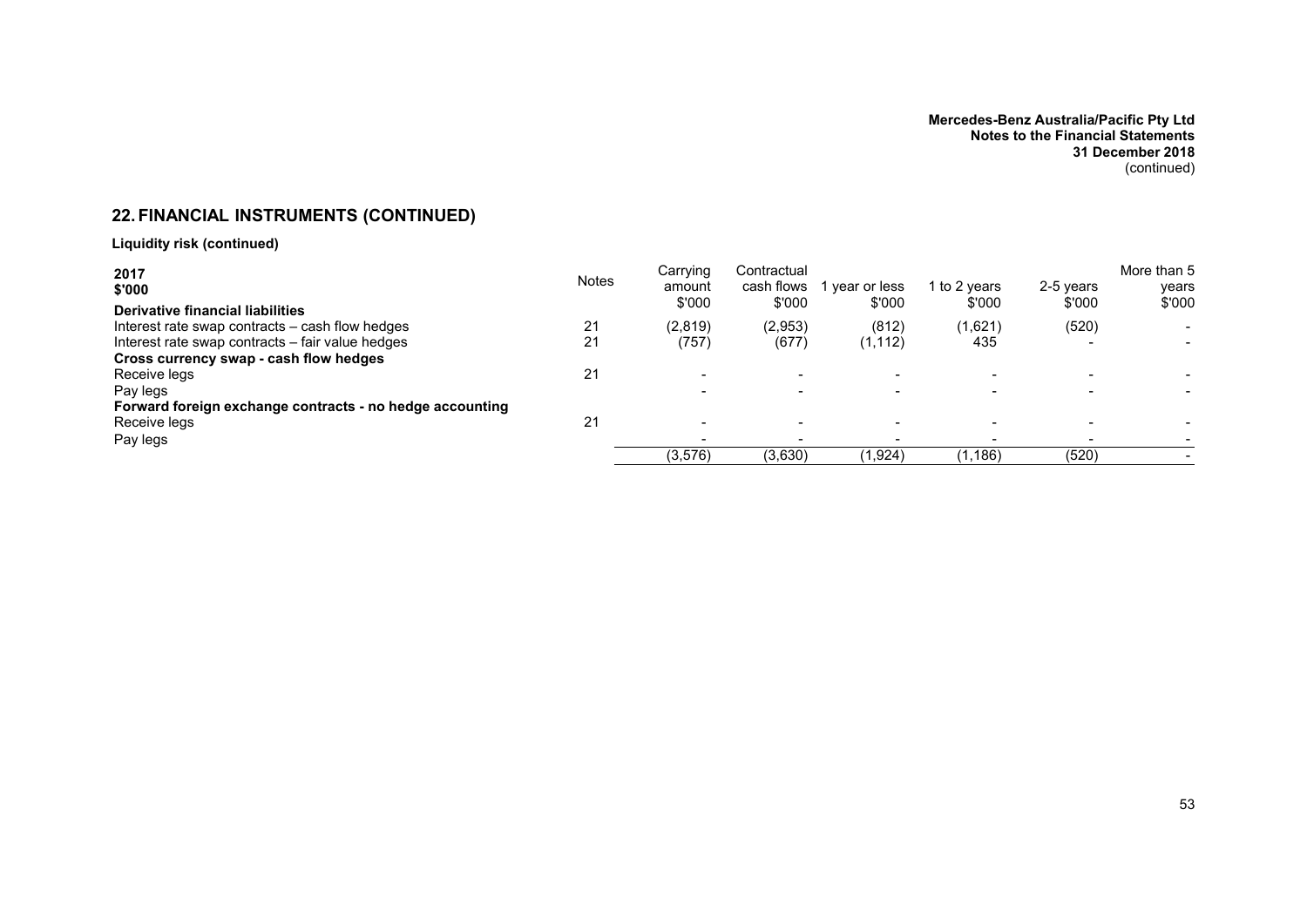## 22. FINANCIAL INSTRUMENTS (CONTINUED)

**Liquidity risk (continued)**

| 2017<br>$'000 | Notes | Carrying amount<br>$'000 | Contractual cash flows<br>$'000 | 1 year or less<br>$'000 | 1 to 2 years<br>$'000 | 2-5 years<br>$'000 | More than 5 years<br>$'000 |
|---|---|---|---|---|---|---|---|
| **Derivative financial liabilities** | | | | | | | |
| Interest rate swap contracts – cash flow hedges | 21 | (2,819) | (2,953) | (812) | (1,621) | (520) | - |
| Interest rate swap contracts – fair value hedges | 21 | (757) | (677) | (1,112) | 435 | - | - |
| **Cross currency swap - cash flow hedges** | | | | | | | |
| Receive legs | 21 | - | - | - | - | - | - |
| Pay legs | | - | - | - | - | - | - |
| **Forward foreign exchange contracts - no hedge accounting** | | | | | | | |
| Receive legs | 21 | - | - | - | - | - | - |
| Pay legs | | - | - | - | - | - | - |
| | | (3,576) | (3,630) | (1,924) | (1,186) | (520) | - |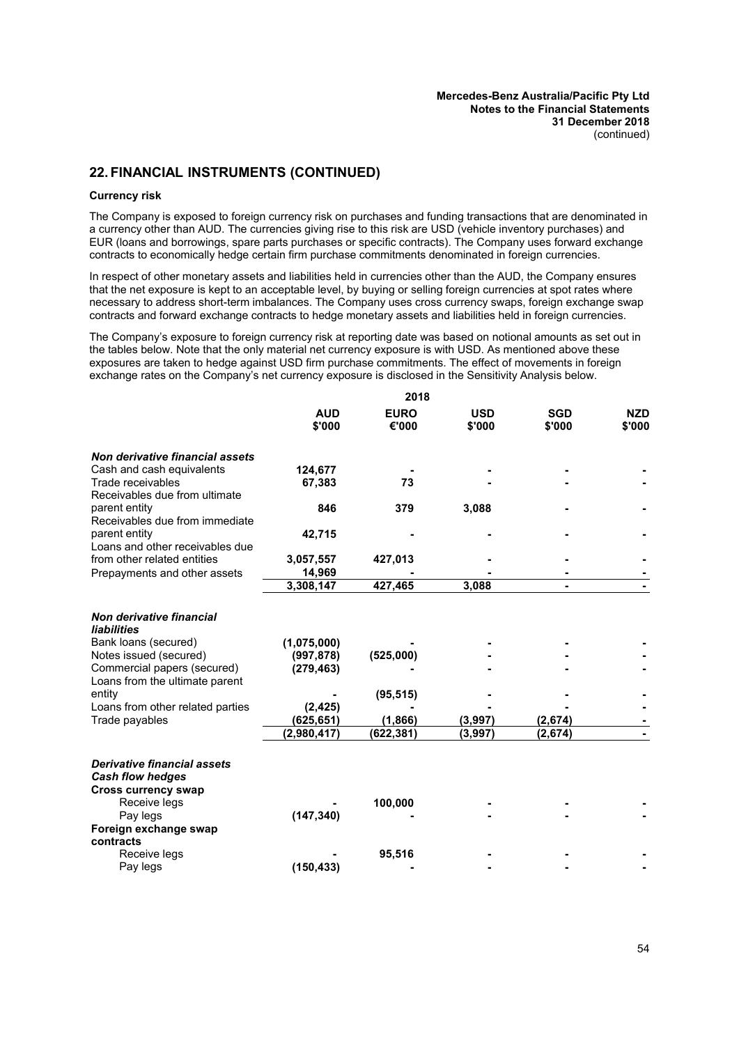## 22. FINANCIAL INSTRUMENTS (CONTINUED)

**Currency risk**

The Company is exposed to foreign currency risk on purchases and funding transactions that are denominated in a currency other than AUD. The currencies giving rise to this risk are USD (vehicle inventory purchases) and EUR (loans and borrowings, spare parts purchases or specific contracts). The Company uses forward exchange contracts to economically hedge certain firm purchase commitments denominated in foreign currencies.

In respect of other monetary assets and liabilities held in currencies other than the AUD, the Company ensures that the net exposure is kept to an acceptable level, by buying or selling foreign currencies at spot rates where necessary to address short-term imbalances. The Company uses cross currency swaps, foreign exchange swap contracts and forward exchange contracts to hedge monetary assets and liabilities held in foreign currencies.

The Company's exposure to foreign currency risk at reporting date was based on notional amounts as set out in the tables below. Note that the only material net currency exposure is with USD. As mentioned above these exposures are taken to hedge against USD firm purchase commitments. The effect of movements in foreign exchange rates on the Company's net currency exposure is disclosed in the Sensitivity Analysis below.

| | 2018 | | | | |
|---|---|---|---|---|---|
| | **AUD $'000** | **EURO €'000** | **USD $'000** | **SGD $'000** | **NZD $'000** |
| ***Non derivative financial assets*** | | | | | |
| Cash and cash equivalents | 124,677 | - | - | - | - |
| Trade receivables | 67,383 | 73 | - | - | - |
| Receivables due from ultimate parent entity | 846 | 379 | 3,088 | - | - |
| Receivables due from immediate parent entity | 42,715 | - | - | - | - |
| Loans and other receivables due from other related entities | 3,057,557 | 427,013 | - | - | - |
| Prepayments and other assets | 14,969 | - | - | - | - |
| | 3,308,147 | 427,465 | 3,088 | - | - |
| ***Non derivative financial liabilities*** | | | | | |
| Bank loans (secured) | (1,075,000) | - | - | - | - |
| Notes issued (secured) | (997,878) | (525,000) | - | - | - |
| Commercial papers (secured) | (279,463) | - | - | - | - |
| Loans from the ultimate parent entity | - | (95,515) | - | - | - |
| Loans from other related parties | (2,425) | - | - | - | - |
| Trade payables | (625,651) | (1,866) | (3,997) | (2,674) | - |
| | (2,980,417) | (622,381) | (3,997) | (2,674) | - |
| ***Derivative financial assets*** | | | | | |
| ***Cash flow hedges*** | | | | | |
| **Cross currency swap** | | | | | |
| Receive legs | - | 100,000 | - | - | - |
| Pay legs | (147,340) | - | - | - | - |
| **Foreign exchange swap contracts** | | | | | |
| Receive legs | - | 95,516 | - | - | - |
| Pay legs | (150,433) | - | - | - | - |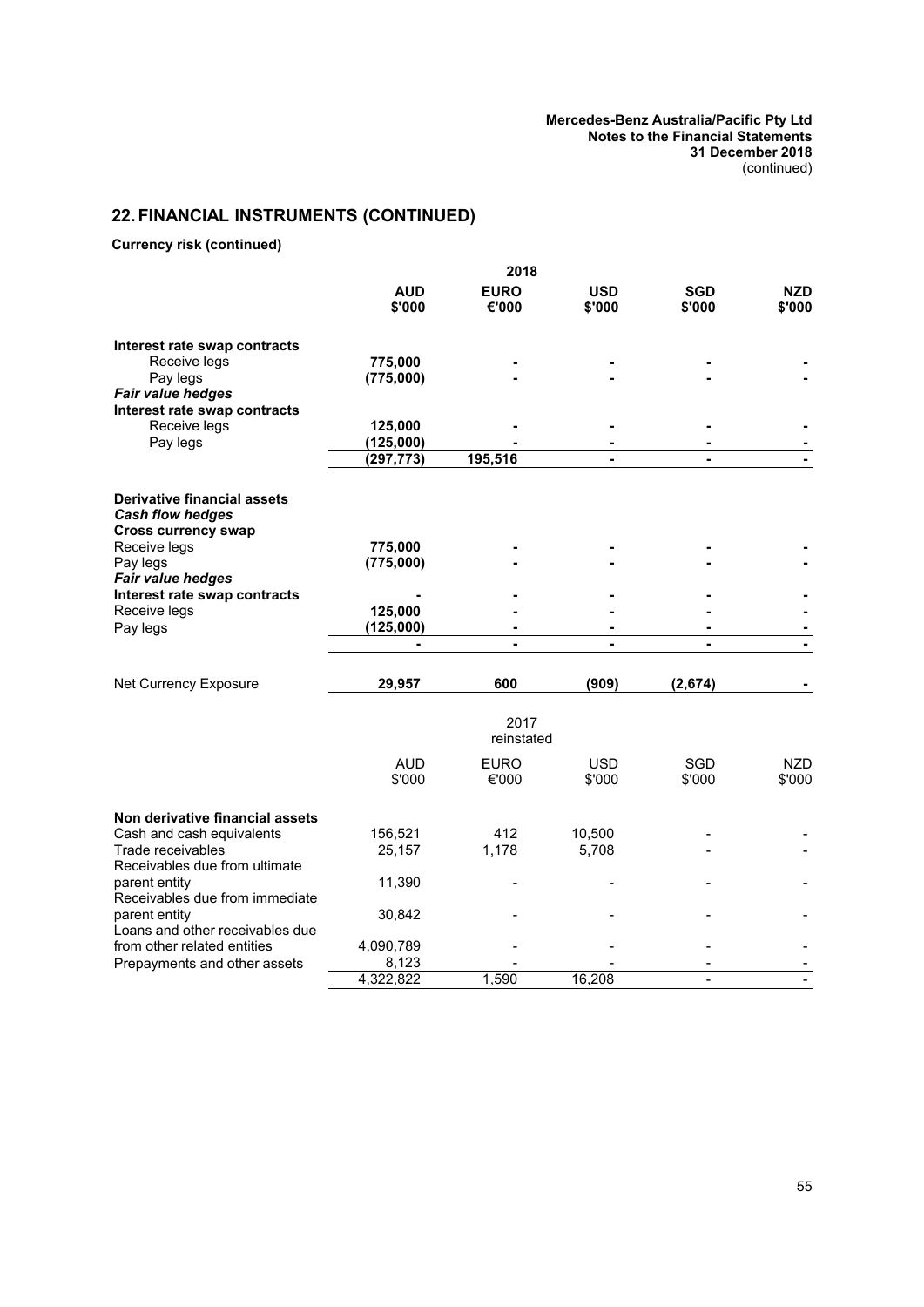## 22. FINANCIAL INSTRUMENTS (CONTINUED)

**Currency risk (continued)**

| | 2018 | | | | |
|---|---|---|---|---|---|
| | **AUD \$'000** | **EURO €'000** | **USD \$'000** | **SGD \$'000** | **NZD \$'000** |
| **Interest rate swap contracts** | | | | | |
| Receive legs | **775,000** | **-** | **-** | **-** | **-** |
| Pay legs | **(775,000)** | **-** | **-** | **-** | **-** |
| ***Fair value hedges*** | | | | | |
| **Interest rate swap contracts** | | | | | |
| Receive legs | **125,000** | **-** | **-** | **-** | **-** |
| Pay legs | **(125,000)** | **-** | **-** | **-** | **-** |
| | **(297,773)** | **195,516** | **-** | **-** | **-** |
| **Derivative financial assets** | | | | | |
| ***Cash flow hedges*** | | | | | |
| **Cross currency swap** | | | | | |
| Receive legs | **775,000** | **-** | **-** | **-** | **-** |
| Pay legs | **(775,000)** | **-** | **-** | **-** | **-** |
| ***Fair value hedges*** | | | | | |
| **Interest rate swap contracts** | **-** | **-** | **-** | **-** | **-** |
| Receive legs | **125,000** | **-** | **-** | **-** | **-** |
| Pay legs | **(125,000)** | **-** | **-** | **-** | **-** |
| | **-** | **-** | **-** | **-** | **-** |
| Net Currency Exposure | **29,957** | **600** | **(909)** | **(2,674)** | **-** |

| | 2017 reinstated | | | | |
|---|---|---|---|---|---|
| | AUD \$'000 | EURO €'000 | USD \$'000 | SGD \$'000 | NZD \$'000 |
| **Non derivative financial assets** | | | | | |
| Cash and cash equivalents | 156,521 | 412 | 10,500 | - | - |
| Trade receivables | 25,157 | 1,178 | 5,708 | - | - |
| Receivables due from ultimate parent entity | 11,390 | - | - | - | - |
| Receivables due from immediate parent entity | 30,842 | - | - | - | - |
| Loans and other receivables due from other related entities | 4,090,789 | - | - | - | - |
| Prepayments and other assets | 8,123 | - | - | - | - |
| | 4,322,822 | 1,590 | 16,208 | - | - |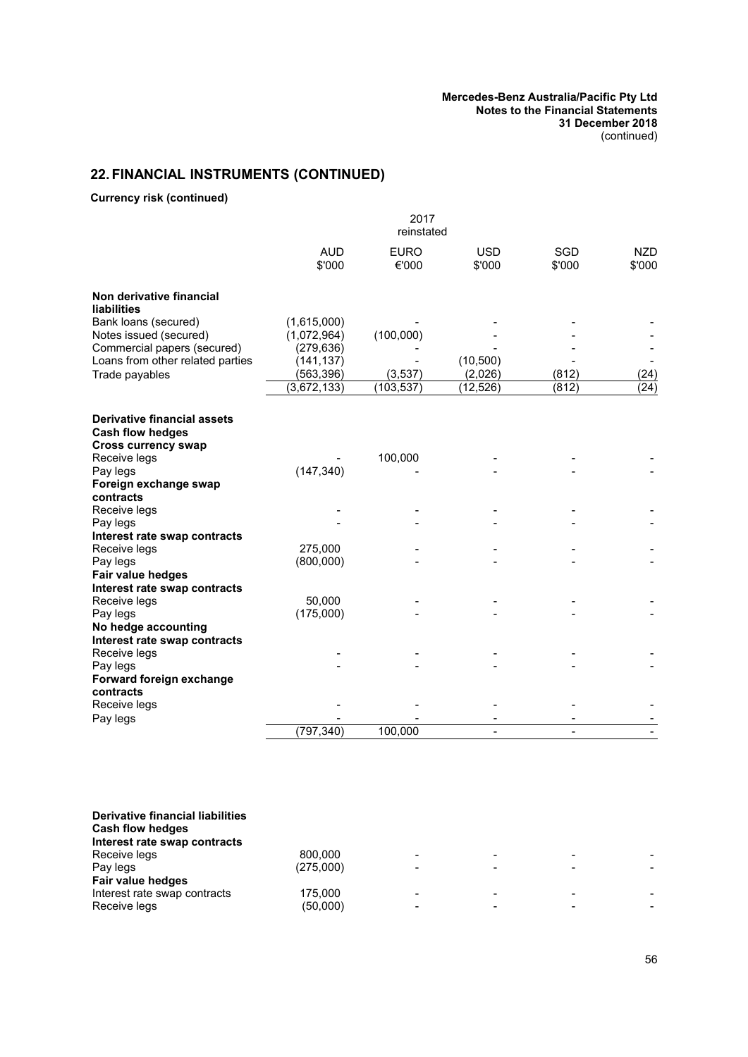## 22. FINANCIAL INSTRUMENTS (CONTINUED)

**Currency risk (continued)**

| | 2017 reinstated | | | | |
|---|---|---|---|---|---|
| | AUD $'000 | EURO €'000 | USD $'000 | SGD $'000 | NZD $'000 |
| **Non derivative financial liabilities** | | | | | |
| Bank loans (secured) | (1,615,000) | - | - | - | - |
| Notes issued (secured) | (1,072,964) | (100,000) | - | - | - |
| Commercial papers (secured) | (279,636) | - | - | - | - |
| Loans from other related parties | (141,137) | - | (10,500) | - | - |
| Trade payables | (563,396) | (3,537) | (2,026) | (812) | (24) |
| | (3,672,133) | (103,537) | (12,526) | (812) | (24) |
| **Derivative financial assets** | | | | | |
| **Cash flow hedges** | | | | | |
| **Cross currency swap** | | | | | |
| Receive legs | - | 100,000 | - | - | - |
| Pay legs | (147,340) | - | - | - | - |
| **Foreign exchange swap contracts** | | | | | |
| Receive legs | - | - | - | - | - |
| Pay legs | - | - | - | - | - |
| **Interest rate swap contracts** | | | | | |
| Receive legs | 275,000 | - | - | - | - |
| Pay legs | (800,000) | - | - | - | - |
| **Fair value hedges** | | | | | |
| **Interest rate swap contracts** | | | | | |
| Receive legs | 50,000 | - | - | - | - |
| Pay legs | (175,000) | - | - | - | - |
| **No hedge accounting** | | | | | |
| **Interest rate swap contracts** | | | | | |
| Receive legs | - | - | - | - | - |
| Pay legs | - | - | - | - | - |
| **Forward foreign exchange contracts** | | | | | |
| Receive legs | - | - | - | - | - |
| Pay legs | - | - | - | - | - |
| | (797,340) | 100,000 | - | - | - |
| **Derivative financial liabilities** | | | | | |
| **Cash flow hedges** | | | | | |
| **Interest rate swap contracts** | | | | | |
| Receive legs | 800,000 | - | - | - | - |
| Pay legs | (275,000) | - | - | - | - |
| **Fair value hedges** | | | | | |
| Interest rate swap contracts | 175,000 | - | - | - | - |
| Receive legs | (50,000) | - | - | - | - |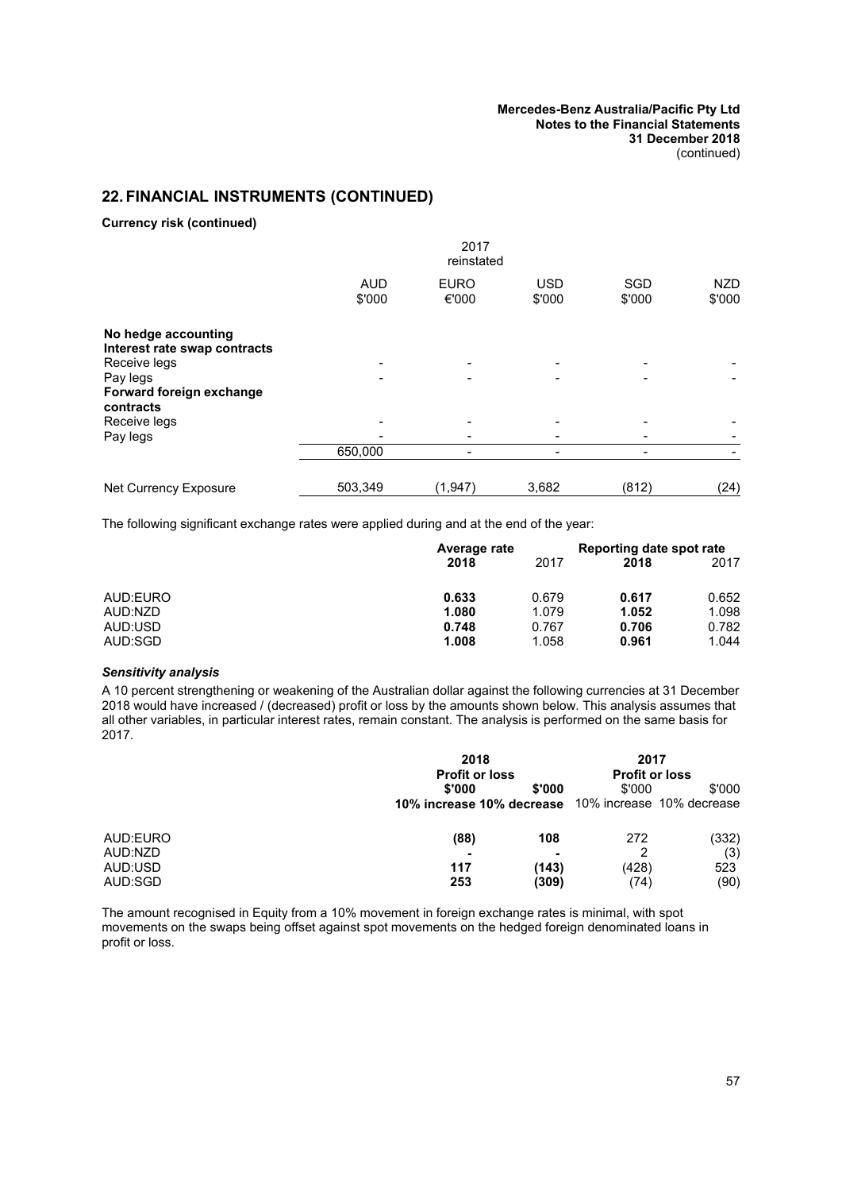## 22. FINANCIAL INSTRUMENTS (CONTINUED)

**Currency risk (continued)**

| | 2017 reinstated | | | | |
|---|---|---|---|---|---|
| | AUD $'000 | EURO €'000 | USD $'000 | SGD $'000 | NZD $'000 |
| **No hedge accounting** | | | | | |
| **Interest rate swap contracts** | | | | | |
| Receive legs | - | - | - | - | - |
| Pay legs | - | - | - | - | - |
| **Forward foreign exchange contracts** | | | | | |
| Receive legs | - | - | - | - | - |
| Pay legs | - | - | - | - | - |
| | 650,000 | - | - | - | - |
| Net Currency Exposure | 503,349 | (1,947) | 3,682 | (812) | (24) |

The following significant exchange rates were applied during and at the end of the year:

| | Average rate | | Reporting date spot rate | |
|---|---|---|---|---|
| | **2018** | 2017 | **2018** | 2017 |
| AUD:EURO | **0.633** | 0.679 | **0.617** | 0.652 |
| AUD:NZD | **1.080** | 1.079 | **1.052** | 1.098 |
| AUD:USD | **0.748** | 0.767 | **0.706** | 0.782 |
| AUD:SGD | **1.008** | 1.058 | **0.961** | 1.044 |

### *Sensitivity analysis*

A 10 percent strengthening or weakening of the Australian dollar against the following currencies at 31 December 2018 would have increased / (decreased) profit or loss by the amounts shown below. This analysis assumes that all other variables, in particular interest rates, remain constant. The analysis is performed on the same basis for 2017.

| | **2018** | | **2017** | |
|---|---|---|---|---|
| | **Profit or loss** | | **Profit or loss** | |
| | **$'000** | **$'000** | $'000 | $'000 |
| | **10% increase** | **10% decrease** | 10% increase | 10% decrease |
| AUD:EURO | **(88)** | **108** | 272 | (332) |
| AUD:NZD | **-** | **-** | 2 | (3) |
| AUD:USD | **117** | **(143)** | (428) | 523 |
| AUD:SGD | **253** | **(309)** | (74) | (90) |

The amount recognised in Equity from a 10% movement in foreign exchange rates is minimal, with spot movements on the swaps being offset against spot movements on the hedged foreign denominated loans in profit or loss.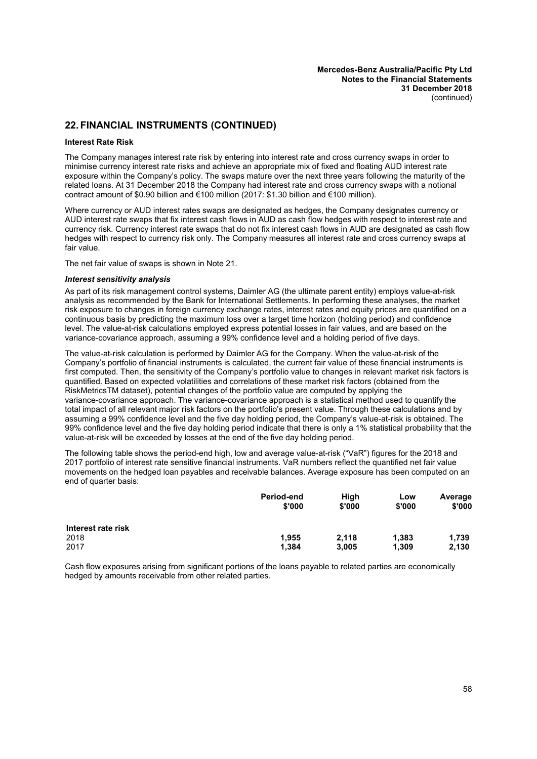## 22. FINANCIAL INSTRUMENTS (CONTINUED)

**Interest Rate Risk**

The Company manages interest rate risk by entering into interest rate and cross currency swaps in order to minimise currency interest rate risks and achieve an appropriate mix of fixed and floating AUD interest rate exposure within the Company's policy. The swaps mature over the next three years following the maturity of the related loans. At 31 December 2018 the Company had interest rate and cross currency swaps with a notional contract amount of $0.90 billion and €100 million (2017: $1.30 billion and €100 million).

Where currency or AUD interest rates swaps are designated as hedges, the Company designates currency or AUD interest rate swaps that fix interest cash flows in AUD as cash flow hedges with respect to interest rate and currency risk. Currency interest rate swaps that do not fix interest cash flows in AUD are designated as cash flow hedges with respect to currency risk only. The Company measures all interest rate and cross currency swaps at fair value.

The net fair value of swaps is shown in Note 21.

***Interest sensitivity analysis***

As part of its risk management control systems, Daimler AG (the ultimate parent entity) employs value-at-risk analysis as recommended by the Bank for International Settlements. In performing these analyses, the market risk exposure to changes in foreign currency exchange rates, interest rates and equity prices are quantified on a continuous basis by predicting the maximum loss over a target time horizon (holding period) and confidence level. The value-at-risk calculations employed express potential losses in fair values, and are based on the variance-covariance approach, assuming a 99% confidence level and a holding period of five days.

The value-at-risk calculation is performed by Daimler AG for the Company. When the value-at-risk of the Company's portfolio of financial instruments is calculated, the current fair value of these financial instruments is first computed. Then, the sensitivity of the Company's portfolio value to changes in relevant market risk factors is quantified. Based on expected volatilities and correlations of these market risk factors (obtained from the RiskMetricsTM dataset), potential changes of the portfolio value are computed by applying the variance-covariance approach. The variance-covariance approach is a statistical method used to quantify the total impact of all relevant major risk factors on the portfolio's present value. Through these calculations and by assuming a 99% confidence level and the five day holding period, the Company's value-at-risk is obtained. The 99% confidence level and the five day holding period indicate that there is only a 1% statistical probability that the value-at-risk will be exceeded by losses at the end of the five day holding period.

The following table shows the period-end high, low and average value-at-risk ("VaR") figures for the 2018 and 2017 portfolio of interest rate sensitive financial instruments. VaR numbers reflect the quantified net fair value movements on the hedged loan payables and receivable balances. Average exposure has been computed on an end of quarter basis:

| | Period-end $'000 | High $'000 | Low $'000 | Average $'000 |
|---|---|---|---|---|
| **Interest rate risk** | | | | |
| 2018 | **1,955** | **2,118** | **1,383** | **1,739** |
| 2017 | 1,384 | 3,005 | 1,309 | 2,130 |

Cash flow exposures arising from significant portions of the loans payable to related parties are economically hedged by amounts receivable from other related parties.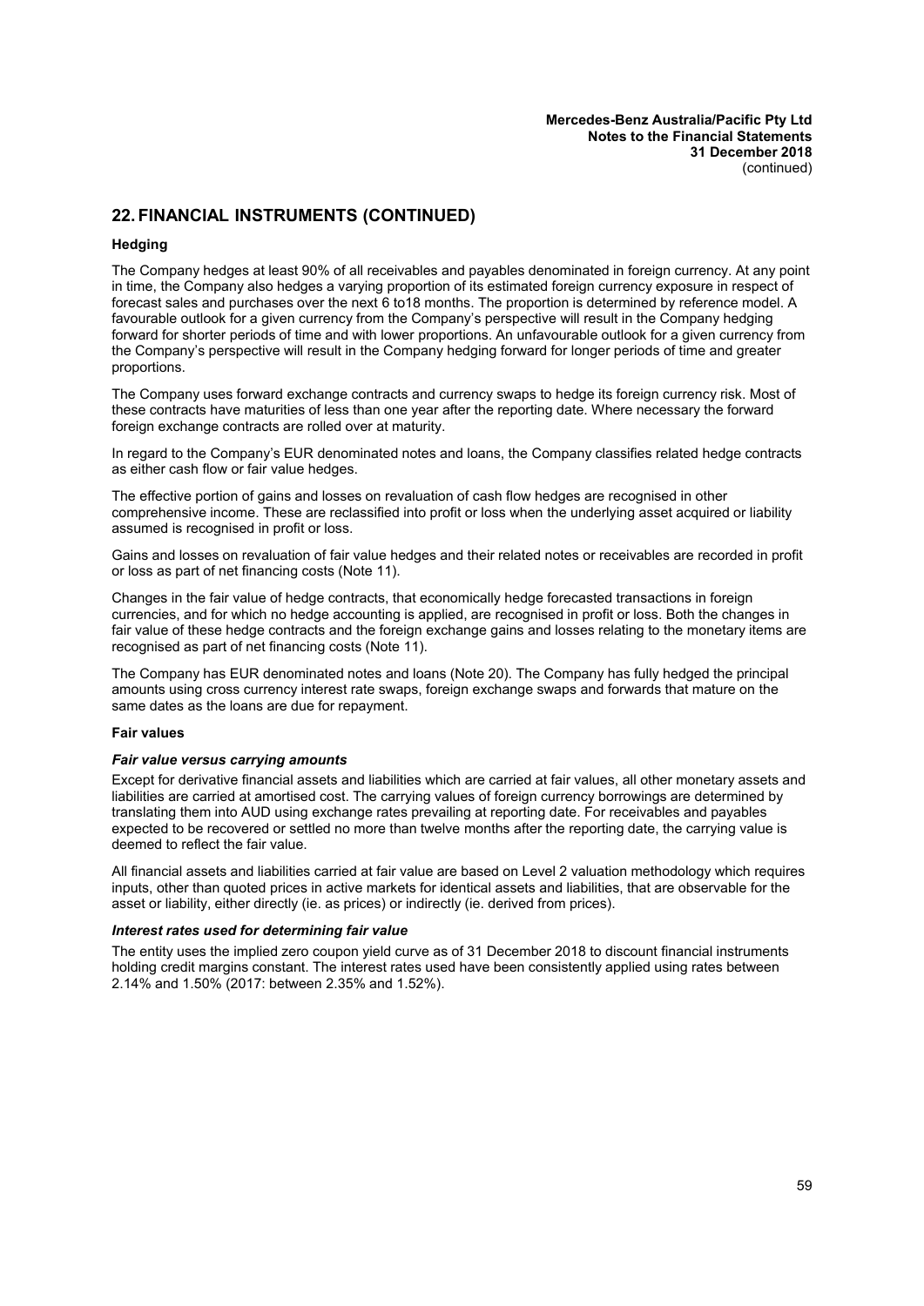## 22. FINANCIAL INSTRUMENTS (CONTINUED)

**Hedging**

The Company hedges at least 90% of all receivables and payables denominated in foreign currency. At any point in time, the Company also hedges a varying proportion of its estimated foreign currency exposure in respect of forecast sales and purchases over the next 6 to18 months. The proportion is determined by reference model. A favourable outlook for a given currency from the Company's perspective will result in the Company hedging forward for shorter periods of time and with lower proportions. An unfavourable outlook for a given currency from the Company's perspective will result in the Company hedging forward for longer periods of time and greater proportions.

The Company uses forward exchange contracts and currency swaps to hedge its foreign currency risk. Most of these contracts have maturities of less than one year after the reporting date. Where necessary the forward foreign exchange contracts are rolled over at maturity.

In regard to the Company's EUR denominated notes and loans, the Company classifies related hedge contracts as either cash flow or fair value hedges.

The effective portion of gains and losses on revaluation of cash flow hedges are recognised in other comprehensive income. These are reclassified into profit or loss when the underlying asset acquired or liability assumed is recognised in profit or loss.

Gains and losses on revaluation of fair value hedges and their related notes or receivables are recorded in profit or loss as part of net financing costs (Note 11).

Changes in the fair value of hedge contracts, that economically hedge forecasted transactions in foreign currencies, and for which no hedge accounting is applied, are recognised in profit or loss. Both the changes in fair value of these hedge contracts and the foreign exchange gains and losses relating to the monetary items are recognised as part of net financing costs (Note 11).

The Company has EUR denominated notes and loans (Note 20). The Company has fully hedged the principal amounts using cross currency interest rate swaps, foreign exchange swaps and forwards that mature on the same dates as the loans are due for repayment.

**Fair values**

***Fair value versus carrying amounts***

Except for derivative financial assets and liabilities which are carried at fair values, all other monetary assets and liabilities are carried at amortised cost. The carrying values of foreign currency borrowings are determined by translating them into AUD using exchange rates prevailing at reporting date. For receivables and payables expected to be recovered or settled no more than twelve months after the reporting date, the carrying value is deemed to reflect the fair value.

All financial assets and liabilities carried at fair value are based on Level 2 valuation methodology which requires inputs, other than quoted prices in active markets for identical assets and liabilities, that are observable for the asset or liability, either directly (ie. as prices) or indirectly (ie. derived from prices).

***Interest rates used for determining fair value***

The entity uses the implied zero coupon yield curve as of 31 December 2018 to discount financial instruments holding credit margins constant. The interest rates used have been consistently applied using rates between 2.14% and 1.50% (2017: between 2.35% and 1.52%).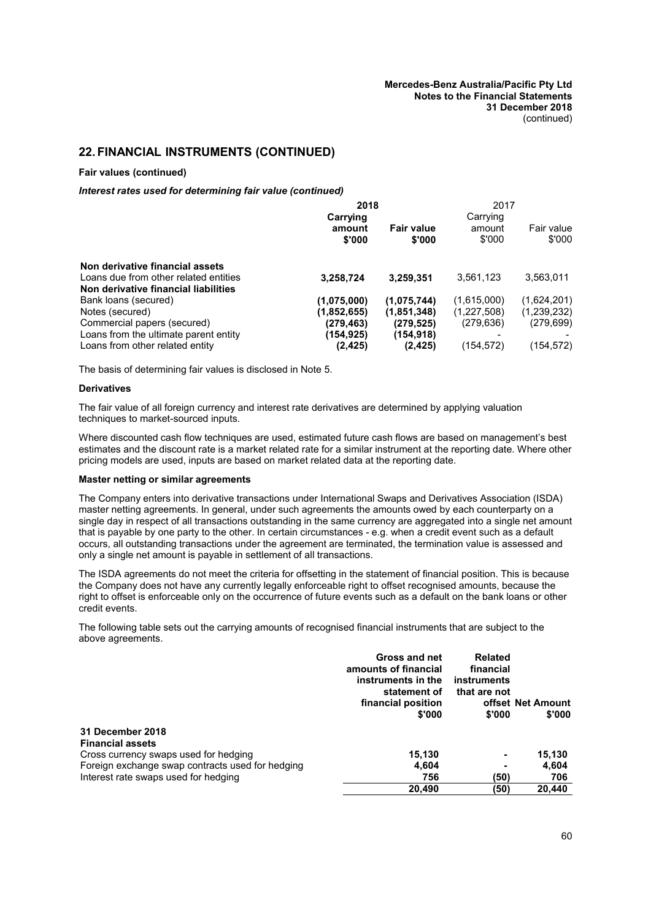## 22. FINANCIAL INSTRUMENTS (CONTINUED)

**Fair values (continued)**

***Interest rates used for determining fair value (continued)***

| | 2018 | | 2017 | |
|---|---|---|---|---|
| | **Carrying amount $'000** | **Fair value $'000** | Carrying amount $'000 | Fair value $'000 |
| **Non derivative financial assets** | | | | |
| Loans due from other related entities | **3,258,724** | **3,259,351** | 3,561,123 | 3,563,011 |
| **Non derivative financial liabilities** | | | | |
| Bank loans (secured) | **(1,075,000)** | **(1,075,744)** | (1,615,000) | (1,624,201) |
| Notes (secured) | **(1,852,655)** | **(1,851,348)** | (1,227,508) | (1,239,232) |
| Commercial papers (secured) | **(279,463)** | **(279,525)** | (279,636) | (279,699) |
| Loans from the ultimate parent entity | **(154,925)** | **(154,918)** | - | - |
| Loans from other related entity | **(2,425)** | **(2,425)** | (154,572) | (154,572) |

The basis of determining fair values is disclosed in Note 5.

**Derivatives**

The fair value of all foreign currency and interest rate derivatives are determined by applying valuation techniques to market-sourced inputs.

Where discounted cash flow techniques are used, estimated future cash flows are based on management's best estimates and the discount rate is a market related rate for a similar instrument at the reporting date. Where other pricing models are used, inputs are based on market related data at the reporting date.

**Master netting or similar agreements**

The Company enters into derivative transactions under International Swaps and Derivatives Association (ISDA) master netting agreements. In general, under such agreements the amounts owed by each counterparty on a single day in respect of all transactions outstanding in the same currency are aggregated into a single net amount that is payable by one party to the other. In certain circumstances - e.g. when a credit event such as a default occurs, all outstanding transactions under the agreement are terminated, the termination value is assessed and only a single net amount is payable in settlement of all transactions.

The ISDA agreements do not meet the criteria for offsetting in the statement of financial position. This is because the Company does not have any currently legally enforceable right to offset recognised amounts, because the right to offset is enforceable only on the occurrence of future events such as a default on the bank loans or other credit events.

The following table sets out the carrying amounts of recognised financial instruments that are subject to the above agreements.

| | **Gross and net amounts of financial instruments in the statement of financial position $'000** | **Related financial instruments that are not offset $'000** | **Net Amount $'000** |
|---|---|---|---|
| **31 December 2018** | | | |
| **Financial assets** | | | |
| Cross currency swaps used for hedging | **15,130** | **-** | **15,130** |
| Foreign exchange swap contracts used for hedging | **4,604** | **-** | **4,604** |
| Interest rate swaps used for hedging | **756** | **(50)** | **706** |
| | **20,490** | **(50)** | **20,440** |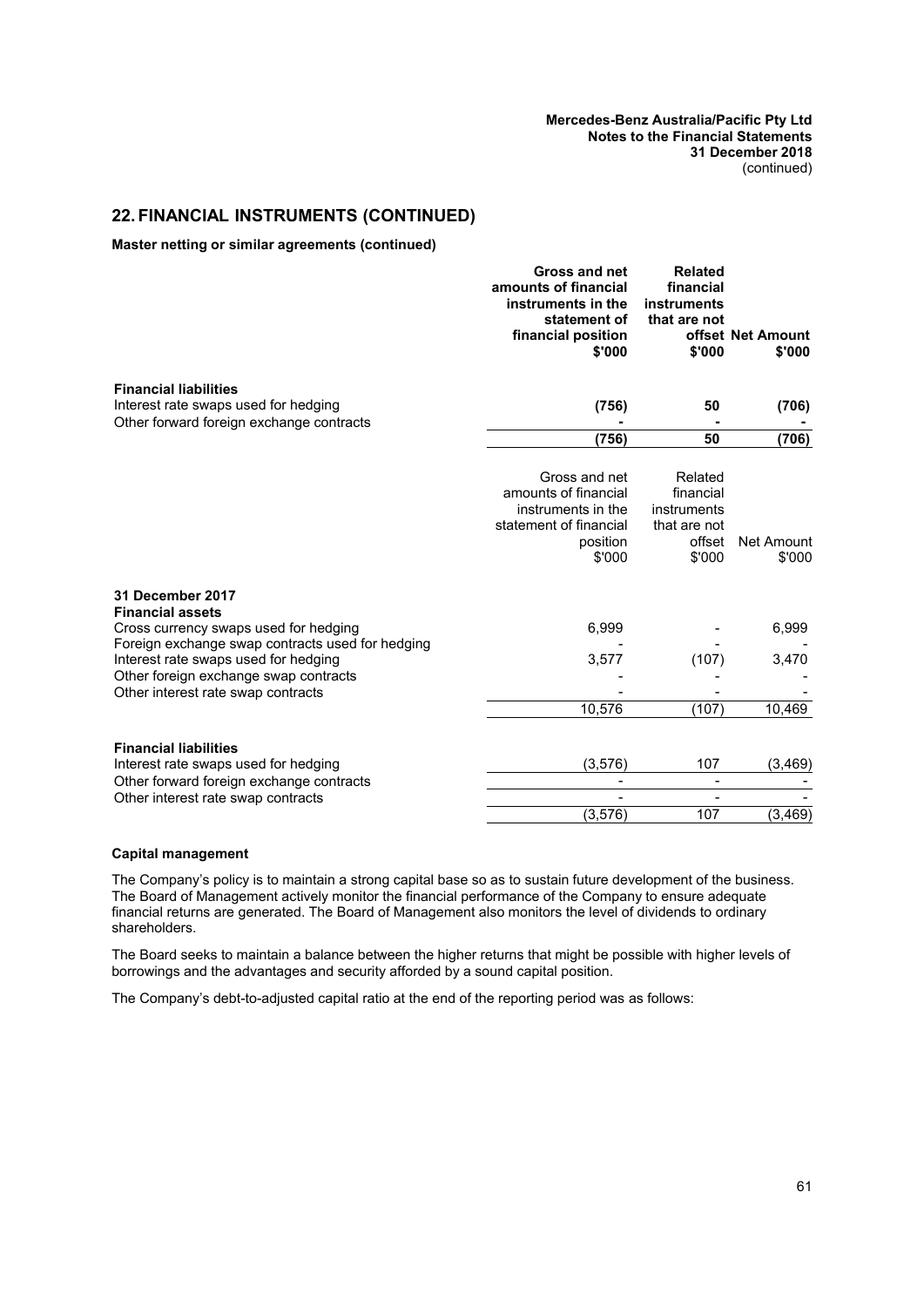## 22. FINANCIAL INSTRUMENTS (CONTINUED)

**Master netting or similar agreements (continued)**

| | **Gross and net amounts of financial instruments in the statement of financial position \$'000** | **Related financial instruments that are not offset \$'000** | **Net Amount \$'000** |
|---|---|---|---|
| **Financial liabilities** | | | |
| Interest rate swaps used for hedging | **(756)** | **50** | **(706)** |
| Other forward foreign exchange contracts | **-** | **-** | **-** |
| | **(756)** | **50** | **(706)** |

| | Gross and net amounts of financial instruments in the statement of financial position \$'000 | Related financial instruments that are not offset \$'000 | Net Amount \$'000 |
|---|---|---|---|
| **31 December 2017** | | | |
| **Financial assets** | | | |
| Cross currency swaps used for hedging | 6,999 | - | 6,999 |
| Foreign exchange swap contracts used for hedging | - | - | - |
| Interest rate swaps used for hedging | 3,577 | (107) | 3,470 |
| Other foreign exchange swap contracts | - | - | - |
| Other interest rate swap contracts | - | - | - |
| | 10,576 | (107) | 10,469 |
| **Financial liabilities** | | | |
| Interest rate swaps used for hedging | (3,576) | 107 | (3,469) |
| Other forward foreign exchange contracts | - | - | - |
| Other interest rate swap contracts | - | - | - |
| | (3,576) | 107 | (3,469) |

**Capital management**

The Company's policy is to maintain a strong capital base so as to sustain future development of the business. The Board of Management actively monitor the financial performance of the Company to ensure adequate financial returns are generated. The Board of Management also monitors the level of dividends to ordinary shareholders.

The Board seeks to maintain a balance between the higher returns that might be possible with higher levels of borrowings and the advantages and security afforded by a sound capital position.

The Company's debt-to-adjusted capital ratio at the end of the reporting period was as follows: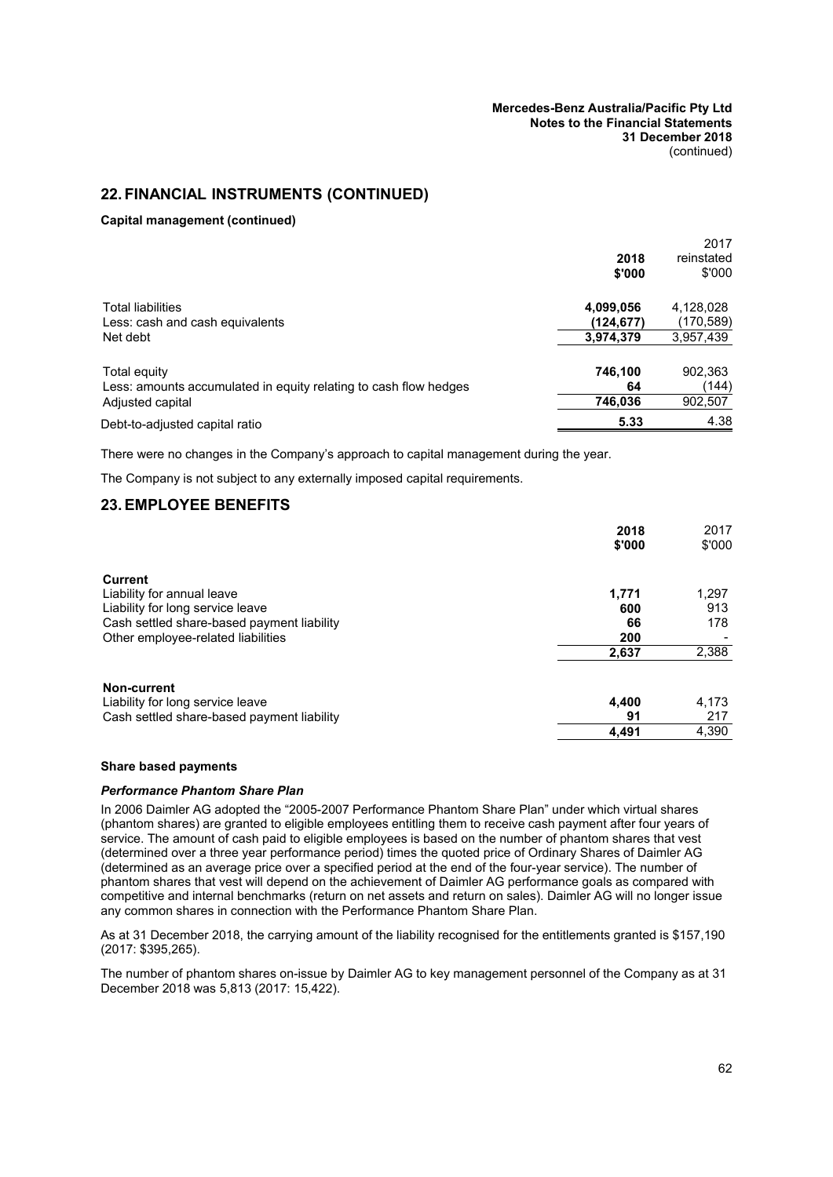## 22. FINANCIAL INSTRUMENTS (CONTINUED)

**Capital management (continued)**

| | 2018 $'000 | 2017 reinstated $'000 |
|---|---|---|
| Total liabilities | **4,099,056** | 4,128,028 |
| Less: cash and cash equivalents | **(124,677)** | (170,589) |
| Net debt | **3,974,379** | 3,957,439 |
| | | |
| Total equity | **746,100** | 902,363 |
| Less: amounts accumulated in equity relating to cash flow hedges | **64** | (144) |
| Adjusted capital | **746,036** | 902,507 |
| Debt-to-adjusted capital ratio | **5.33** | 4.38 |

There were no changes in the Company's approach to capital management during the year.

The Company is not subject to any externally imposed capital requirements.

## 23. EMPLOYEE BENEFITS

| | 2018 $'000 | 2017 $'000 |
|---|---|---|
| **Current** | | |
| Liability for annual leave | **1,771** | 1,297 |
| Liability for long service leave | **600** | 913 |
| Cash settled share-based payment liability | **66** | 178 |
| Other employee-related liabilities | **200** | - |
| | **2,637** | 2,388 |
| | | |
| **Non-current** | | |
| Liability for long service leave | **4,400** | 4,173 |
| Cash settled share-based payment liability | **91** | 217 |
| | **4,491** | 4,390 |

**Share based payments**

***Performance Phantom Share Plan***

In 2006 Daimler AG adopted the "2005-2007 Performance Phantom Share Plan" under which virtual shares (phantom shares) are granted to eligible employees entitling them to receive cash payment after four years of service. The amount of cash paid to eligible employees is based on the number of phantom shares that vest (determined over a three year performance period) times the quoted price of Ordinary Shares of Daimler AG (determined as an average price over a specified period at the end of the four-year service). The number of phantom shares that vest will depend on the achievement of Daimler AG performance goals as compared with competitive and internal benchmarks (return on net assets and return on sales). Daimler AG will no longer issue any common shares in connection with the Performance Phantom Share Plan.

As at 31 December 2018, the carrying amount of the liability recognised for the entitlements granted is $157,190 (2017: $395,265).

The number of phantom shares on-issue by Daimler AG to key management personnel of the Company as at 31 December 2018 was 5,813 (2017: 15,422).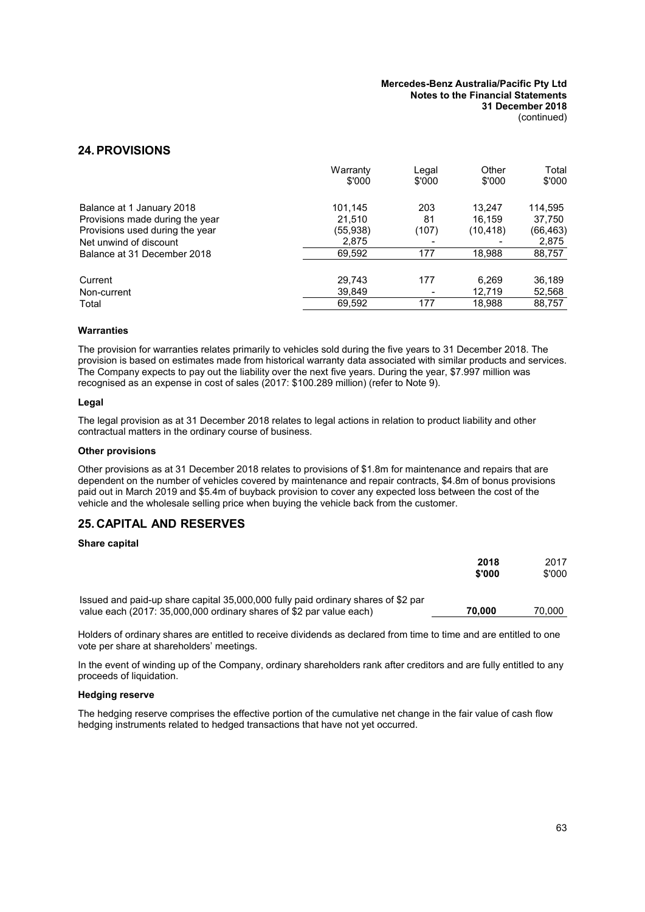## 24. PROVISIONS

| | Warranty $'000 | Legal $'000 | Other $'000 | Total $'000 |
|---|---|---|---|---|
| Balance at 1 January 2018 | 101,145 | 203 | 13,247 | 114,595 |
| Provisions made during the year | 21,510 | 81 | 16,159 | 37,750 |
| Provisions used during the year | (55,938) | (107) | (10,418) | (66,463) |
| Net unwind of discount | 2,875 | - | - | 2,875 |
| Balance at 31 December 2018 | 69,592 | 177 | 18,988 | 88,757 |
| | | | | |
| Current | 29,743 | 177 | 6,269 | 36,189 |
| Non-current | 39,849 | - | 12,719 | 52,568 |
| Total | 69,592 | 177 | 18,988 | 88,757 |

### Warranties

The provision for warranties relates primarily to vehicles sold during the five years to 31 December 2018. The provision is based on estimates made from historical warranty data associated with similar products and services. The Company expects to pay out the liability over the next five years. During the year, $7.997 million was recognised as an expense in cost of sales (2017: $100.289 million) (refer to Note 9).

### Legal

The legal provision as at 31 December 2018 relates to legal actions in relation to product liability and other contractual matters in the ordinary course of business.

### Other provisions

Other provisions as at 31 December 2018 relates to provisions of $1.8m for maintenance and repairs that are dependent on the number of vehicles covered by maintenance and repair contracts, $4.8m of bonus provisions paid out in March 2019 and $5.4m of buyback provision to cover any expected loss between the cost of the vehicle and the wholesale selling price when buying the vehicle back from the customer.

## 25. CAPITAL AND RESERVES

### Share capital

| | **2018 $'000** | 2017 $'000 |
|---|---|---|
| Issued and paid-up share capital 35,000,000 fully paid ordinary shares of $2 par value each (2017: 35,000,000 ordinary shares of $2 par value each) | **70,000** | 70,000 |

Holders of ordinary shares are entitled to receive dividends as declared from time to time and are entitled to one vote per share at shareholders' meetings.

In the event of winding up of the Company, ordinary shareholders rank after creditors and are fully entitled to any proceeds of liquidation.

### Hedging reserve

The hedging reserve comprises the effective portion of the cumulative net change in the fair value of cash flow hedging instruments related to hedged transactions that have not yet occurred.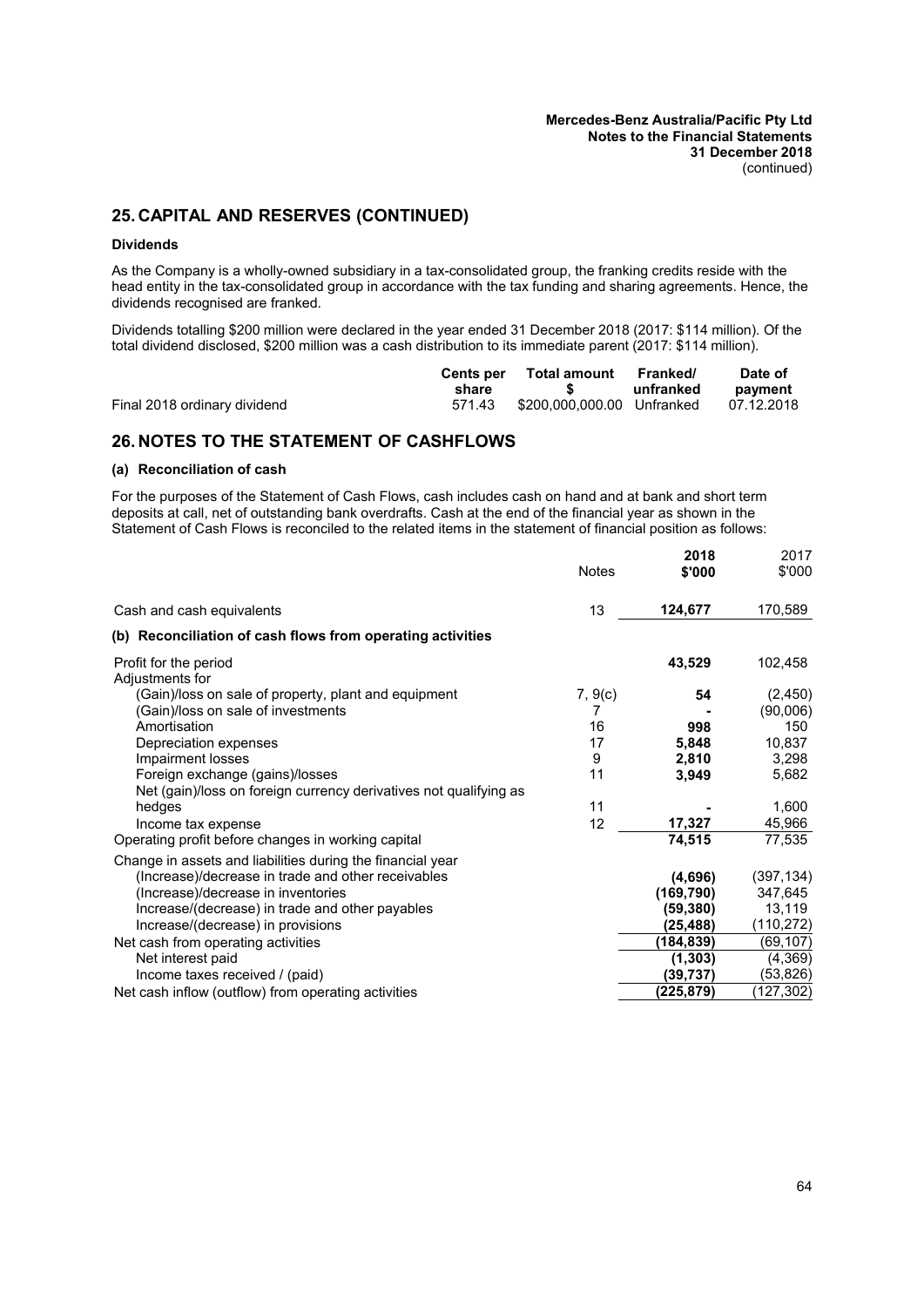## 25. CAPITAL AND RESERVES (CONTINUED)

### Dividends

As the Company is a wholly-owned subsidiary in a tax-consolidated group, the franking credits reside with the head entity in the tax-consolidated group in accordance with the tax funding and sharing agreements. Hence, the dividends recognised are franked.

Dividends totalling $200 million were declared in the year ended 31 December 2018 (2017: $114 million). Of the total dividend disclosed, $200 million was a cash distribution to its immediate parent (2017: $114 million).

| | Cents per share | Total amount $ | Franked/ unfranked | Date of payment |
|---|---|---|---|---|
| Final 2018 ordinary dividend | 571.43 | $200,000,000.00 | Unfranked | 07.12.2018 |

## 26. NOTES TO THE STATEMENT OF CASHFLOWS

### (a) Reconciliation of cash

For the purposes of the Statement of Cash Flows, cash includes cash on hand and at bank and short term deposits at call, net of outstanding bank overdrafts. Cash at the end of the financial year as shown in the Statement of Cash Flows is reconciled to the related items in the statement of financial position as follows:

| | Notes | 2018 $'000 | 2017 $'000 |
|---|---|---|---|
| Cash and cash equivalents | 13 | **124,677** | 170,589 |
| **(b) Reconciliation of cash flows from operating activities** | | | |
| Profit for the period | | **43,529** | 102,458 |
| Adjustments for | | | |
| (Gain)/loss on sale of property, plant and equipment | 7, 9(c) | **54** | (2,450) |
| (Gain)/loss on sale of investments | 7 | **-** | (90,006) |
| Amortisation | 16 | **998** | 150 |
| Depreciation expenses | 17 | **5,848** | 10,837 |
| Impairment losses | 9 | **2,810** | 3,298 |
| Foreign exchange (gains)/losses | 11 | **3,949** | 5,682 |
| Net (gain)/loss on foreign currency derivatives not qualifying as hedges | 11 | **-** | 1,600 |
| Income tax expense | 12 | **17,327** | 45,966 |
| Operating profit before changes in working capital | | **74,515** | 77,535 |
| Change in assets and liabilities during the financial year | | | |
| (Increase)/decrease in trade and other receivables | | **(4,696)** | (397,134) |
| (Increase)/decrease in inventories | | **(169,790)** | 347,645 |
| Increase/(decrease) in trade and other payables | | **(59,380)** | 13,119 |
| Increase/(decrease) in provisions | | **(25,488)** | (110,272) |
| Net cash from operating activities | | **(184,839)** | (69,107) |
| Net interest paid | | **(1,303)** | (4,369) |
| Income taxes received / (paid) | | **(39,737)** | (53,826) |
| Net cash inflow (outflow) from operating activities | | **(225,879)** | (127,302) |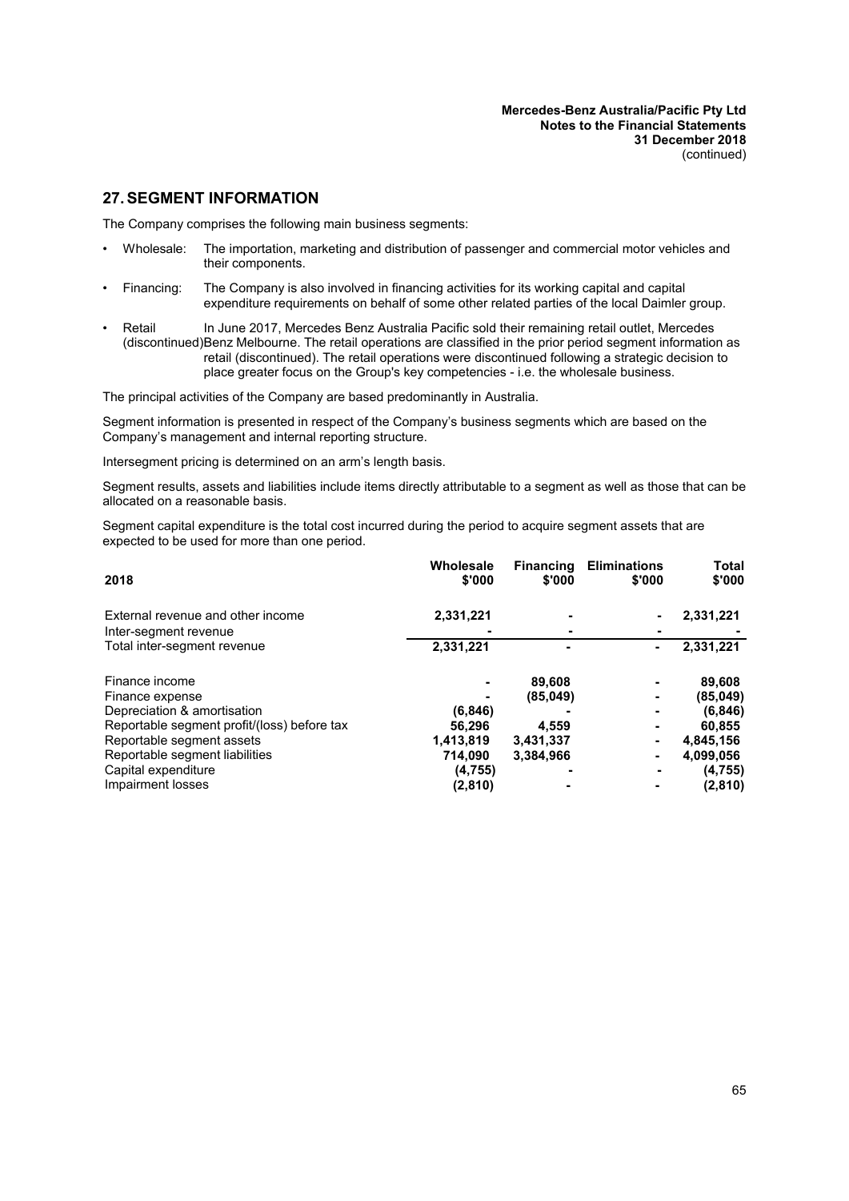## 27. SEGMENT INFORMATION

The Company comprises the following main business segments:

- Wholesale: The importation, marketing and distribution of passenger and commercial motor vehicles and their components.
- Financing: The Company is also involved in financing activities for its working capital and capital expenditure requirements on behalf of some other related parties of the local Daimler group.
- Retail (discontinued) In June 2017, Mercedes Benz Australia Pacific sold their remaining retail outlet, Mercedes Benz Melbourne. The retail operations are classified in the prior period segment information as retail (discontinued). The retail operations were discontinued following a strategic decision to place greater focus on the Group's key competencies - i.e. the wholesale business.

The principal activities of the Company are based predominantly in Australia.

Segment information is presented in respect of the Company's business segments which are based on the Company's management and internal reporting structure.

Intersegment pricing is determined on an arm's length basis.

Segment results, assets and liabilities include items directly attributable to a segment as well as those that can be allocated on a reasonable basis.

Segment capital expenditure is the total cost incurred during the period to acquire segment assets that are expected to be used for more than one period.

| 2018 | Wholesale $'000 | Financing $'000 | Eliminations $'000 | Total $'000 |
|---|---|---|---|---|
| External revenue and other income | 2,331,221 | - | - | 2,331,221 |
| Inter-segment revenue | - | - | - | - |
| Total inter-segment revenue | 2,331,221 | - | - | 2,331,221 |
| Finance income | - | 89,608 | - | 89,608 |
| Finance expense | - | (85,049) | - | (85,049) |
| Depreciation & amortisation | (6,846) | - | - | (6,846) |
| Reportable segment profit/(loss) before tax | 56,296 | 4,559 | - | 60,855 |
| Reportable segment assets | 1,413,819 | 3,431,337 | - | 4,845,156 |
| Reportable segment liabilities | 714,090 | 3,384,966 | - | 4,099,056 |
| Capital expenditure | (4,755) | - | - | (4,755) |
| Impairment losses | (2,810) | - | - | (2,810) |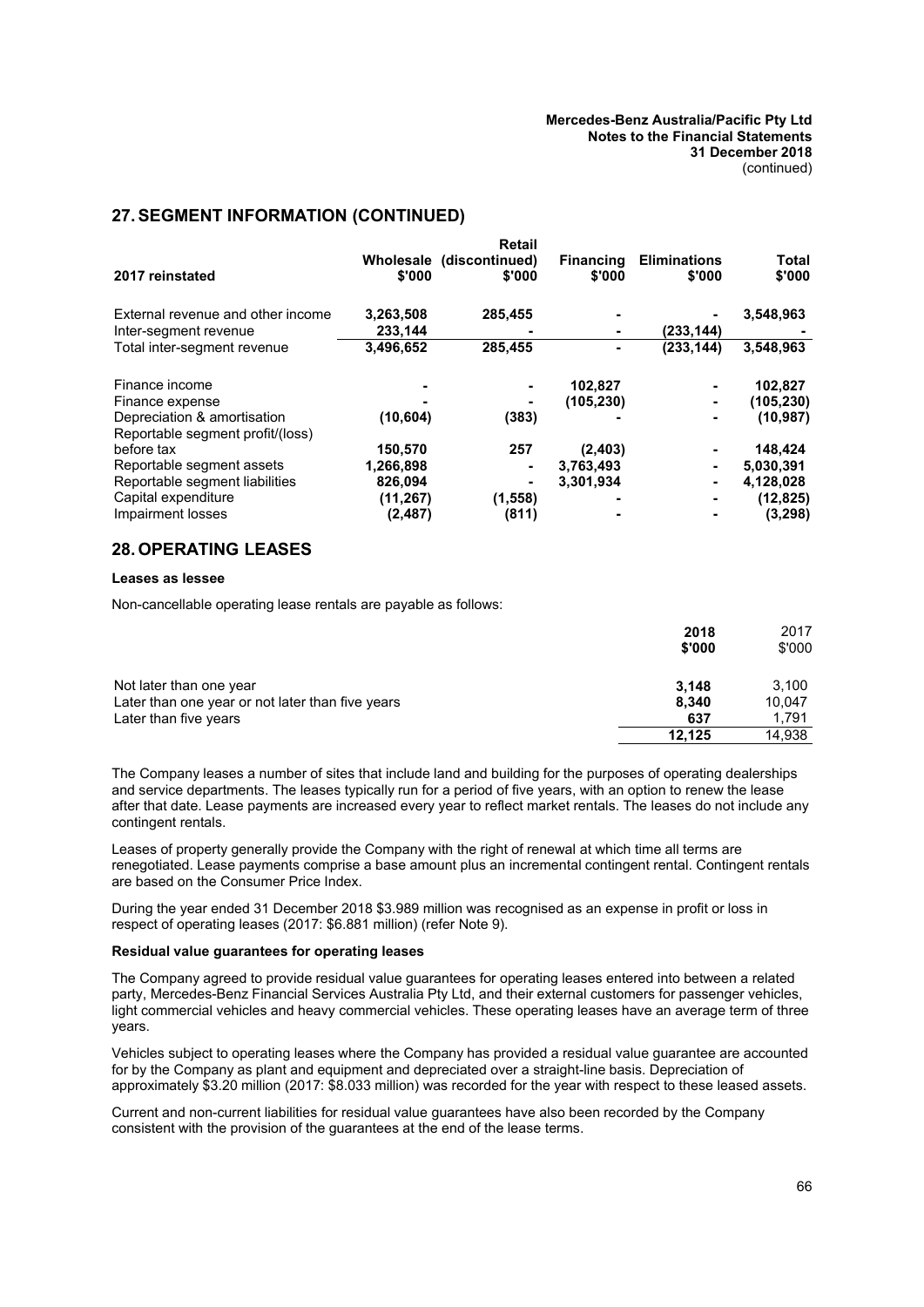## 27. SEGMENT INFORMATION (CONTINUED)

| 2017 reinstated | Wholesale $'000 | Retail (discontinued) $'000 | Financing $'000 | Eliminations $'000 | Total $'000 |
|---|---|---|---|---|---|
| External revenue and other income | 3,263,508 | 285,455 | - | - | 3,548,963 |
| Inter-segment revenue | 233,144 | - | - | (233,144) | - |
| Total inter-segment revenue | 3,496,652 | 285,455 | - | (233,144) | 3,548,963 |
| Finance income | - | - | 102,827 | - | 102,827 |
| Finance expense | - | - | (105,230) | - | (105,230) |
| Depreciation & amortisation | (10,604) | (383) | - | - | (10,987) |
| Reportable segment profit/(loss) before tax | 150,570 | 257 | (2,403) | - | 148,424 |
| Reportable segment assets | 1,266,898 | - | 3,763,493 | - | 5,030,391 |
| Reportable segment liabilities | 826,094 | - | 3,301,934 | - | 4,128,028 |
| Capital expenditure | (11,267) | (1,558) | - | - | (12,825) |
| Impairment losses | (2,487) | (811) | - | - | (3,298) |

## 28. OPERATING LEASES

**Leases as lessee**

Non-cancellable operating lease rentals are payable as follows:

| | 2018 $'000 | 2017 $'000 |
|---|---|---|
| Not later than one year | 3,148 | 3,100 |
| Later than one year or not later than five years | 8,340 | 10,047 |
| Later than five years | 637 | 1,791 |
| | 12,125 | 14,938 |

The Company leases a number of sites that include land and building for the purposes of operating dealerships and service departments. The leases typically run for a period of five years, with an option to renew the lease after that date. Lease payments are increased every year to reflect market rentals. The leases do not include any contingent rentals.

Leases of property generally provide the Company with the right of renewal at which time all terms are renegotiated. Lease payments comprise a base amount plus an incremental contingent rental. Contingent rentals are based on the Consumer Price Index.

During the year ended 31 December 2018 $3.989 million was recognised as an expense in profit or loss in respect of operating leases (2017: $6.881 million) (refer Note 9).

**Residual value guarantees for operating leases**

The Company agreed to provide residual value guarantees for operating leases entered into between a related party, Mercedes-Benz Financial Services Australia Pty Ltd, and their external customers for passenger vehicles, light commercial vehicles and heavy commercial vehicles. These operating leases have an average term of three years.

Vehicles subject to operating leases where the Company has provided a residual value guarantee are accounted for by the Company as plant and equipment and depreciated over a straight-line basis. Depreciation of approximately $3.20 million (2017: $8.033 million) was recorded for the year with respect to these leased assets.

Current and non-current liabilities for residual value guarantees have also been recorded by the Company consistent with the provision of the guarantees at the end of the lease terms.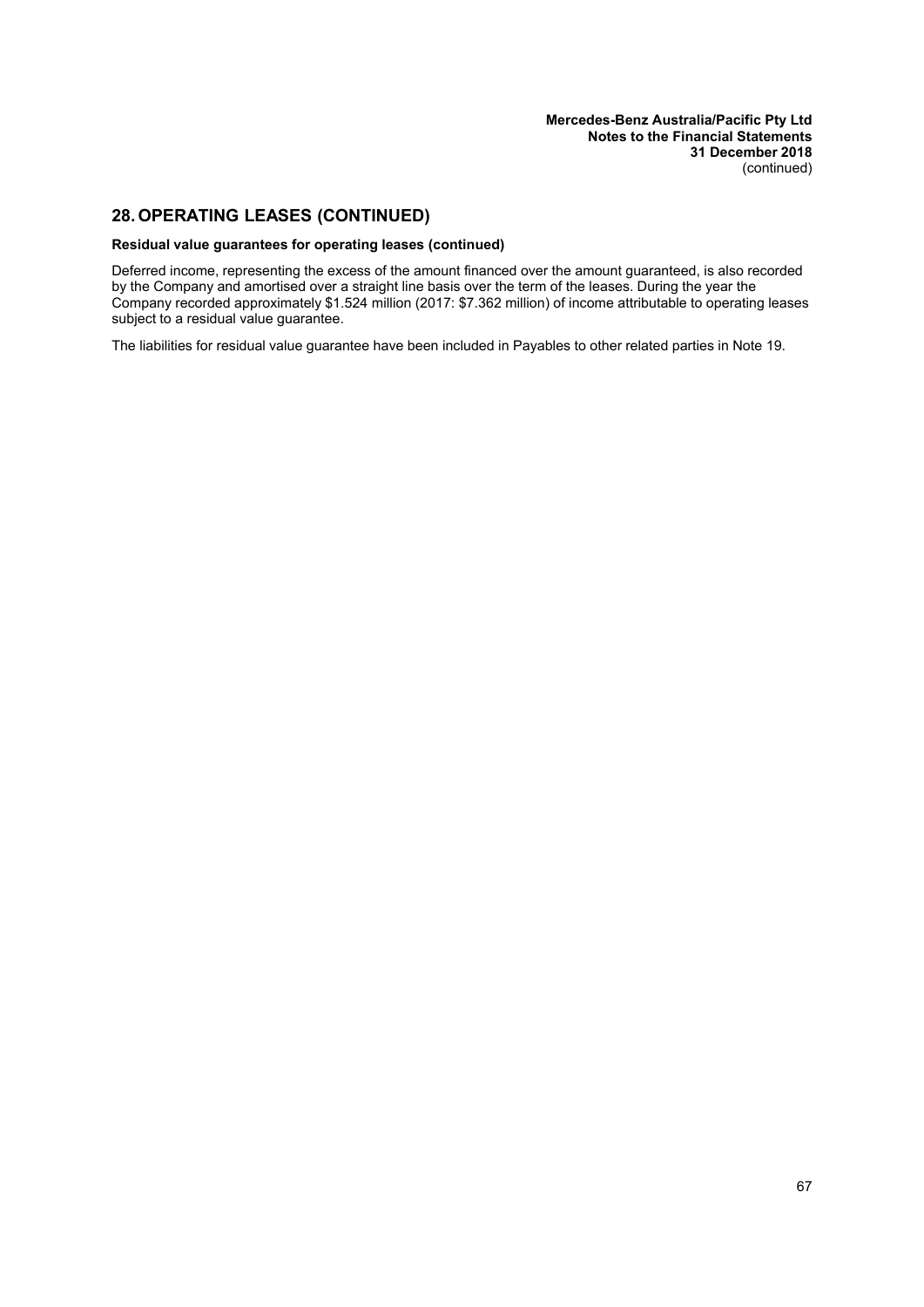## 28. OPERATING LEASES (CONTINUED)

**Residual value guarantees for operating leases (continued)**

Deferred income, representing the excess of the amount financed over the amount guaranteed, is also recorded by the Company and amortised over a straight line basis over the term of the leases. During the year the Company recorded approximately $1.524 million (2017: $7.362 million) of income attributable to operating leases subject to a residual value guarantee.

The liabilities for residual value guarantee have been included in Payables to other related parties in Note 19.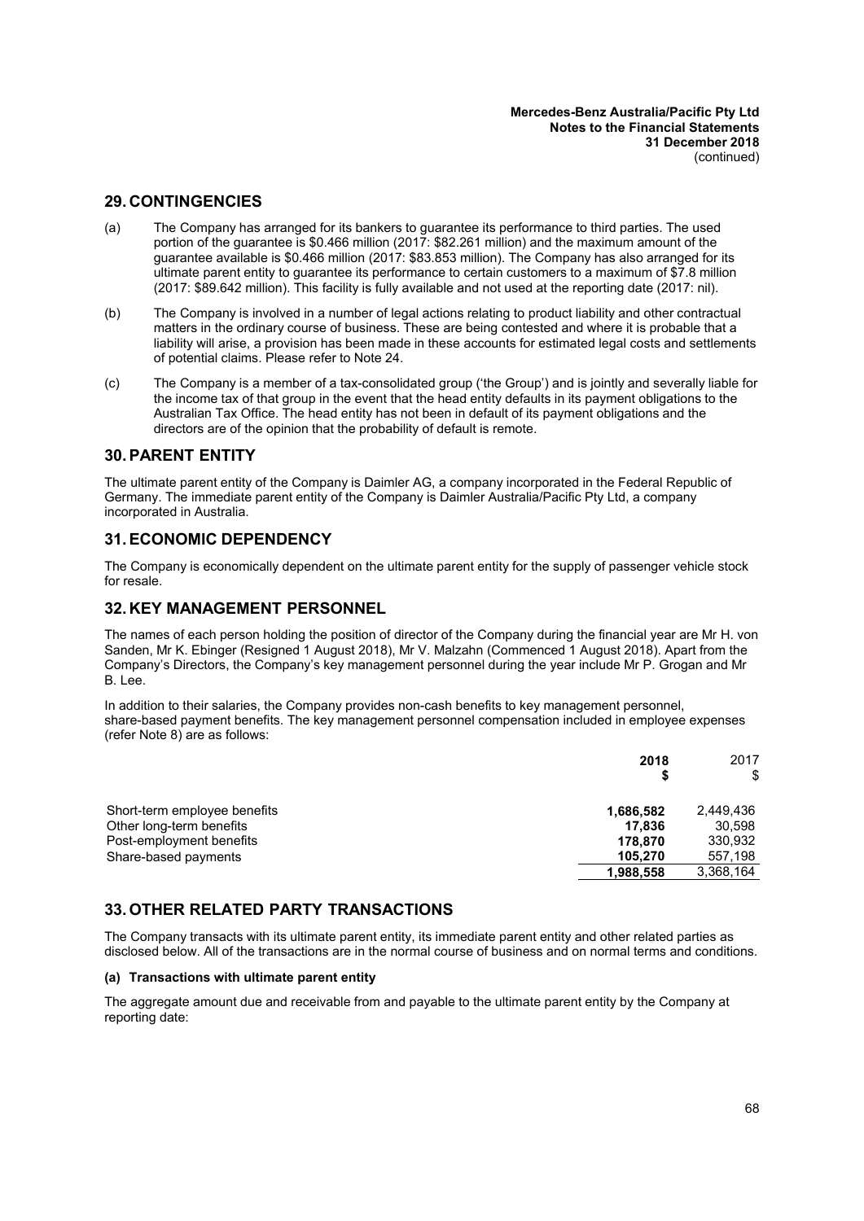## 29. CONTINGENCIES

(a) The Company has arranged for its bankers to guarantee its performance to third parties. The used portion of the guarantee is \$0.466 million (2017: \$82.261 million) and the maximum amount of the guarantee available is \$0.466 million (2017: \$83.853 million). The Company has also arranged for its ultimate parent entity to guarantee its performance to certain customers to a maximum of \$7.8 million (2017: \$89.642 million). This facility is fully available and not used at the reporting date (2017: nil).

(b) The Company is involved in a number of legal actions relating to product liability and other contractual matters in the ordinary course of business. These are being contested and where it is probable that a liability will arise, a provision has been made in these accounts for estimated legal costs and settlements of potential claims. Please refer to Note 24.

(c) The Company is a member of a tax-consolidated group ('the Group') and is jointly and severally liable for the income tax of that group in the event that the head entity defaults in its payment obligations to the Australian Tax Office. The head entity has not been in default of its payment obligations and the directors are of the opinion that the probability of default is remote.

## 30. PARENT ENTITY

The ultimate parent entity of the Company is Daimler AG, a company incorporated in the Federal Republic of Germany. The immediate parent entity of the Company is Daimler Australia/Pacific Pty Ltd, a company incorporated in Australia.

## 31. ECONOMIC DEPENDENCY

The Company is economically dependent on the ultimate parent entity for the supply of passenger vehicle stock for resale.

## 32. KEY MANAGEMENT PERSONNEL

The names of each person holding the position of director of the Company during the financial year are Mr H. von Sanden, Mr K. Ebinger (Resigned 1 August 2018), Mr V. Malzahn (Commenced 1 August 2018). Apart from the Company's Directors, the Company's key management personnel during the year include Mr P. Grogan and Mr B. Lee.

In addition to their salaries, the Company provides non-cash benefits to key management personnel, share-based payment benefits. The key management personnel compensation included in employee expenses (refer Note 8) are as follows:

| | **2018 \$** | 2017 \$ |
|---|---|---|
| Short-term employee benefits | **1,686,582** | 2,449,436 |
| Other long-term benefits | **17,836** | 30,598 |
| Post-employment benefits | **178,870** | 330,932 |
| Share-based payments | **105,270** | 557,198 |
| | **1,988,558** | 3,368,164 |

## 33. OTHER RELATED PARTY TRANSACTIONS

The Company transacts with its ultimate parent entity, its immediate parent entity and other related parties as disclosed below. All of the transactions are in the normal course of business and on normal terms and conditions.

**(a) Transactions with ultimate parent entity**

The aggregate amount due and receivable from and payable to the ultimate parent entity by the Company at reporting date: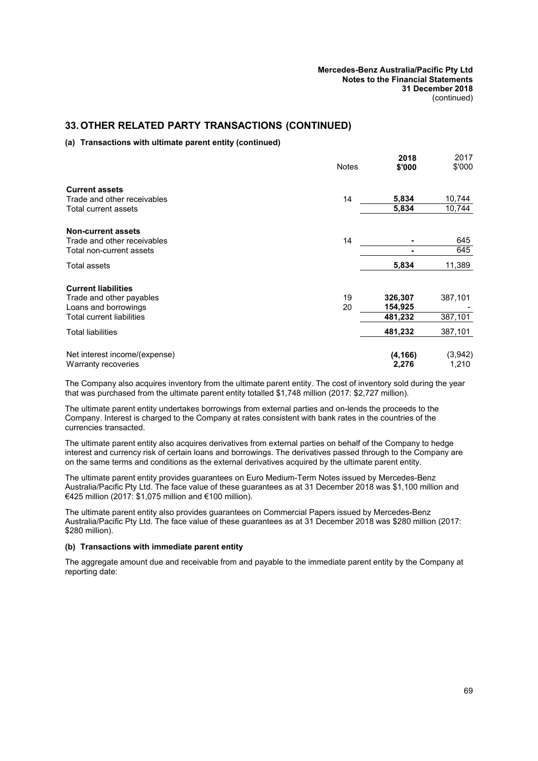## 33. OTHER RELATED PARTY TRANSACTIONS (CONTINUED)

### (a) Transactions with ultimate parent entity (continued)

| | Notes | 2018 $'000 | 2017 $'000 |
|---|---|---|---|
| **Current assets** | | | |
| Trade and other receivables | 14 | **5,834** | 10,744 |
| Total current assets | | **5,834** | 10,744 |
| **Non-current assets** | | | |
| Trade and other receivables | 14 | **-** | 645 |
| Total non-current assets | | **-** | 645 |
| Total assets | | **5,834** | 11,389 |
| **Current liabilities** | | | |
| Trade and other payables | 19 | **326,307** | 387,101 |
| Loans and borrowings | 20 | **154,925** | - |
| Total current liabilities | | **481,232** | 387,101 |
| Total liabilities | | **481,232** | 387,101 |
| Net interest income/(expense) | | **(4,166)** | (3,942) |
| Warranty recoveries | | **2,276** | 1,210 |

The Company also acquires inventory from the ultimate parent entity. The cost of inventory sold during the year that was purchased from the ultimate parent entity totalled $1,748 million (2017: $2,727 million).

The ultimate parent entity undertakes borrowings from external parties and on-lends the proceeds to the Company. Interest is charged to the Company at rates consistent with bank rates in the countries of the currencies transacted.

The ultimate parent entity also acquires derivatives from external parties on behalf of the Company to hedge interest and currency risk of certain loans and borrowings. The derivatives passed through to the Company are on the same terms and conditions as the external derivatives acquired by the ultimate parent entity.

The ultimate parent entity provides guarantees on Euro Medium-Term Notes issued by Mercedes-Benz Australia/Pacific Pty Ltd. The face value of these guarantees as at 31 December 2018 was $1,100 million and €425 million (2017: $1,075 million and €100 million).

The ultimate parent entity also provides guarantees on Commercial Papers issued by Mercedes-Benz Australia/Pacific Pty Ltd. The face value of these guarantees as at 31 December 2018 was $280 million (2017: $280 million).

### (b) Transactions with immediate parent entity

The aggregate amount due and receivable from and payable to the immediate parent entity by the Company at reporting date: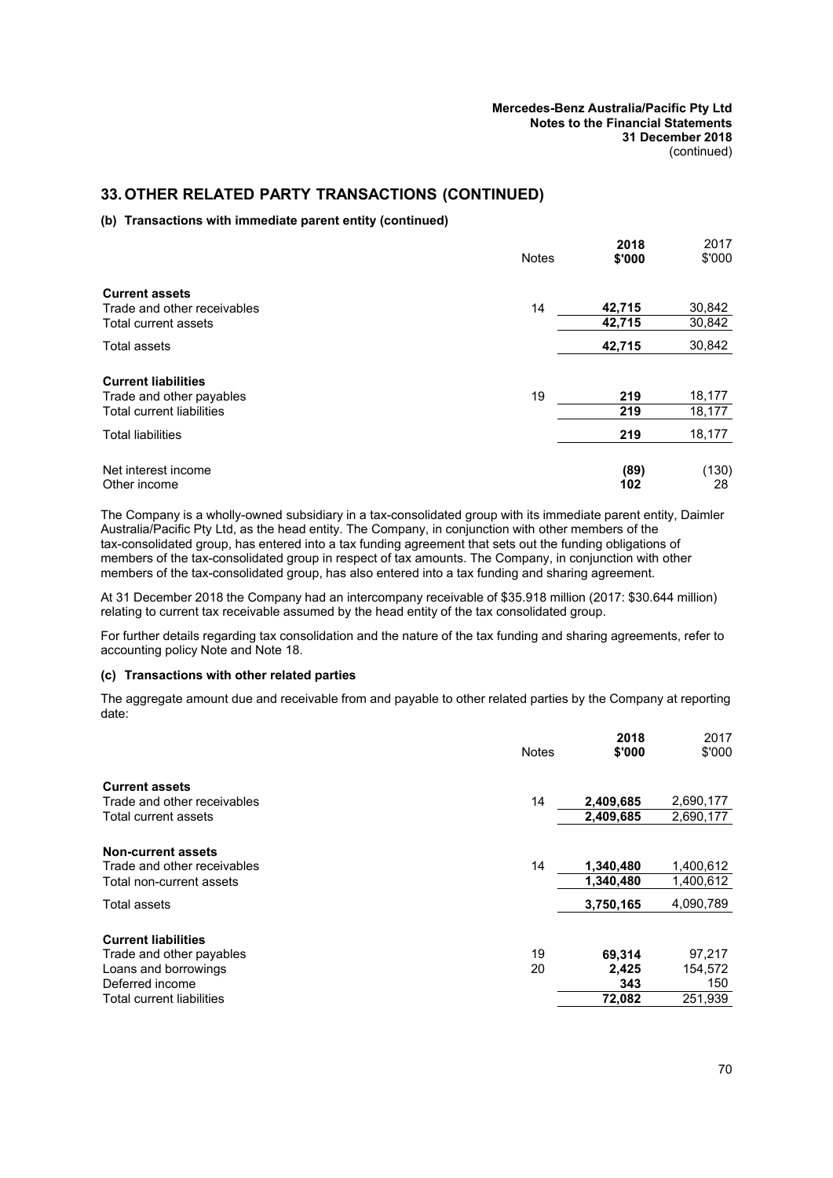## 33. OTHER RELATED PARTY TRANSACTIONS (CONTINUED)

### (b) Transactions with immediate parent entity (continued)

| | Notes | 2018 $'000 | 2017 $'000 |
|---|---|---|---|
| **Current assets** | | | |
| Trade and other receivables | 14 | **42,715** | 30,842 |
| Total current assets | | **42,715** | 30,842 |
| Total assets | | **42,715** | 30,842 |
| **Current liabilities** | | | |
| Trade and other payables | 19 | **219** | 18,177 |
| Total current liabilities | | **219** | 18,177 |
| Total liabilities | | **219** | 18,177 |
| Net interest income | | **(89)** | (130) |
| Other income | | **102** | 28 |

The Company is a wholly-owned subsidiary in a tax-consolidated group with its immediate parent entity, Daimler Australia/Pacific Pty Ltd, as the head entity. The Company, in conjunction with other members of the tax-consolidated group, has entered into a tax funding agreement that sets out the funding obligations of members of the tax-consolidated group in respect of tax amounts. The Company, in conjunction with other members of the tax-consolidated group, has also entered into a tax funding and sharing agreement.

At 31 December 2018 the Company had an intercompany receivable of $35.918 million (2017: $30.644 million) relating to current tax receivable assumed by the head entity of the tax consolidated group.

For further details regarding tax consolidation and the nature of the tax funding and sharing agreements, refer to accounting policy Note and Note 18.

### (c) Transactions with other related parties

The aggregate amount due and receivable from and payable to other related parties by the Company at reporting date:

| | Notes | 2018 $'000 | 2017 $'000 |
|---|---|---|---|
| **Current assets** | | | |
| Trade and other receivables | 14 | **2,409,685** | 2,690,177 |
| Total current assets | | **2,409,685** | 2,690,177 |
| **Non-current assets** | | | |
| Trade and other receivables | 14 | **1,340,480** | 1,400,612 |
| Total non-current assets | | **1,340,480** | 1,400,612 |
| Total assets | | **3,750,165** | 4,090,789 |
| **Current liabilities** | | | |
| Trade and other payables | 19 | **69,314** | 97,217 |
| Loans and borrowings | 20 | **2,425** | 154,572 |
| Deferred income | | **343** | 150 |
| Total current liabilities | | **72,082** | 251,939 |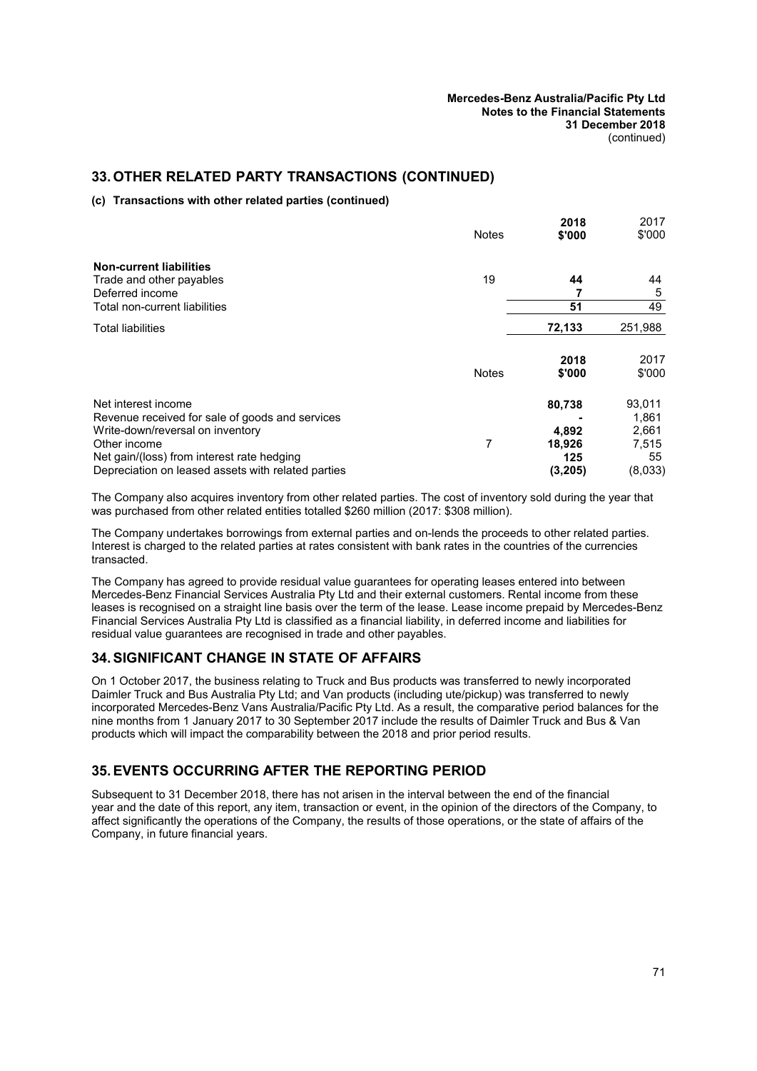## 33. OTHER RELATED PARTY TRANSACTIONS (CONTINUED)

### (c) Transactions with other related parties (continued)

| | Notes | 2018 $'000 | 2017 $'000 |
|---|---|---|---|
| **Non-current liabilities** | | | |
| Trade and other payables | 19 | **44** | 44 |
| Deferred income | | **7** | 5 |
| Total non-current liabilities | | **51** | 49 |
| Total liabilities | | **72,133** | 251,988 |

| | Notes | 2018 $'000 | 2017 $'000 |
|---|---|---|---|
| Net interest income | | **80,738** | 93,011 |
| Revenue received for sale of goods and services | | **-** | 1,861 |
| Write-down/reversal on inventory | | **4,892** | 2,661 |
| Other income | 7 | **18,926** | 7,515 |
| Net gain/(loss) from interest rate hedging | | **125** | 55 |
| Depreciation on leased assets with related parties | | **(3,205)** | (8,033) |

The Company also acquires inventory from other related parties. The cost of inventory sold during the year that was purchased from other related entities totalled $260 million (2017: $308 million).

The Company undertakes borrowings from external parties and on-lends the proceeds to other related parties. Interest is charged to the related parties at rates consistent with bank rates in the countries of the currencies transacted.

The Company has agreed to provide residual value guarantees for operating leases entered into between Mercedes-Benz Financial Services Australia Pty Ltd and their external customers. Rental income from these leases is recognised on a straight line basis over the term of the lease. Lease income prepaid by Mercedes-Benz Financial Services Australia Pty Ltd is classified as a financial liability, in deferred income and liabilities for residual value guarantees are recognised in trade and other payables.

## 34. SIGNIFICANT CHANGE IN STATE OF AFFAIRS

On 1 October 2017, the business relating to Truck and Bus products was transferred to newly incorporated Daimler Truck and Bus Australia Pty Ltd; and Van products (including ute/pickup) was transferred to newly incorporated Mercedes-Benz Vans Australia/Pacific Pty Ltd. As a result, the comparative period balances for the nine months from 1 January 2017 to 30 September 2017 include the results of Daimler Truck and Bus & Van products which will impact the comparability between the 2018 and prior period results.

## 35. EVENTS OCCURRING AFTER THE REPORTING PERIOD

Subsequent to 31 December 2018, there has not arisen in the interval between the end of the financial year and the date of this report, any item, transaction or event, in the opinion of the directors of the Company, to affect significantly the operations of the Company, the results of those operations, or the state of affairs of the Company, in future financial years.